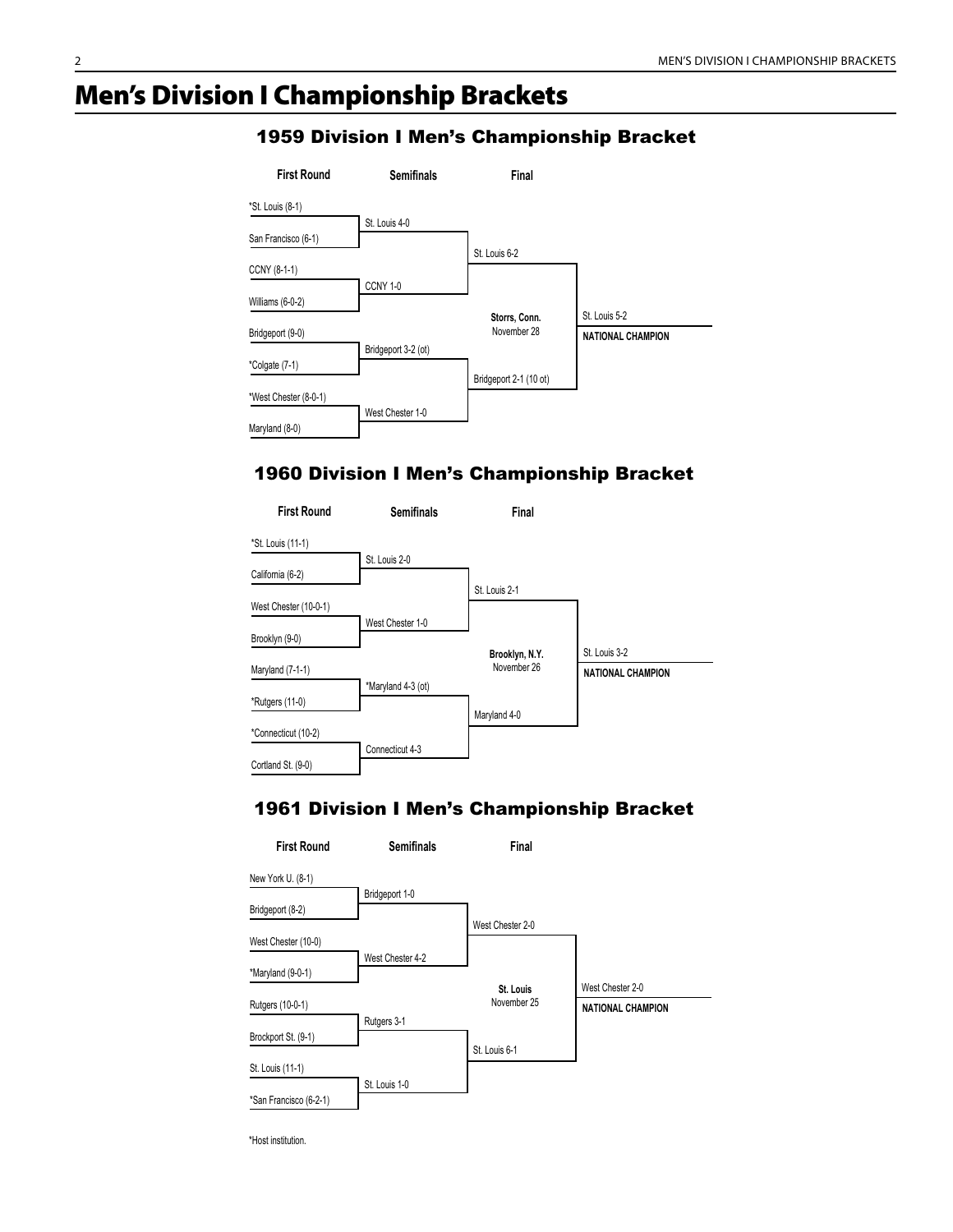# Men's Division I Championship Brackets

## 1959 Division I Men's Championship Bracket

| First Round | Semifinals | Final | |
|---|---|---|---|
| *St. Louis (8-1) | | | |
| San Francisco (6-1) | St. Louis 4-0 | | |
| CCNY (8-1-1) | | St. Louis 6-2 | |
| Williams (6-0-2) | CCNY 1-0 | | |
| Bridgeport (9-0) | | Storrs, Conn. November 28 | St. Louis 5-2 NATIONAL CHAMPION |
| *Colgate (7-1) | Bridgeport 3-2 (ot) | | |
| *West Chester (8-0-1) | | Bridgeport 2-1 (10 ot) | |
| Maryland (8-0) | West Chester 1-0 | | |

## 1960 Division I Men's Championship Bracket

| First Round | Semifinals | Final | |
|---|---|---|---|
| *St. Louis (11-1) | | | |
| California (6-2) | St. Louis 2-0 | | |
| West Chester (10-0-1) | | St. Louis 2-1 | |
| Brooklyn (9-0) | West Chester 1-0 | | |
| Maryland (7-1-1) | | Brooklyn, N.Y. November 26 | St. Louis 3-2 NATIONAL CHAMPION |
| *Rutgers (11-0) | *Maryland 4-3 (ot) | | |
| *Connecticut (10-2) | | Maryland 4-0 | |
| Cortland St. (9-0) | Connecticut 4-3 | | |

## 1961 Division I Men's Championship Bracket

| First Round | Semifinals | Final | |
|---|---|---|---|
| New York U. (8-1) | | | |
| Bridgeport (8-2) | Bridgeport 1-0 | | |
| West Chester (10-0) | | West Chester 2-0 | |
| *Maryland (9-0-1) | West Chester 4-2 | | |
| Rutgers (10-0-1) | | St. Louis November 25 | West Chester 2-0 NATIONAL CHAMPION |
| Brockport St. (9-1) | Rutgers 3-1 | | |
| St. Louis (11-1) | | St. Louis 6-1 | |
| *San Francisco (6-2-1) | St. Louis 1-0 | | |

*Host institution.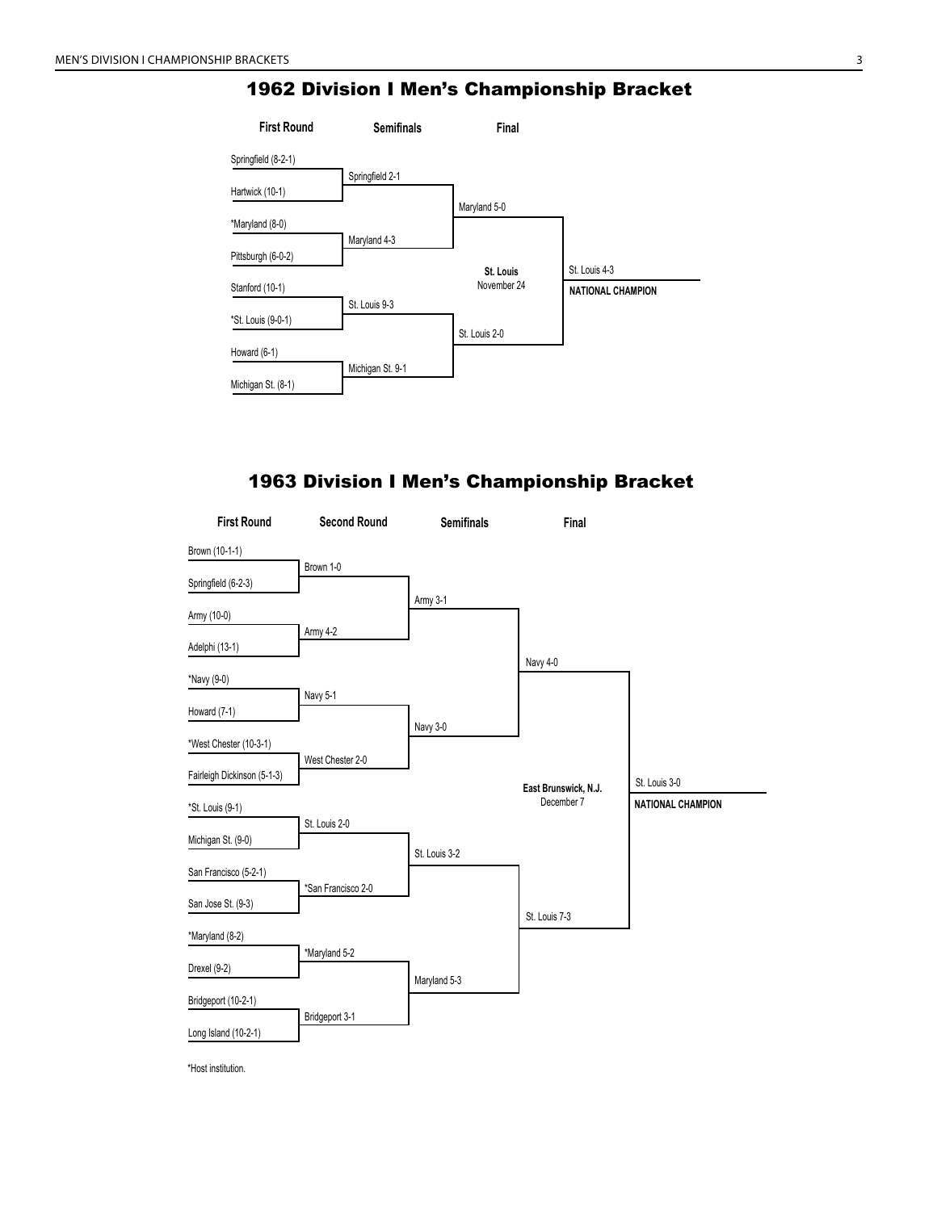## 1962 Division I Men's Championship Bracket

**First Round**

- Springfield (8-2-1)
- Hartwick (10-1)
- *Maryland (8-0)
- Pittsburgh (6-0-2)
- Stanford (10-1)
- *St. Louis (9-0-1)
- Howard (6-1)
- Michigan St. (8-1)

**Semifinals**

- Springfield 2-1
- Maryland 4-3
- St. Louis 9-3
- Michigan St. 9-1

**Final**

- Maryland 5-0
- St. Louis 2-0

**St. Louis**
November 24

St. Louis 4-3
**NATIONAL CHAMPION**

## 1963 Division I Men's Championship Bracket

**First Round**

- Brown (10-1-1)
- Springfield (6-2-3)
- Army (10-0)
- Adelphi (13-1)
- *Navy (9-0)
- Howard (7-1)
- *West Chester (10-3-1)
- Fairleigh Dickinson (5-1-3)
- *St. Louis (9-1)
- Michigan St. (9-0)
- San Francisco (5-2-1)
- San Jose St. (9-3)
- *Maryland (8-2)
- Drexel (9-2)
- Bridgeport (10-2-1)
- Long Island (10-2-1)

**Second Round**

- Brown 1-0
- Army 4-2
- Navy 5-1
- West Chester 2-0
- St. Louis 2-0
- *San Francisco 2-0
- *Maryland 5-2
- Bridgeport 3-1

**Semifinals**

- Army 3-1
- Navy 3-0
- St. Louis 3-2
- Maryland 5-3

**Final**

- Navy 4-0
- St. Louis 7-3

**East Brunswick, N.J.**
December 7

St. Louis 3-0
**NATIONAL CHAMPION**

*Host institution.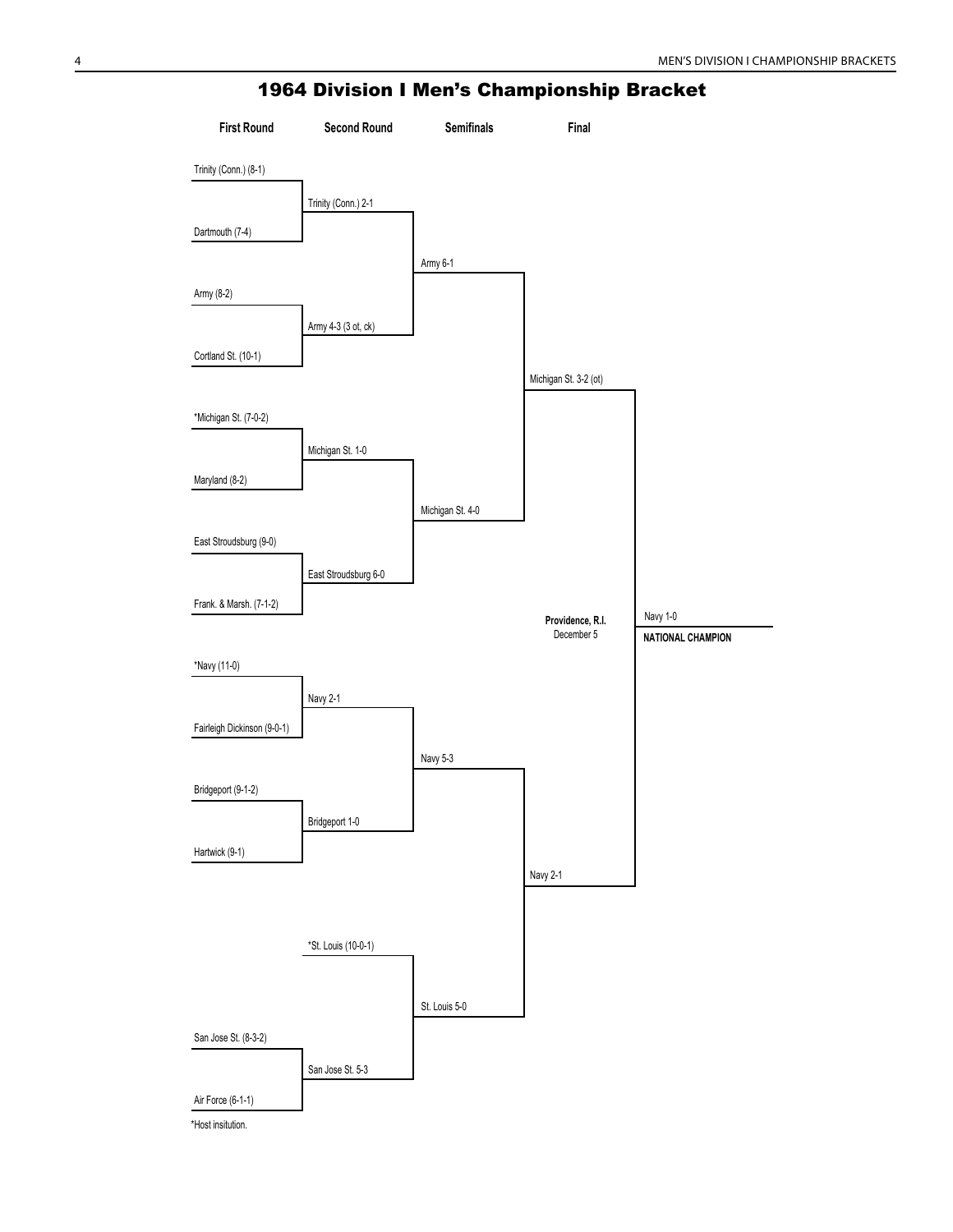# 1964 Division I Men's Championship Bracket

| First Round | Second Round | Semifinals | Final | |
|---|---|---|---|---|
| Trinity (Conn.) (8-1) | | | | |
| | Trinity (Conn.) 2-1 | | | |
| Dartmouth (7-4) | | | | |
| | | Army 6-1 | | |
| Army (8-2) | | | | |
| | Army 4-3 (3 ot, ck) | | | |
| Cortland St. (10-1) | | | | |
| | | | Michigan St. 3-2 (ot) | |
| *Michigan St. (7-0-2) | | | | |
| | Michigan St. 1-0 | | | |
| Maryland (8-2) | | | | |
| | | Michigan St. 4-0 | | |
| East Stroudsburg (9-0) | | | | |
| | East Stroudsburg 6-0 | | | |
| Frank. & Marsh. (7-1-2) | | | | |
| | | | Providence, R.I. December 5 | Navy 1-0 NATIONAL CHAMPION |
| *Navy (11-0) | | | | |
| | Navy 2-1 | | | |
| Fairleigh Dickinson (9-0-1) | | | | |
| | | Navy 5-3 | | |
| Bridgeport (9-1-2) | | | | |
| | Bridgeport 1-0 | | | |
| Hartwick (9-1) | | | | |
| | | | Navy 2-1 | |
| | *St. Louis (10-0-1) | | | |
| | | St. Louis 5-0 | | |
| San Jose St. (8-3-2) | | | | |
| | San Jose St. 5-3 | | | |
| Air Force (6-1-1) | | | | |

*Host insitution.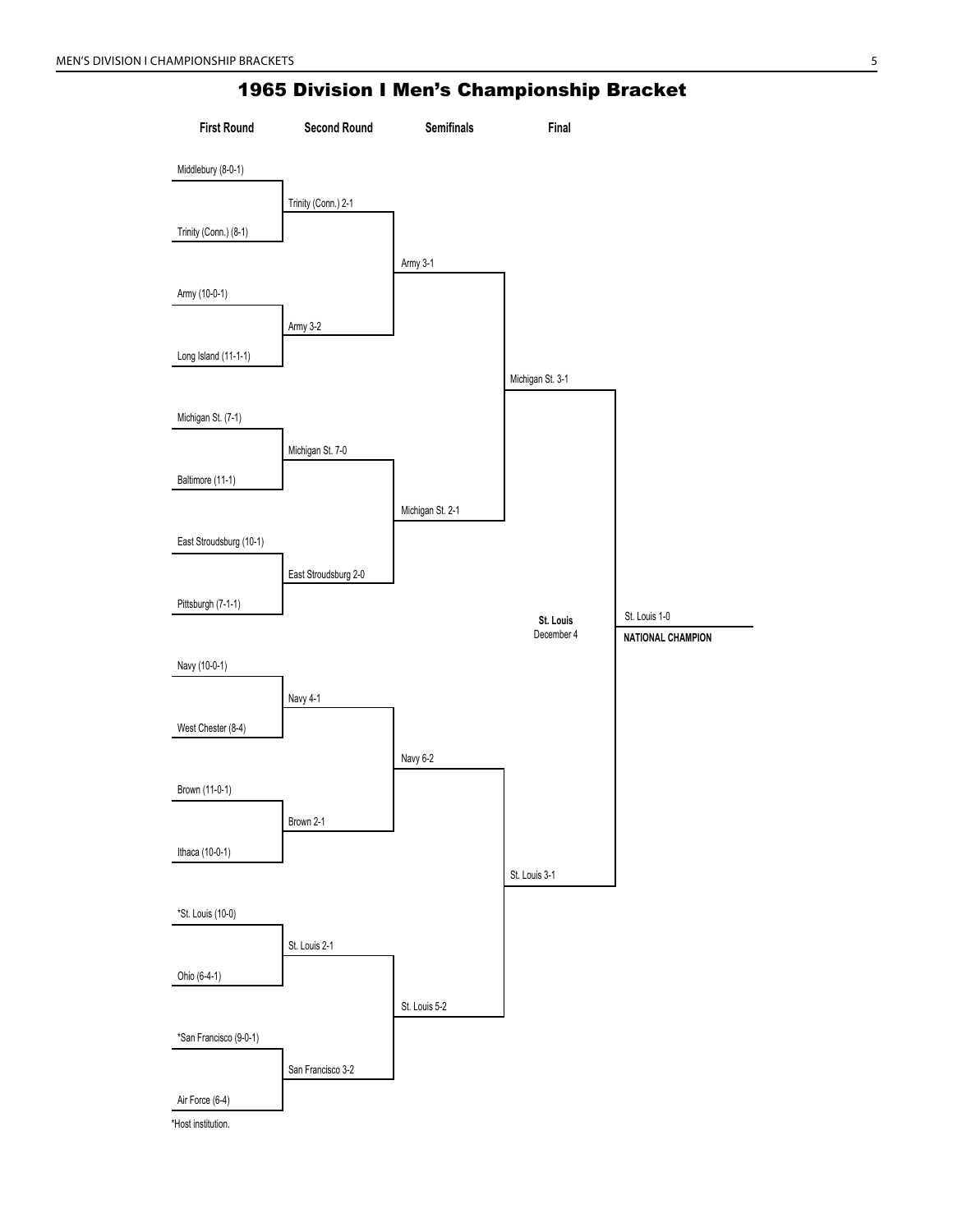# 1965 Division I Men's Championship Bracket

| First Round | Second Round | Semifinals | Final | |
|---|---|---|---|---|
| Middlebury (8-0-1) | | | | |
| | Trinity (Conn.) 2-1 | | | |
| Trinity (Conn.) (8-1) | | | | |
| | | Army 3-1 | | |
| Army (10-0-1) | | | | |
| | Army 3-2 | | | |
| Long Island (11-1-1) | | | | |
| | | | Michigan St. 3-1 | |
| Michigan St. (7-1) | | | | |
| | Michigan St. 7-0 | | | |
| Baltimore (11-1) | | | | |
| | | Michigan St. 2-1 | | |
| East Stroudsburg (10-1) | | | | |
| | East Stroudsburg 2-0 | | | |
| Pittsburgh (7-1-1) | | | | |
| | | | **St. Louis** December 4 | St. Louis 1-0 **NATIONAL CHAMPION** |
| Navy (10-0-1) | | | | |
| | Navy 4-1 | | | |
| West Chester (8-4) | | | | |
| | | Navy 6-2 | | |
| Brown (11-0-1) | | | | |
| | Brown 2-1 | | | |
| Ithaca (10-0-1) | | | | |
| | | | St. Louis 3-1 | |
| *St. Louis (10-0) | | | | |
| | St. Louis 2-1 | | | |
| Ohio (6-4-1) | | | | |
| | | St. Louis 5-2 | | |
| *San Francisco (9-0-1) | | | | |
| | San Francisco 3-2 | | | |
| Air Force (6-4) | | | | |

*Host institution.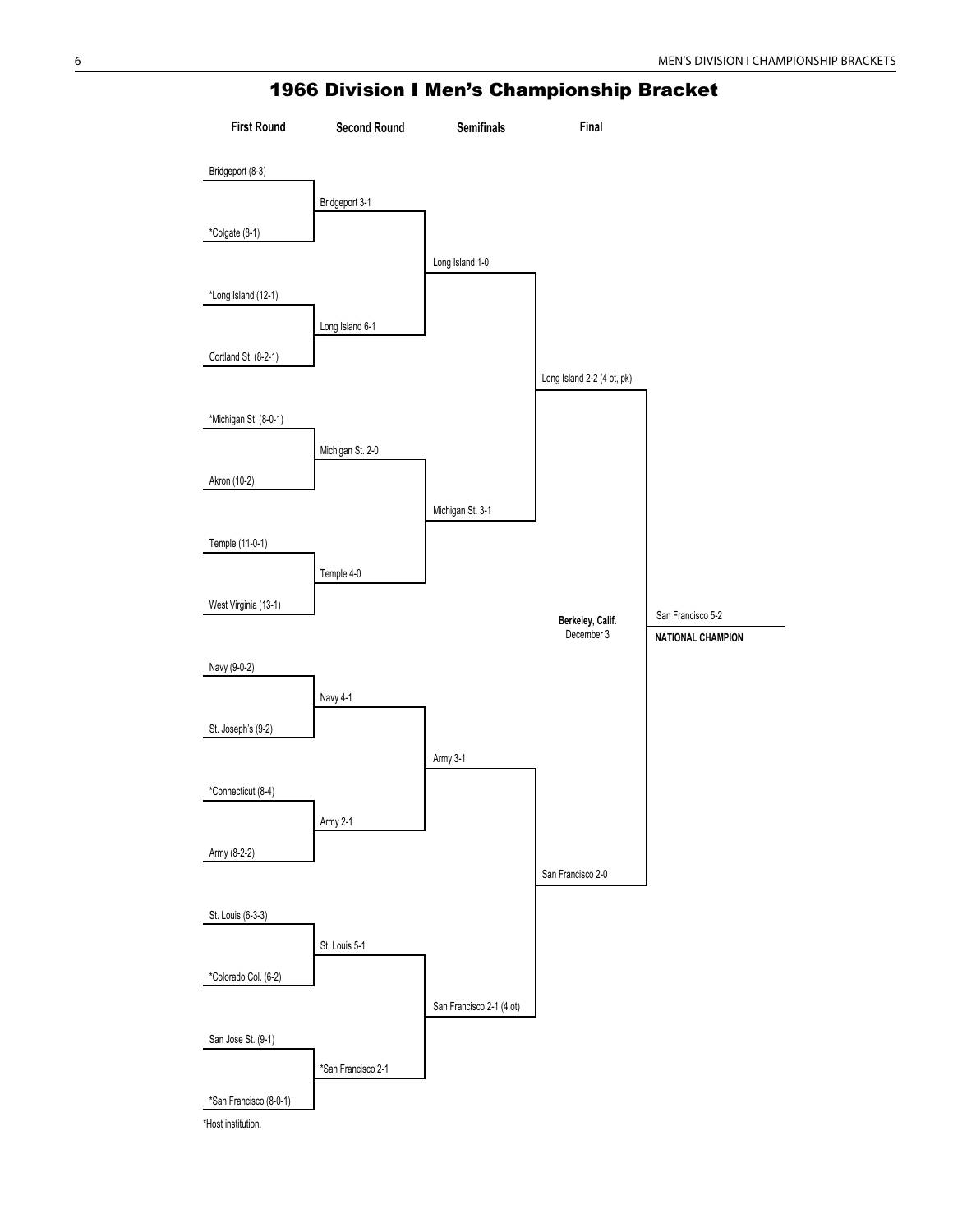# 1966 Division I Men's Championship Bracket

| First Round | Second Round | Semifinals | Final | National Champion |
|---|---|---|---|---|
| Bridgeport (8-3) | Bridgeport 3-1 | Long Island 1-0 | Long Island 2-2 (4 ot, pk) | San Francisco 5-2 |
| *Colgate (8-1) | | | | |
| *Long Island (12-1) | Long Island 6-1 | | | |
| Cortland St. (8-2-1) | | | | |
| *Michigan St. (8-0-1) | Michigan St. 2-0 | Michigan St. 3-1 | | |
| Akron (10-2) | | | | |
| Temple (11-0-1) | Temple 4-0 | | | |
| West Virginia (13-1) | | | | |
| Navy (9-0-2) | Navy 4-1 | Army 3-1 | San Francisco 2-0 | |
| St. Joseph's (9-2) | | | | |
| *Connecticut (8-4) | Army 2-1 | | | |
| Army (8-2-2) | | | | |
| St. Louis (6-3-3) | St. Louis 5-1 | San Francisco 2-1 (4 ot) | | |
| *Colorado Col. (6-2) | | | | |
| San Jose St. (9-1) | *San Francisco 2-1 | | | |
| *San Francisco (8-0-1) | | | | |

**Berkeley, Calif.**
December 3

San Francisco 5-2
**NATIONAL CHAMPION**

*Host institution.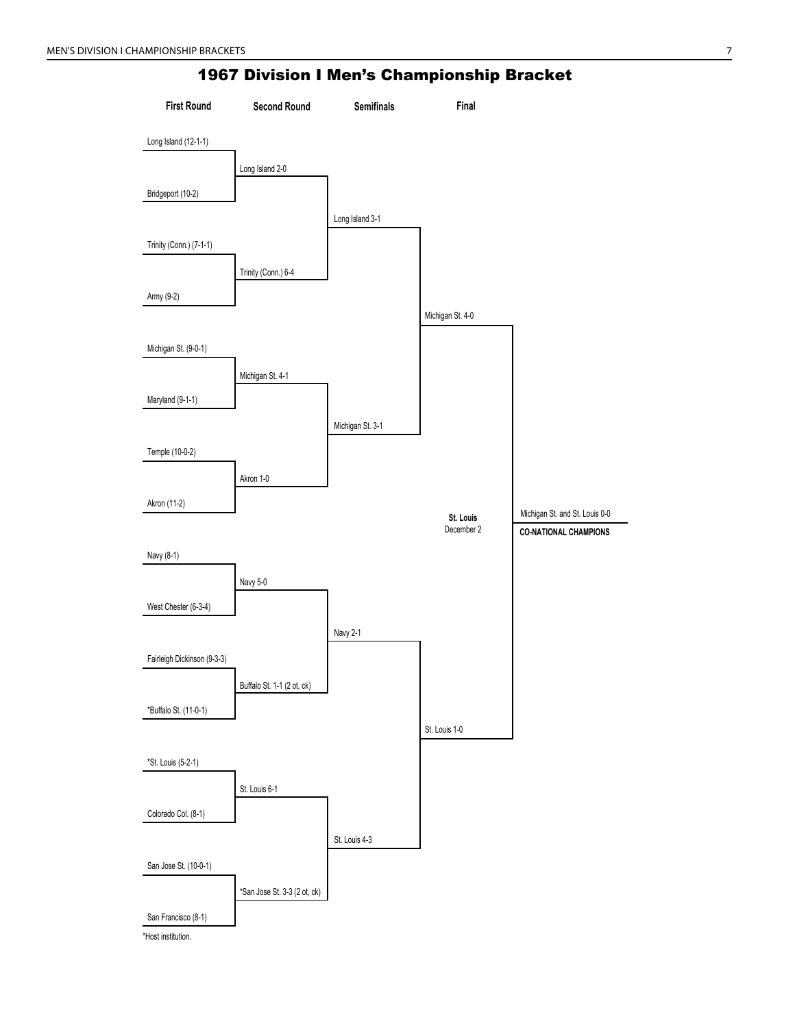# 1967 Division I Men's Championship Bracket

| First Round | Second Round | Semifinals | Final |
|---|---|---|---|
| Long Island (12-1-1) | | | |
| | Long Island 2-0 | | |
| Bridgeport (10-2) | | | |
| | | Long Island 3-1 | |
| Trinity (Conn.) (7-1-1) | | | |
| | Trinity (Conn.) 6-4 | | |
| Army (9-2) | | | |
| | | | Michigan St. 4-0 |
| Michigan St. (9-0-1) | | | |
| | Michigan St. 4-1 | | |
| Maryland (9-1-1) | | | |
| | | Michigan St. 3-1 | |
| Temple (10-0-2) | | | |
| | Akron 1-0 | | |
| Akron (11-2) | | | |
| Navy (8-1) | | | |
| | Navy 5-0 | | |
| West Chester (6-3-4) | | | |
| | | Navy 2-1 | |
| Fairleigh Dickinson (9-3-3) | | | |
| | Buffalo St. 1-1 (2 ot, ck) | | |
| *Buffalo St. (11-0-1) | | | |
| | | | St. Louis 1-0 |
| *St. Louis (5-2-1) | | | |
| | St. Louis 6-1 | | |
| Colorado Col. (8-1) | | | |
| | | St. Louis 4-3 | |
| San Jose St. (10-0-1) | | | |
| | *San Jose St. 3-3 (2 ot, ck) | | |
| San Francisco (8-1) | | | |

**Final — St. Louis, December 2:** Michigan St. and St. Louis 0-0

**CO-NATIONAL CHAMPIONS**

*Host institution.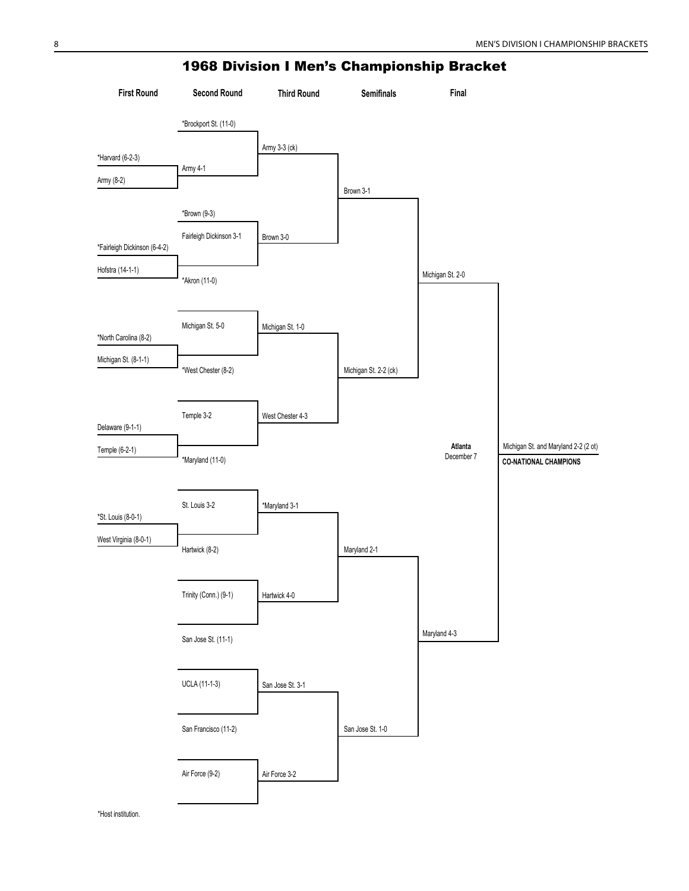# 1968 Division I Men's Championship Bracket

**First Round**

- *Harvard (6-2-3)
- Army (8-2)
- *Fairleigh Dickinson (6-4-2)
- Hofstra (14-1-1)
- *North Carolina (8-2)
- Michigan St. (8-1-1)
- Delaware (9-1-1)
- Temple (6-2-1)
- *St. Louis (8-0-1)
- West Virginia (8-0-1)

**Second Round**

- *Brockport St. (11-0)
- Army 4-1
- *Brown (9-3)
- Fairleigh Dickinson 3-1
- *Akron (11-0)
- Michigan St. 5-0
- *West Chester (8-2)
- Temple 3-2
- *Maryland (11-0)
- St. Louis 3-2
- Hartwick (8-2)
- Trinity (Conn.) (9-1)
- San Jose St. (11-1)
- UCLA (11-1-3)
- San Francisco (11-2)
- Air Force (9-2)

**Third Round**

- Army 3-3 (ck)
- Brown 3-0
- Michigan St. 1-0
- West Chester 4-3
- *Maryland 3-1
- Hartwick 4-0
- San Jose St. 3-1
- Air Force 3-2

**Semifinals**

- Brown 3-1
- Michigan St. 2-2 (ck)
- Maryland 2-1
- San Jose St. 1-0

**Final**

- Michigan St. 2-0
- Maryland 4-3

**Atlanta**
December 7

Michigan St. and Maryland 2-2 (2 ot)
**CO-NATIONAL CHAMPIONS**

*Host institution.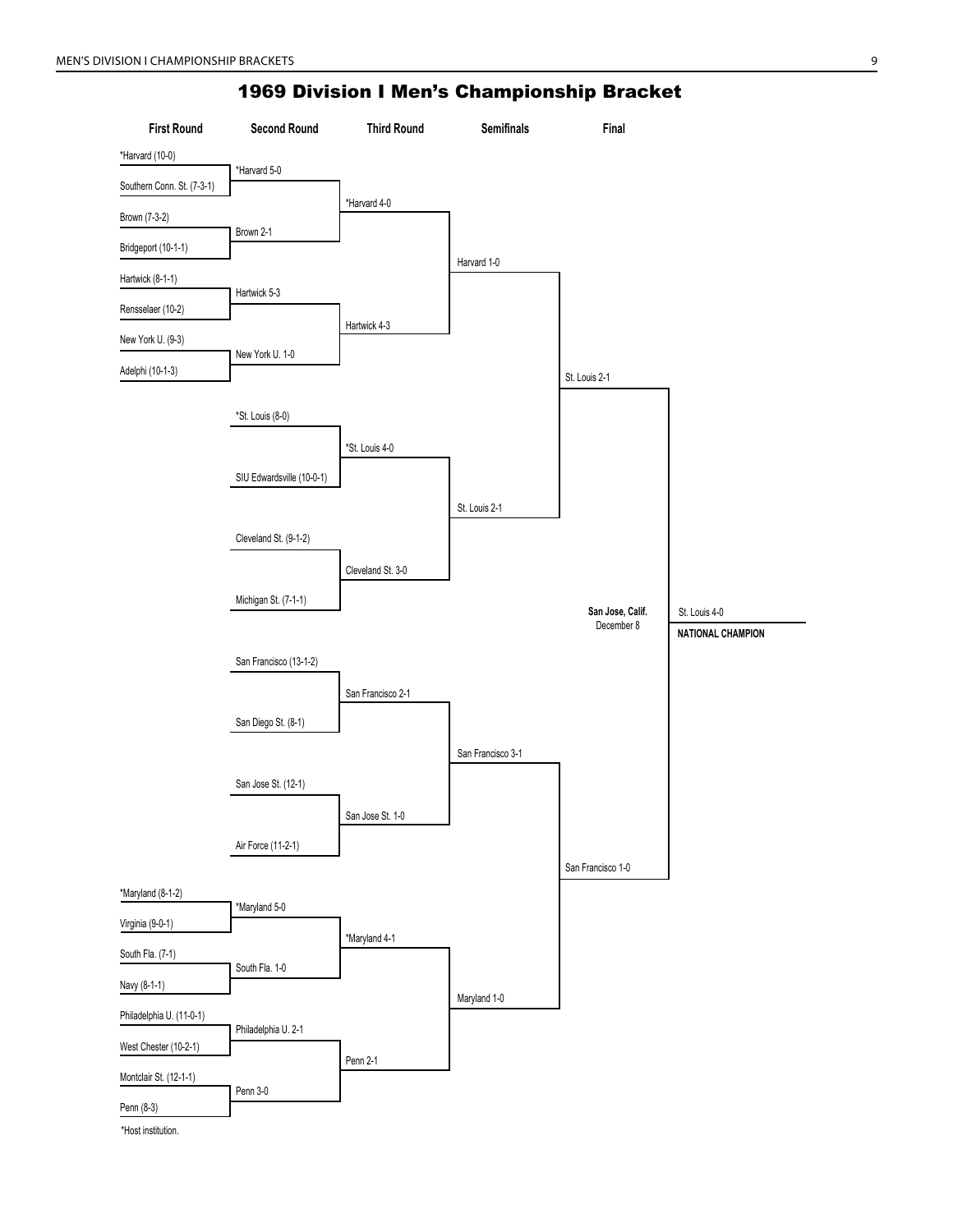# 1969 Division I Men's Championship Bracket

## First Round

- *Harvard (10-0)
- Southern Conn. St. (7-3-1)
- Brown (7-3-2)
- Bridgeport (10-1-1)
- Hartwick (8-1-1)
- Rensselaer (10-2)
- New York U. (9-3)
- Adelphi (10-1-3)
- *Maryland (8-1-2)
- Virginia (9-0-1)
- South Fla. (7-1)
- Navy (8-1-1)
- Philadelphia U. (11-0-1)
- West Chester (10-2-1)
- Montclair St. (12-1-1)
- Penn (8-3)

## Second Round

- *Harvard 5-0
- Brown 2-1
- Hartwick 5-3
- New York U. 1-0
- *St. Louis (8-0)
- SIU Edwardsville (10-0-1)
- Cleveland St. (9-1-2)
- Michigan St. (7-1-1)
- San Francisco (13-1-2)
- San Diego St. (8-1)
- San Jose St. (12-1)
- Air Force (11-2-1)
- *Maryland 5-0
- South Fla. 1-0
- Philadelphia U. 2-1
- Penn 3-0

## Third Round

- *Harvard 4-0
- Hartwick 4-3
- *St. Louis 4-0
- Cleveland St. 3-0
- San Francisco 2-1
- San Jose St. 1-0
- *Maryland 4-1
- Penn 2-1

## Semifinals

- Harvard 1-0
- St. Louis 2-1
- San Francisco 3-1
- Maryland 1-0

## Final

- St. Louis 2-1
- San Francisco 1-0

**San Jose, Calif.**
December 8

St. Louis 4-0
**NATIONAL CHAMPION**

*Host institution.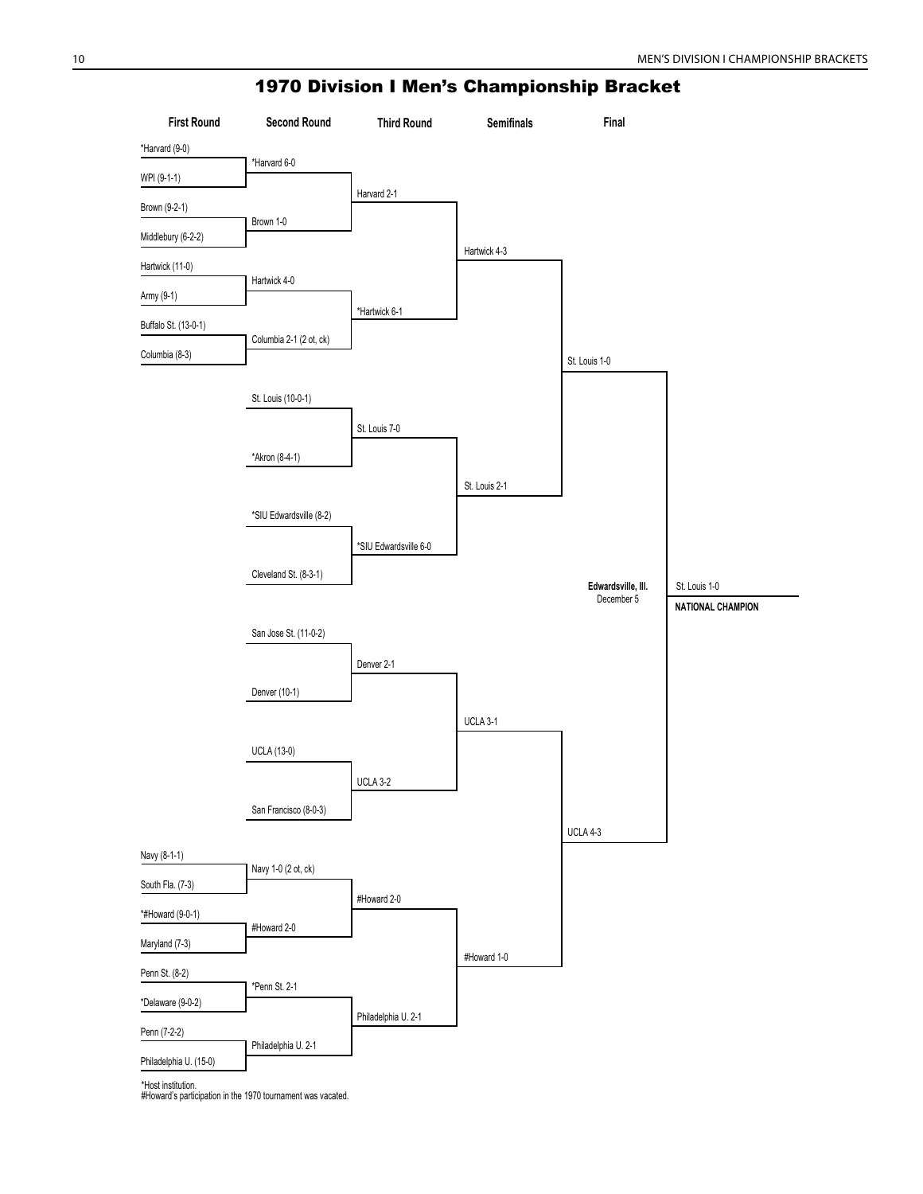# 1970 Division I Men's Championship Bracket

**First Round**

- *Harvard (9-0)
- WPI (9-1-1)
- Brown (9-2-1)
- Middlebury (6-2-2)
- Hartwick (11-0)
- Army (9-1)
- Buffalo St. (13-0-1)
- Columbia (8-3)
- Navy (8-1-1)
- South Fla. (7-3)
- *#Howard (9-0-1)
- Maryland (7-3)
- Penn St. (8-2)
- *Delaware (9-0-2)
- Penn (7-2-2)
- Philadelphia U. (15-0)

**Second Round**

- *Harvard 6-0
- Brown 1-0
- Hartwick 4-0
- Columbia 2-1 (2 ot, ck)
- St. Louis (10-0-1)
- *Akron (8-4-1)
- *SIU Edwardsville (8-2)
- Cleveland St. (8-3-1)
- San Jose St. (11-0-2)
- Denver (10-1)
- UCLA (13-0)
- San Francisco (8-0-3)
- Navy 1-0 (2 ot, ck)
- #Howard 2-0
- *Penn St. 2-1
- Philadelphia U. 2-1

**Third Round**

- Harvard 2-1
- *Hartwick 6-1
- St. Louis 7-0
- *SIU Edwardsville 6-0
- Denver 2-1
- UCLA 3-2
- #Howard 2-0
- Philadelphia U. 2-1

**Semifinals**

- Hartwick 4-3
- St. Louis 2-1
- UCLA 3-1
- #Howard 1-0

**Final**

- St. Louis 1-0
- UCLA 4-3

**Edwardsville, Ill.**
December 5

St. Louis 1-0
**NATIONAL CHAMPION**

*Host institution.
#Howard's participation in the 1970 tournament was vacated.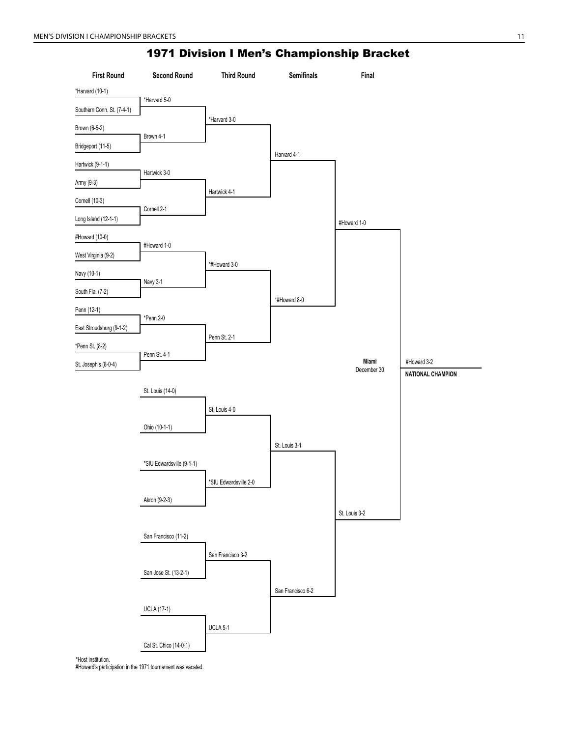# 1971 Division I Men's Championship Bracket

### First Round

| Matchup | Winner (Second Round) |
|---|---|
| *Harvard (10-1) vs. Southern Conn. St. (7-4-1) | *Harvard 5-0 |
| Brown (6-5-2) vs. Bridgeport (11-5) | Brown 4-1 |
| Hartwick (9-1-1) vs. Army (9-3) | Hartwick 3-0 |
| Cornell (10-3) vs. Long Island (12-1-1) | Cornell 2-1 |
| #Howard (10-0) vs. West Virginia (9-2) | #Howard 1-0 |
| Navy (10-1) vs. South Fla. (7-2) | Navy 3-1 |
| Penn (12-1) vs. East Stroudsburg (9-1-2) | *Penn 2-0 |
| *Penn St. (8-2) vs. St. Joseph's (8-0-4) | Penn St. 4-1 |

### Second Round

| Matchup | Winner (Third Round) |
|---|---|
| *Harvard 5-0 vs. Brown 4-1 | *Harvard 3-0 |
| Hartwick 3-0 vs. Cornell 2-1 | Hartwick 4-1 |
| #Howard 1-0 vs. Navy 3-1 | *#Howard 3-0 |
| *Penn 2-0 vs. Penn St. 4-1 | Penn St. 2-1 |
| St. Louis (14-0) vs. Ohio (10-1-1) | St. Louis 4-0 |
| *SIU Edwardsville (9-1-1) vs. Akron (9-2-3) | *SIU Edwardsville 2-0 |
| San Francisco (11-2) vs. San Jose St. (13-2-1) | San Francisco 3-2 |
| UCLA (17-1) vs. Cal St. Chico (14-0-1) | UCLA 5-1 |

### Third Round

| Matchup | Winner (Semifinals) |
|---|---|
| *Harvard 3-0 vs. Hartwick 4-1 | Harvard 4-1 |
| *#Howard 3-0 vs. Penn St. 2-1 | *#Howard 8-0 |
| St. Louis 4-0 vs. *SIU Edwardsville 2-0 | St. Louis 3-1 |
| San Francisco 3-2 vs. UCLA 5-1 | San Francisco 6-2 |

### Semifinals

| Matchup | Winner (Final) |
|---|---|
| Harvard 4-1 vs. *#Howard 8-0 | #Howard 1-0 |
| St. Louis 3-1 vs. San Francisco 6-2 | St. Louis 3-2 |

### Final

**Miami**
December 30

#Howard 1-0 vs. St. Louis 3-2 — #Howard 3-2

**NATIONAL CHAMPION**

*Host institution.
#Howard's participation in the 1971 tournament was vacated.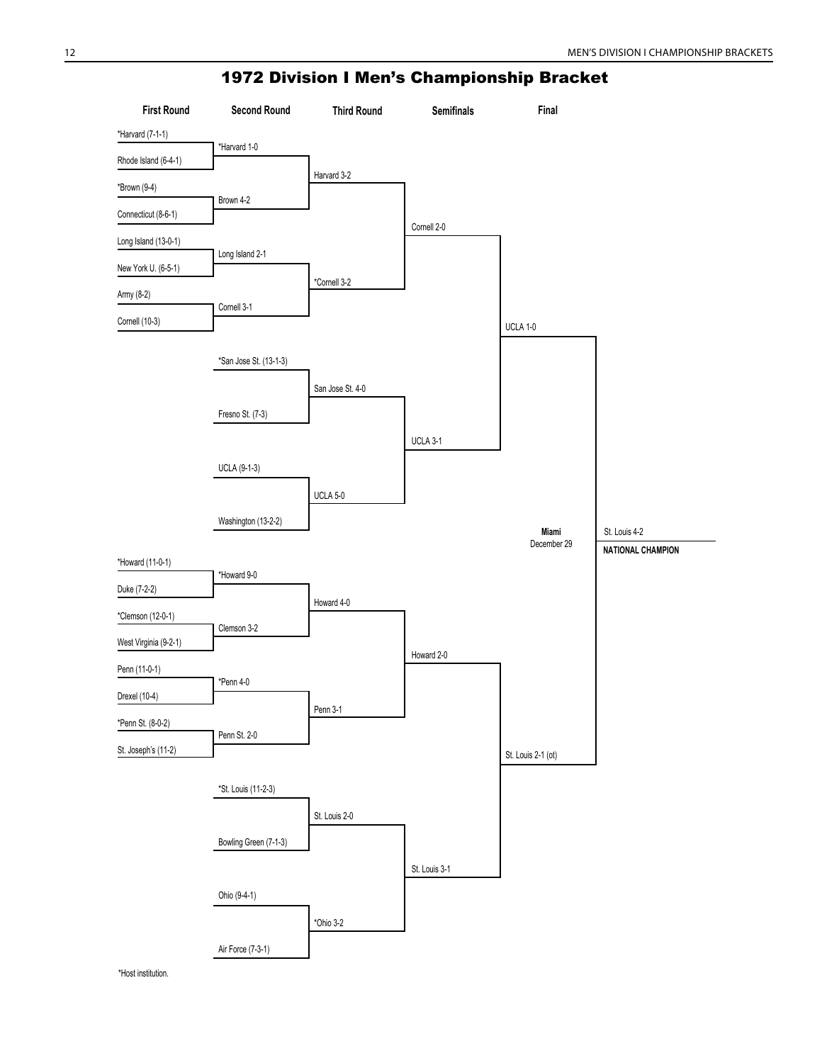# 1972 Division I Men's Championship Bracket

| First Round | Second Round | Third Round | Semifinals | Final |
|---|---|---|---|---|
| *Harvard (7-1-1) | *Harvard 1-0 | Harvard 3-2 | Cornell 2-0 | UCLA 1-0 |
| Rhode Island (6-4-1) | | | | |
| *Brown (9-4) | Brown 4-2 | | | |
| Connecticut (8-6-1) | | | | |
| Long Island (13-0-1) | Long Island 2-1 | *Cornell 3-2 | | |
| New York U. (6-5-1) | | | | |
| Army (8-2) | Cornell 3-1 | | | |
| Cornell (10-3) | | | | |
| | *San Jose St. (13-1-3) | San Jose St. 4-0 | UCLA 3-1 | |
| | Fresno St. (7-3) | | | |
| | UCLA (9-1-3) | UCLA 5-0 | | |
| | Washington (13-2-2) | | | |
| *Howard (11-0-1) | *Howard 9-0 | Howard 4-0 | Howard 2-0 | St. Louis 2-1 (ot) |
| Duke (7-2-2) | | | | |
| *Clemson (12-0-1) | Clemson 3-2 | | | |
| West Virginia (9-2-1) | | | | |
| Penn (11-0-1) | *Penn 4-0 | Penn 3-1 | | |
| Drexel (10-4) | | | | |
| *Penn St. (8-0-2) | Penn St. 2-0 | | | |
| St. Joseph's (11-2) | | | | |
| | *St. Louis (11-2-3) | St. Louis 2-0 | St. Louis 3-1 | |
| | Bowling Green (7-1-3) | | | |
| | Ohio (9-4-1) | *Ohio 3-2 | | |
| | Air Force (7-3-1) | | | |

**Miami**
December 29

St. Louis 4-2

**NATIONAL CHAMPION**

*Host institution.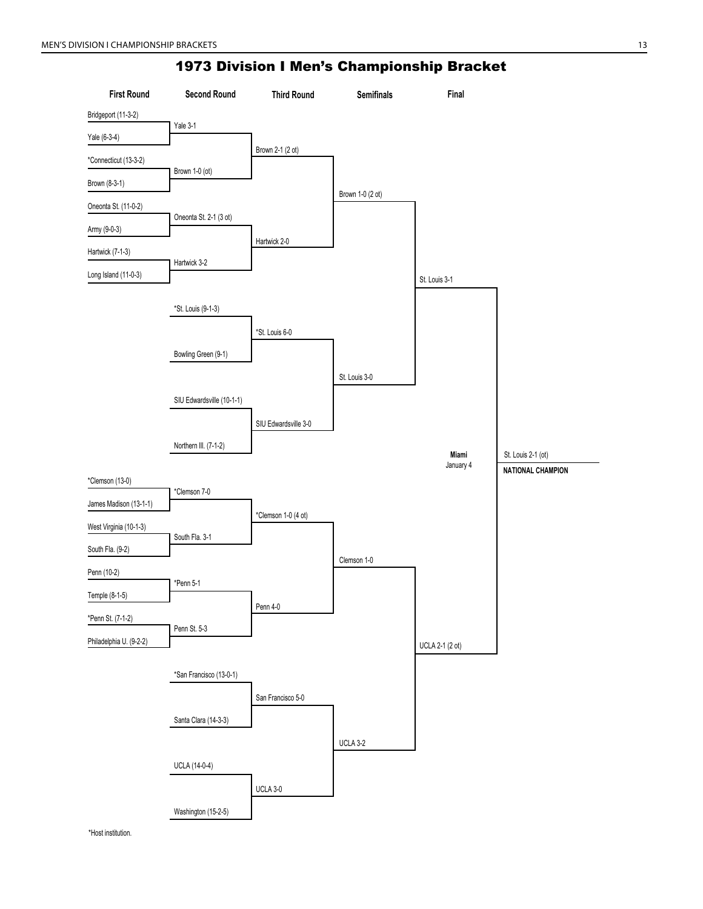# 1973 Division I Men's Championship Bracket

## First Round

- Bridgeport (11-3-2) vs. Yale (6-3-4) — Yale 3-1
- *Connecticut (13-3-2) vs. Brown (8-3-1) — Brown 1-0 (ot)
- Oneonta St. (11-0-2) vs. Army (9-0-3) — Oneonta St. 2-1 (3 ot)
- Hartwick (7-1-3) vs. Long Island (11-0-3) — Hartwick 3-2
- *Clemson (13-0) vs. James Madison (13-1-1) — *Clemson 7-0
- West Virginia (10-1-3) vs. South Fla. (9-2) — South Fla. 3-1
- Penn (10-2) vs. Temple (8-1-5) — *Penn 5-1
- *Penn St. (7-1-2) vs. Philadelphia U. (9-2-2) — Penn St. 5-3

## Second Round

- Yale vs. Brown — Brown 2-1 (2 ot)
- Oneonta St. vs. Hartwick — Hartwick 2-0
- *St. Louis (9-1-3) vs. Bowling Green (9-1) — *St. Louis 6-0
- SIU Edwardsville (10-1-1) vs. Northern Ill. (7-1-2) — SIU Edwardsville 3-0
- Clemson vs. South Fla. — *Clemson 1-0 (4 ot)
- Penn vs. Penn St. — Penn 4-0
- *San Francisco (13-0-1) vs. Santa Clara (14-3-3) — San Francisco 5-0
- UCLA (14-0-4) vs. Washington (15-2-5) — UCLA 3-0

## Third Round

- Brown vs. Hartwick — Brown 1-0 (2 ot)
- St. Louis vs. SIU Edwardsville — St. Louis 3-0
- Clemson vs. Penn — Clemson 1-0
- San Francisco vs. UCLA — UCLA 3-2

## Semifinals

- Brown vs. St. Louis — St. Louis 3-1
- Clemson vs. UCLA — UCLA 2-1 (2 ot)

## Final

**Miami**
January 4

St. Louis vs. UCLA — St. Louis 2-1 (ot)

**NATIONAL CHAMPION**

*Host institution.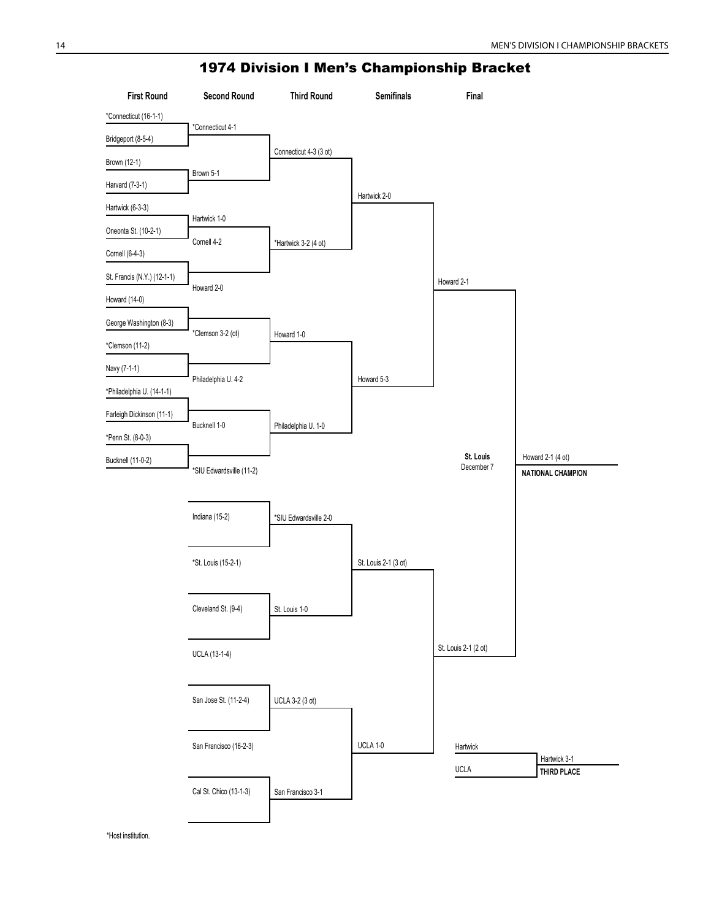# 1974 Division I Men's Championship Bracket

| First Round | Second Round | Third Round | Semifinals | Final |
|---|---|---|---|---|
| *Connecticut (16-1-1) | | | | |
| Bridgeport (8-5-4) | *Connecticut 4-1 | | | |
| Brown (12-1) | | Connecticut 4-3 (3 ot) | | |
| Harvard (7-3-1) | Brown 5-1 | | | |
| Hartwick (6-3-3) | | | Hartwick 2-0 | |
| Oneonta St. (10-2-1) | Hartwick 1-0 | | | |
| Cornell (6-4-3) | Cornell 4-2 | *Hartwick 3-2 (4 ot) | | |
| St. Francis (N.Y.) (12-1-1) | | | | |
| Howard (14-0) | Howard 2-0 | | | Howard 2-1 |
| George Washington (8-3) | | | | |
| *Clemson (11-2) | *Clemson 3-2 (ot) | Howard 1-0 | | |
| Navy (7-1-1) | | | | |
| *Philadelphia U. (14-1-1) | Philadelphia U. 4-2 | | Howard 5-3 | |
| Farleigh Dickinson (11-1) | | | | |
| *Penn St. (8-0-3) | Bucknell 1-0 | Philadelphia U. 1-0 | | |
| Bucknell (11-0-2) | | | | |
| | *SIU Edwardsville (11-2) | | | |
| | Indiana (15-2) | *SIU Edwardsville 2-0 | | |
| | *St. Louis (15-2-1) | | St. Louis 2-1 (3 ot) | |
| | Cleveland St. (9-4) | St. Louis 1-0 | | |
| | UCLA (13-1-4) | | | St. Louis 2-1 (2 ot) |
| | San Jose St. (11-2-4) | UCLA 3-2 (3 ot) | | |
| | San Francisco (16-2-3) | | UCLA 1-0 | |
| | Cal St. Chico (13-1-3) | San Francisco 3-1 | | |

**St. Louis**
December 7

Howard 2-1 (4 ot)
**NATIONAL CHAMPION**

Hartwick
UCLA

Hartwick 3-1
**THIRD PLACE**

*Host institution.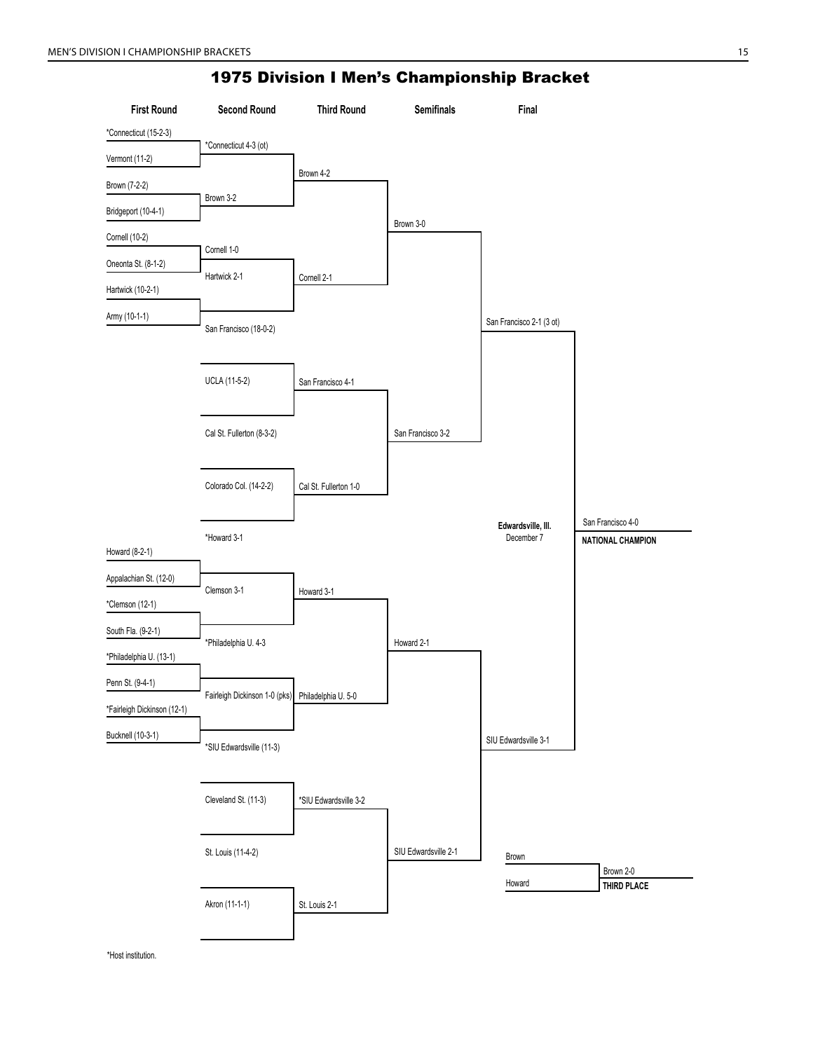# 1975 Division I Men's Championship Bracket

## First Round

- *Connecticut (15-2-3)
- Vermont (11-2)
- Brown (7-2-2)
- Bridgeport (10-4-1)
- Cornell (10-2)
- Oneonta St. (8-1-2)
- Hartwick (10-2-1)
- Army (10-1-1)
- Howard (8-2-1)
- Appalachian St. (12-0)
- *Clemson (12-1)
- South Fla. (9-2-1)
- *Philadelphia U. (13-1)
- Penn St. (9-4-1)
- *Fairleigh Dickinson (12-1)
- Bucknell (10-3-1)

## Second Round

- *Connecticut 4-3 (ot)
- Brown 3-2
- Cornell 1-0
- Hartwick 2-1
- San Francisco (18-0-2)
- UCLA (11-5-2)
- Cal St. Fullerton (8-3-2)
- Colorado Col. (14-2-2)
- *Howard 3-1
- Clemson 3-1
- *Philadelphia U. 4-3
- Fairleigh Dickinson 1-0 (pks)
- *SIU Edwardsville (11-3)
- Cleveland St. (11-3)
- St. Louis (11-4-2)
- Akron (11-1-1)

## Third Round

- Brown 4-2
- Cornell 2-1
- San Francisco 4-1
- Cal St. Fullerton 1-0
- Howard 3-1
- Philadelphia U. 5-0
- *SIU Edwardsville 3-2
- St. Louis 2-1

## Semifinals

- Brown 3-0
- San Francisco 3-2
- Howard 2-1
- SIU Edwardsville 2-1

## Final

**Edwardsville, Ill.**
December 7

- San Francisco 2-1 (3 ot)
- SIU Edwardsville 3-1

San Francisco 4-0
**NATIONAL CHAMPION**

## Third Place

- Brown
- Howard

Brown 2-0
**THIRD PLACE**

*Host institution.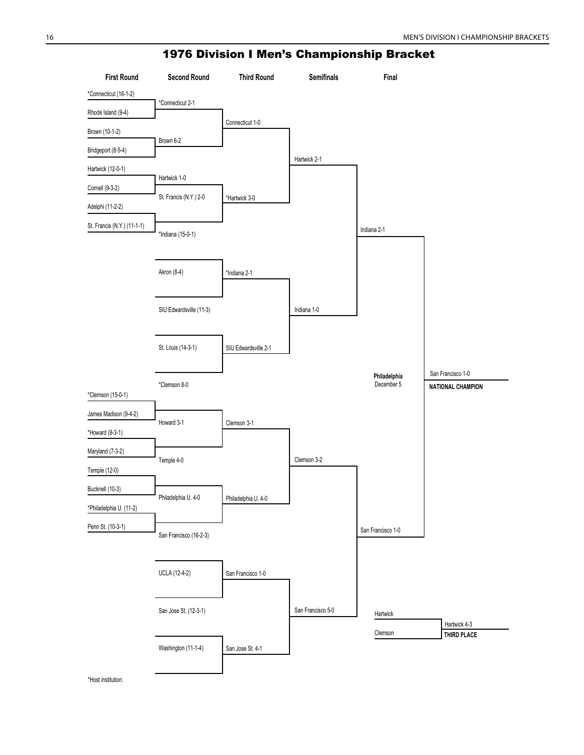# 1976 Division I Men's Championship Bracket

**First Round**

- *Connecticut (16-1-2)
- Rhode Island (9-4)
- Brown (10-1-2)
- Bridgeport (8-5-4)
- Hartwick (12-0-1)
- Cornell (9-3-2)
- Adelphi (11-2-2)
- St. Francis (N.Y.) (11-1-1)
- *Clemson (15-0-1)
- James Madison (9-4-2)
- *Howard (9-3-1)
- Maryland (7-3-2)
- Temple (12-0)
- Bucknell (10-3)
- *Philadelphia U. (11-2)
- Penn St. (10-3-1)

**Second Round**

- *Connecticut 2-1
- Brown 6-2
- Hartwick 1-0
- St. Francis (N.Y.) 2-0
- *Indiana (15-0-1)
- Akron (8-4)
- SIU Edwardsville (11-3)
- St. Louis (14-3-1)
- *Clemson 8-0
- Howard 3-1
- Temple 4-0
- Philadelphia U. 4-0
- San Francisco (16-2-3)
- UCLA (12-4-2)
- San Jose St. (12-3-1)
- Washington (11-1-4)

**Third Round**

- Connecticut 1-0
- *Hartwick 3-0
- *Indiana 2-1
- SIU Edwardsville 2-1
- Clemson 3-1
- Philadelphia U. 4-0
- San Francisco 1-0
- San Jose St. 4-1

**Semifinals**

- Hartwick 2-1
- Indiana 1-0
- Clemson 3-2
- San Francisco 5-0

**Final**

- Indiana 2-1
- San Francisco 1-0

**Philadelphia**
December 5

San Francisco 1-0
**NATIONAL CHAMPION**

**Third Place Game**

- Hartwick
- Clemson

Hartwick 4-3
**THIRD PLACE**

*Host institution.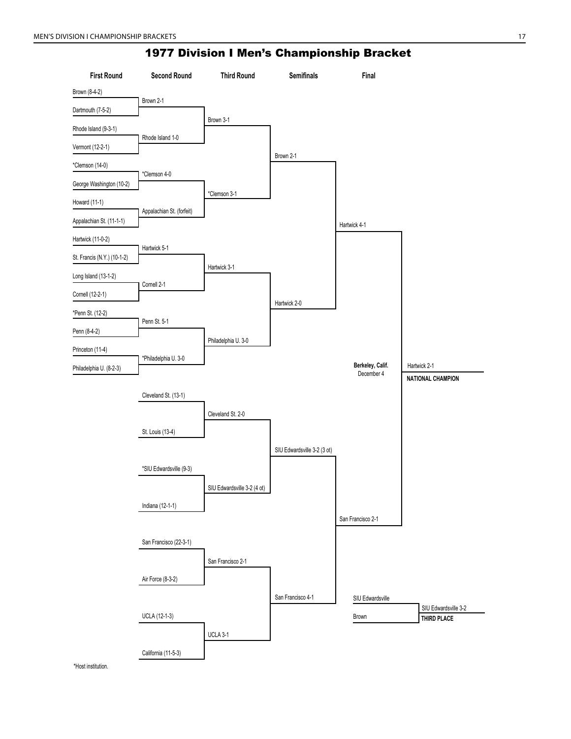# 1977 Division I Men's Championship Bracket

| First Round | Second Round | Third Round | Semifinals | Final |
| --- | --- | --- | --- | --- |
| Brown (8-4-2) | | | | |
| Dartmouth (7-5-2) | Brown 2-1 | | | |
| Rhode Island (9-3-1) | | Brown 3-1 | | |
| Vermont (12-2-1) | Rhode Island 1-0 | | | |
| *Clemson (14-0) | | | Brown 2-1 | |
| George Washington (10-2) | *Clemson 4-0 | | | |
| Howard (11-1) | | *Clemson 3-1 | | |
| Appalachian St. (11-1-1) | Appalachian St. (forfeit) | | | |
| Hartwick (11-0-2) | | | | Hartwick 4-1 |
| St. Francis (N.Y.) (10-1-2) | Hartwick 5-1 | | | |
| Long Island (13-1-2) | | Hartwick 3-1 | | |
| Cornell (12-2-1) | Cornell 2-1 | | | |
| *Penn St. (12-2) | | | Hartwick 2-0 | |
| Penn (8-4-2) | Penn St. 5-1 | | | |
| Princeton (11-4) | | Philadelphia U. 3-0 | | |
| Philadelphia U. (8-2-3) | *Philadelphia U. 3-0 | | | |
| | Cleveland St. (13-1) | | | |
| | St. Louis (13-4) | Cleveland St. 2-0 | | |
| | | | SIU Edwardsville 3-2 (3 ot) | |
| | *SIU Edwardsville (9-3) | | | |
| | Indiana (12-1-1) | SIU Edwardsville 3-2 (4 ot) | | |
| | | | | San Francisco 2-1 |
| | San Francisco (22-3-1) | | | |
| | Air Force (8-3-2) | San Francisco 2-1 | | |
| | | | San Francisco 4-1 | |
| | UCLA (12-1-3) | | | |
| | California (11-5-3) | UCLA 3-1 | | |

**Berkeley, Calif.**
December 4

Hartwick 2-1
**NATIONAL CHAMPION**

| Third Place Game | |
| --- | --- |
| SIU Edwardsville | SIU Edwardsville 3-2 |
| Brown | **THIRD PLACE** |

*Host institution.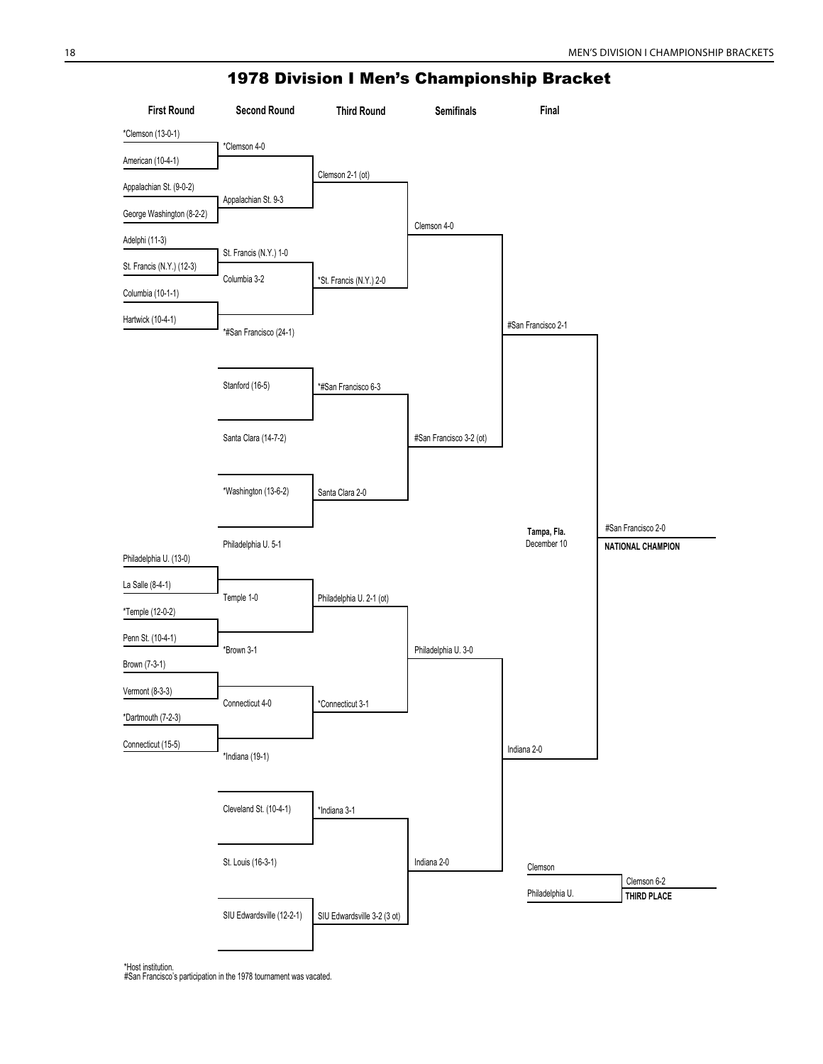# 1978 Division I Men's Championship Bracket

**First Round**

- *Clemson (13-0-1)
- American (10-4-1)
- Appalachian St. (9-0-2)
- George Washington (8-2-2)
- Adelphi (11-3)
- St. Francis (N.Y.) (12-3)
- Columbia (10-1-1)
- Hartwick (10-4-1)
- Philadelphia U. (13-0)
- La Salle (8-4-1)
- *Temple (12-0-2)
- Penn St. (10-4-1)
- Brown (7-3-1)
- Vermont (8-3-3)
- *Dartmouth (7-2-3)
- Connecticut (15-5)

**Second Round**

- *Clemson 4-0
- Appalachian St. 9-3
- St. Francis (N.Y.) 1-0
- Columbia 3-2
- *#San Francisco (24-1)
- Stanford (16-5)
- Santa Clara (14-7-2)
- *Washington (13-6-2)
- Philadelphia U. 5-1
- Temple 1-0
- *Brown 3-1
- Connecticut 4-0
- *Indiana (19-1)
- Cleveland St. (10-4-1)
- St. Louis (16-3-1)
- SIU Edwardsville (12-2-1)

**Third Round**

- Clemson 2-1 (ot)
- *St. Francis (N.Y.) 2-0
- *#San Francisco 6-3
- Santa Clara 2-0
- Philadelphia U. 2-1 (ot)
- *Connecticut 3-1
- *Indiana 3-1
- SIU Edwardsville 3-2 (3 ot)

**Semifinals**

- Clemson 4-0
- #San Francisco 3-2 (ot)
- Philadelphia U. 3-0
- Indiana 2-0

**Final**

**Tampa, Fla.**
December 10

- #San Francisco 2-1
- Indiana 2-0

#San Francisco 2-0
**NATIONAL CHAMPION**

**Third Place**

- Clemson
- Philadelphia U.

Clemson 6-2
**THIRD PLACE**

*Host institution.
#San Francisco's participation in the 1978 tournament was vacated.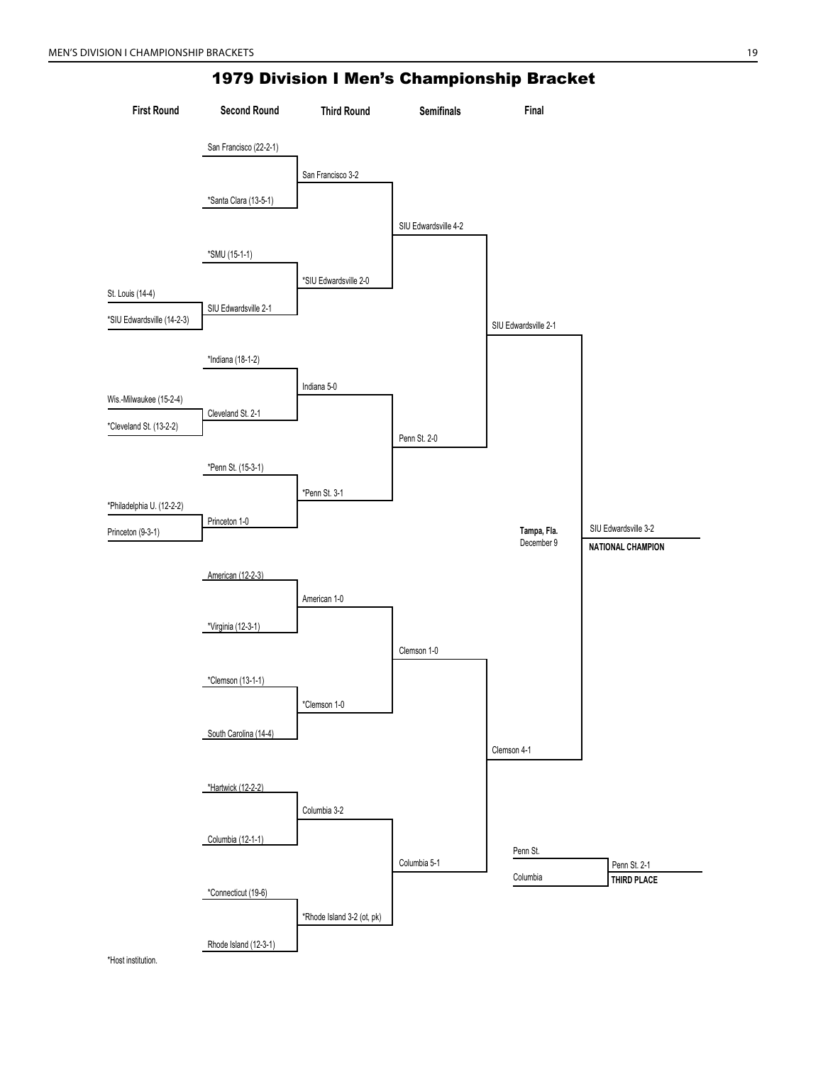# 1979 Division I Men's Championship Bracket

**First Round**

- St. Louis (14-4)
- *SIU Edwardsville (14-2-3)
- Wis.-Milwaukee (15-2-4)
- *Cleveland St. (13-2-2)
- *Philadelphia U. (12-2-2)
- Princeton (9-3-1)

**Second Round**

- San Francisco (22-2-1)
- *Santa Clara (13-5-1)
- *SMU (15-1-1)
- SIU Edwardsville 2-1
- *Indiana (18-1-2)
- Cleveland St. 2-1
- *Penn St. (15-3-1)
- Princeton 1-0
- American (12-2-3)
- *Virginia (12-3-1)
- *Clemson (13-1-1)
- South Carolina (14-4)
- *Hartwick (12-2-2)
- Columbia (12-1-1)
- *Connecticut (19-6)
- Rhode Island (12-3-1)

**Third Round**

- San Francisco 3-2
- *SIU Edwardsville 2-0
- Indiana 5-0
- *Penn St. 3-1
- American 1-0
- *Clemson 1-0
- Columbia 3-2
- *Rhode Island 3-2 (ot, pk)

**Semifinals**

- SIU Edwardsville 4-2
- Penn St. 2-0
- Clemson 1-0
- Columbia 5-1

**Final**

- SIU Edwardsville 2-1
- Clemson 4-1

**Tampa, Fla.**
December 9

SIU Edwardsville 3-2
**NATIONAL CHAMPION**

**Third Place Game**

- Penn St.
- Columbia

Penn St. 2-1
**THIRD PLACE**

*Host institution.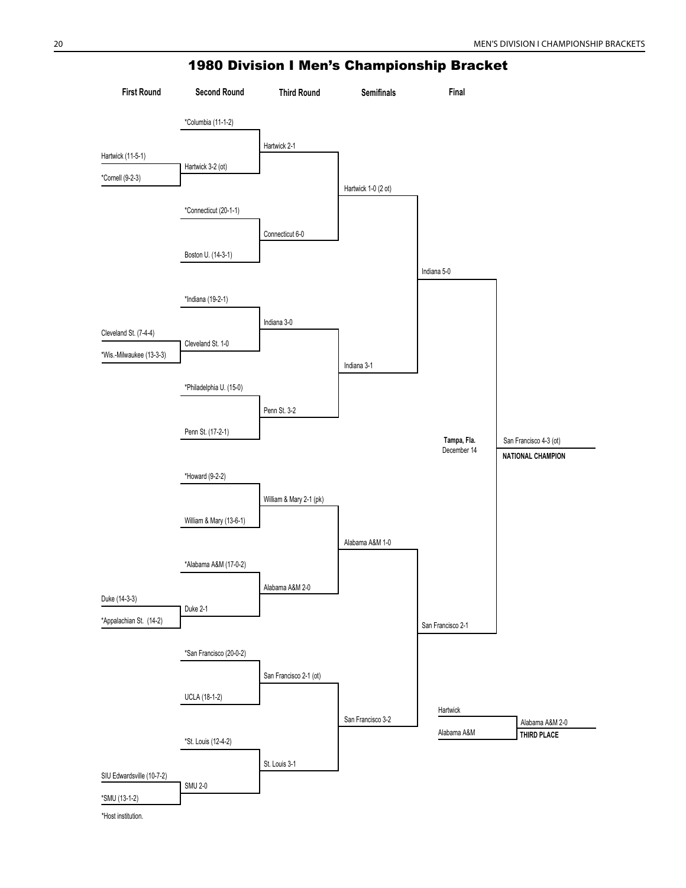# 1980 Division I Men's Championship Bracket

| First Round | Second Round | Third Round | Semifinals | Final |
|---|---|---|---|---|
| | *Columbia (11-1-2) | | | |
| | | Hartwick 2-1 | | |
| Hartwick (11-5-1) | | | | |
| | Hartwick 3-2 (ot) | | | |
| *Cornell (9-2-3) | | | | |
| | | | Hartwick 1-0 (2 ot) | |
| | *Connecticut (20-1-1) | | | |
| | | Connecticut 6-0 | | |
| | Boston U. (14-3-1) | | | |
| | | | | Indiana 5-0 |
| | *Indiana (19-2-1) | | | |
| | | Indiana 3-0 | | |
| Cleveland St. (7-4-4) | | | | |
| | Cleveland St. 1-0 | | | |
| *Wis.-Milwaukee (13-3-3) | | | | |
| | | | Indiana 3-1 | |
| | *Philadelphia U. (15-0) | | | |
| | | Penn St. 3-2 | | |
| | Penn St. (17-2-1) | | | |
| | *Howard (9-2-2) | | | |
| | | William & Mary 2-1 (pk) | | |
| | William & Mary (13-6-1) | | | |
| | | | Alabama A&M 1-0 | |
| | *Alabama A&M (17-0-2) | | | |
| | | Alabama A&M 2-0 | | |
| Duke (14-3-3) | | | | |
| | Duke 2-1 | | | |
| *Appalachian St. (14-2) | | | | |
| | | | | San Francisco 2-1 |
| | *San Francisco (20-0-2) | | | |
| | | San Francisco 2-1 (ot) | | |
| | UCLA (18-1-2) | | | |
| | | | San Francisco 3-2 | |
| | *St. Louis (12-4-2) | | | |
| | | St. Louis 3-1 | | |
| SIU Edwardsville (10-7-2) | | | | |
| | SMU 2-0 | | | |
| *SMU (13-1-2) | | | | |

**Tampa, Fla.**
December 14

San Francisco 4-3 (ot)
**NATIONAL CHAMPION**

Hartwick
Alabama A&M

Alabama A&M 2-0
**THIRD PLACE**

*Host institution.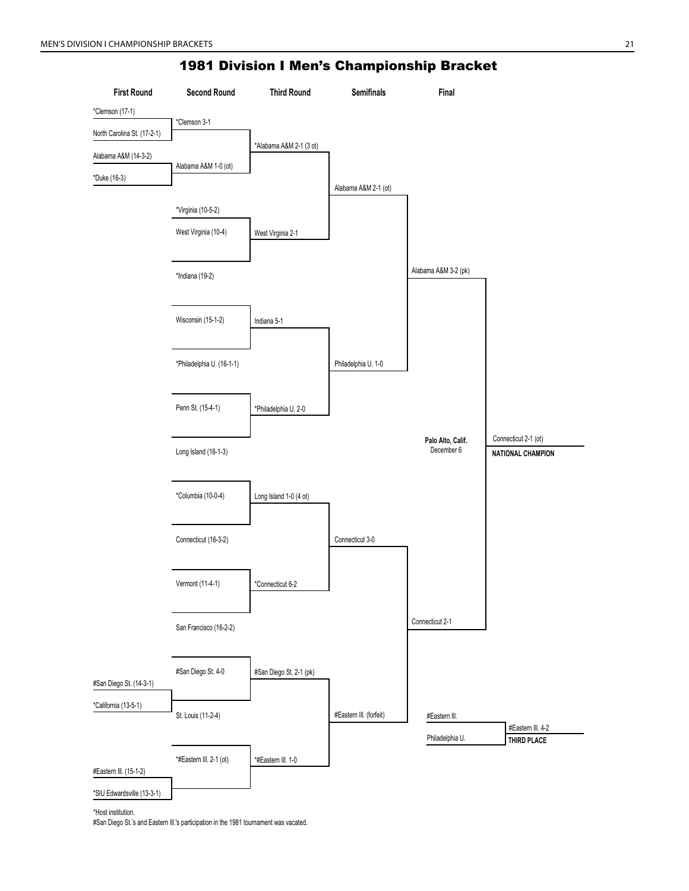# 1981 Division I Men's Championship Bracket

### First Round

- *Clemson (17-1)
- North Carolina St. (17-2-1)
- Alabama A&M (14-3-2)
- *Duke (16-3)
- #San Diego St. (14-3-1)
- *California (13-5-1)
- #Eastern Ill. (15-1-2)
- *SIU Edwardsville (13-3-1)

### Second Round

- *Clemson 3-1
- Alabama A&M 1-0 (ot)
- *Virginia (10-5-2)
- West Virginia (10-4)
- *Indiana (19-2)
- Wisconsin (15-1-2)
- *Philadelphia U. (16-1-1)
- Penn St. (15-4-1)
- Long Island (16-1-3)
- *Columbia (10-0-4)
- Connecticut (16-3-2)
- Vermont (11-4-1)
- San Francisco (16-2-2)
- #San Diego St. 4-0
- St. Louis (11-2-4)
- *#Eastern Ill. 2-1 (ot)

### Third Round

- *Alabama A&M 2-1 (3 ot)
- West Virginia 2-1
- Indiana 5-1
- *Philadelphia U. 2-0
- Long Island 1-0 (4 ot)
- *Connecticut 6-2
- #San Diego St. 2-1 (pk)
- *#Eastern Ill. 1-0

### Semifinals

- Alabama A&M 2-1 (ot)
- Philadelphia U. 1-0
- Connecticut 3-0
- #Eastern Ill. (forfeit)

### Final

- Alabama A&M 3-2 (pk)
- Connecticut 2-1

**Palo Alto, Calif.**
December 6

Connecticut 2-1 (ot)
**NATIONAL CHAMPION**

### Third Place

- #Eastern Ill.
- Philadelphia U.

#Eastern Ill. 4-2
**THIRD PLACE**

*Host institution.

#San Diego St.'s and Eastern Ill.'s participation in the 1981 tournament was vacated.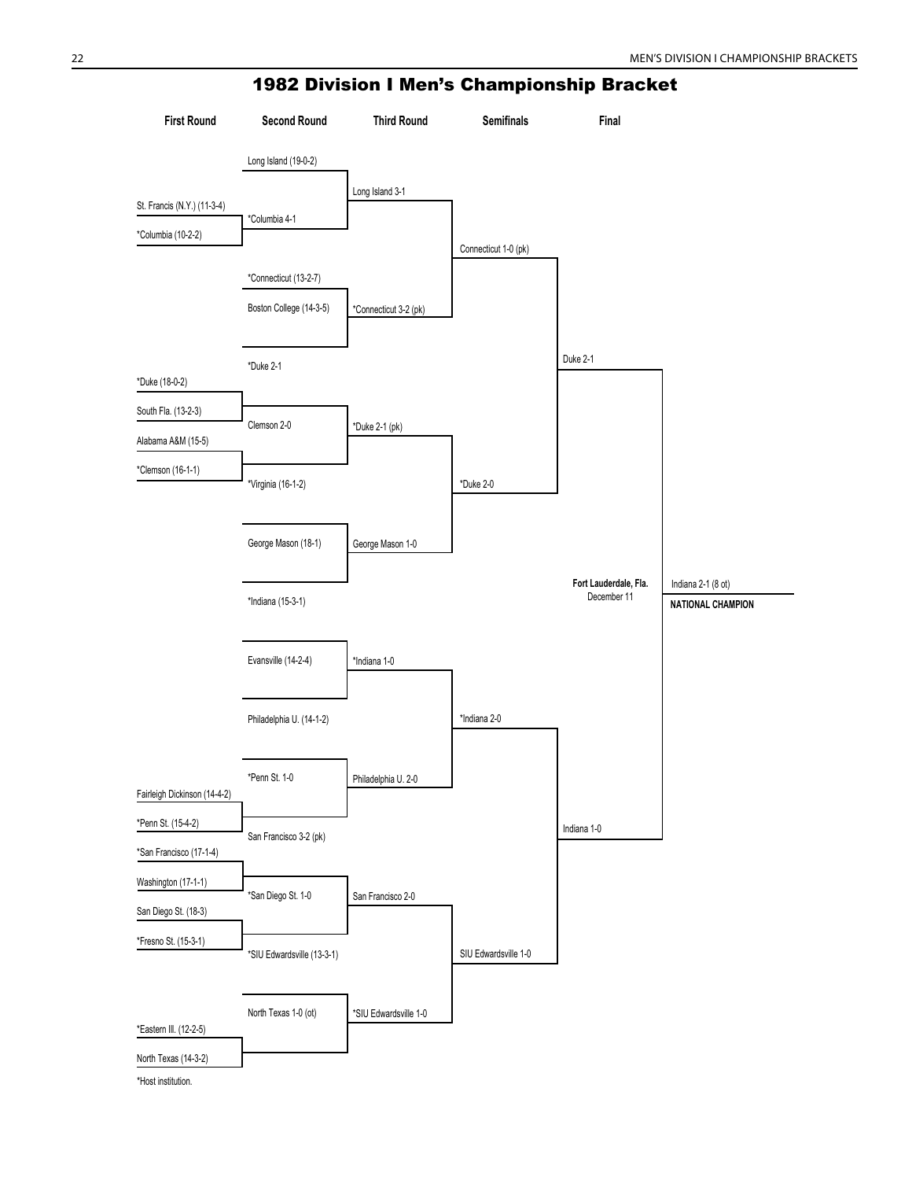# 1982 Division I Men's Championship Bracket

**First Round**

- St. Francis (N.Y.) (11-3-4) vs. *Columbia (10-2-2)
- *Duke (18-0-2) vs. South Fla. (13-2-3)
- Alabama A&M (15-5) vs. *Clemson (16-1-1)
- Fairleigh Dickinson (14-4-2) vs. *Penn St. (15-4-2)
- *San Francisco (17-1-4) vs. Washington (17-1-1)
- San Diego St. (18-3) vs. *Fresno St. (15-3-1)
- *Eastern Ill. (12-2-5) vs. North Texas (14-3-2)

**Second Round**

- Long Island (19-0-2) vs. *Columbia 4-1
- *Connecticut (13-2-7) vs. Boston College (14-3-5)
- *Duke 2-1 vs. Clemson 2-0
- *Virginia (16-1-2) vs. George Mason (18-1)
- *Indiana (15-3-1) vs. Evansville (14-2-4)
- Philadelphia U. (14-1-2) vs. *Penn St. 1-0
- San Francisco 3-2 (pk) vs. *San Diego St. 1-0
- *SIU Edwardsville (13-3-1) vs. North Texas 1-0 (ot)

**Third Round**

- Long Island 3-1
- *Connecticut 3-2 (pk)
- *Duke 2-1 (pk)
- George Mason 1-0
- *Indiana 1-0
- Philadelphia U. 2-0
- San Francisco 2-0
- *SIU Edwardsville 1-0

**Semifinals**

- Connecticut 1-0 (pk)
- *Duke 2-0
- *Indiana 2-0
- SIU Edwardsville 1-0

**Final**

- Duke 2-1
- Indiana 1-0

**Fort Lauderdale, Fla.**
December 11

Indiana 2-1 (8 ot)
**NATIONAL CHAMPION**

*Host institution.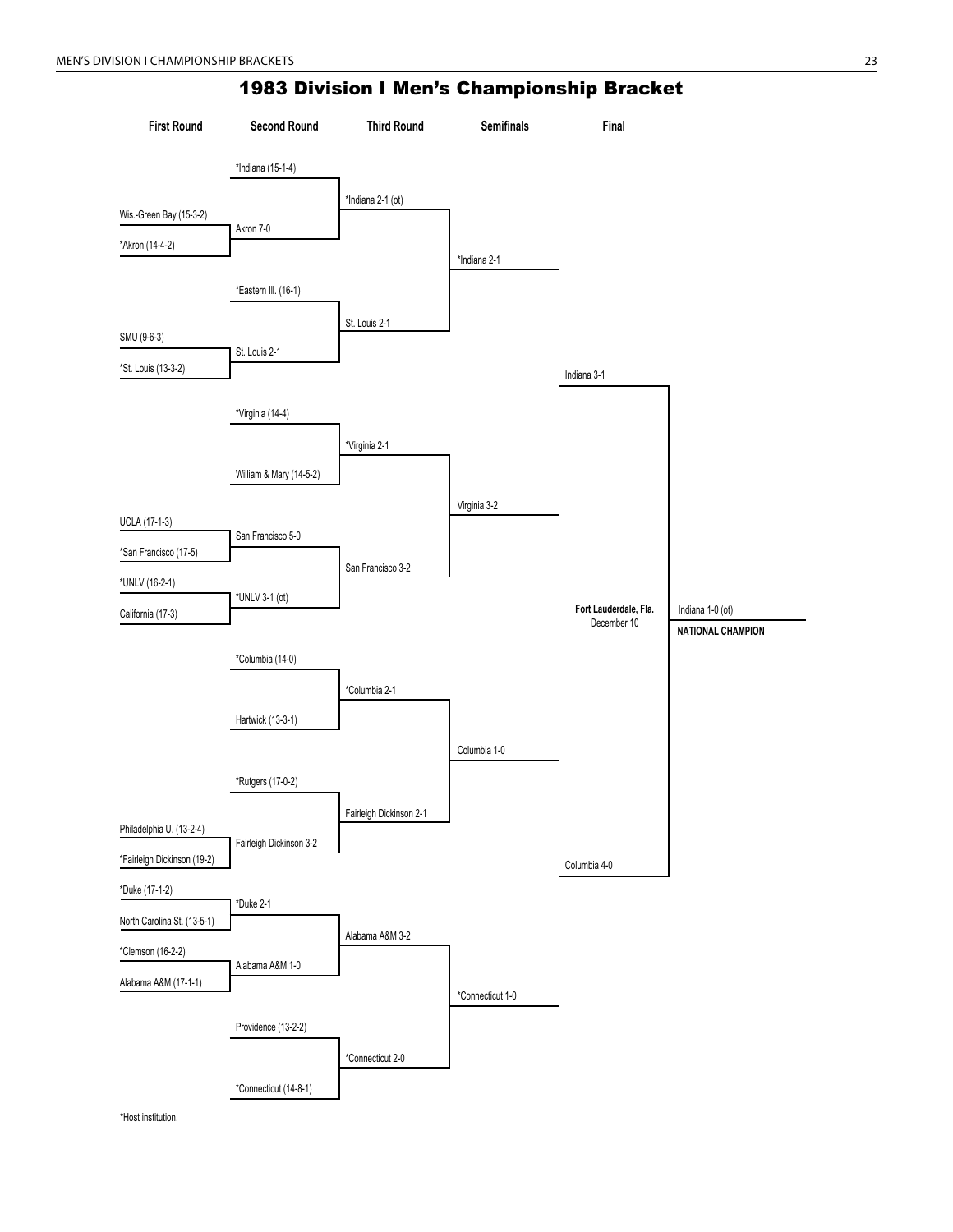# 1983 Division I Men's Championship Bracket

| First Round | Second Round | Third Round | Semifinals | Final |
|---|---|---|---|---|
| | *Indiana (15-1-4) | | | |
| Wis.-Green Bay (15-3-2) | | *Indiana 2-1 (ot) | | |
| *Akron (14-4-2) | Akron 7-0 | | | |
| | | | *Indiana 2-1 | |
| | *Eastern Ill. (16-1) | | | |
| SMU (9-6-3) | | St. Louis 2-1 | | |
| *St. Louis (13-3-2) | St. Louis 2-1 | | | |
| | | | | Indiana 3-1 |
| | *Virginia (14-4) | | | |
| | | *Virginia 2-1 | | |
| | William & Mary (14-5-2) | | | |
| | | | Virginia 3-2 | |
| UCLA (17-1-3) | | | | |
| *San Francisco (17-5) | San Francisco 5-0 | | | |
| | | San Francisco 3-2 | | |
| *UNLV (16-2-1) | | | | |
| California (17-3) | *UNLV 3-1 (ot) | | | |
| | *Columbia (14-0) | | | |
| | | *Columbia 2-1 | | |
| | Hartwick (13-3-1) | | | |
| | | | Columbia 1-0 | |
| | *Rutgers (17-0-2) | | | |
| Philadelphia U. (13-2-4) | | Fairleigh Dickinson 2-1 | | |
| *Fairleigh Dickinson (19-2) | Fairleigh Dickinson 3-2 | | | |
| | | | | Columbia 4-0 |
| *Duke (17-1-2) | | | | |
| North Carolina St. (13-5-1) | *Duke 2-1 | | | |
| | | Alabama A&M 3-2 | | |
| *Clemson (16-2-2) | | | | |
| Alabama A&M (17-1-1) | Alabama A&M 1-0 | | | |
| | | | *Connecticut 1-0 | |
| | Providence (13-2-2) | | | |
| | | *Connecticut 2-0 | | |
| | *Connecticut (14-8-1) | | | |

**Final — Fort Lauderdale, Fla., December 10:** Indiana 1-0 (ot)

**NATIONAL CHAMPION**

*Host institution.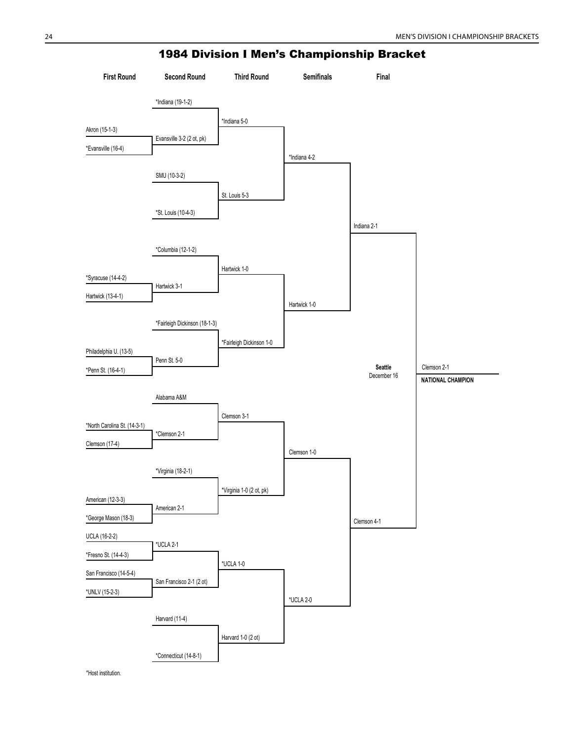# 1984 Division I Men's Championship Bracket

| First Round | Second Round | Third Round | Semifinals | Final |
|---|---|---|---|---|
| | *Indiana (19-1-2) | | | |
| | | *Indiana 5-0 | | |
| Akron (15-1-3) | | | | |
| | Evansville 3-2 (2 ot, pk) | | | |
| *Evansville (16-4) | | | | |
| | | | *Indiana 4-2 | |
| | SMU (10-3-2) | | | |
| | | St. Louis 5-3 | | |
| | *St. Louis (10-4-3) | | | |
| | | | | Indiana 2-1 |
| | *Columbia (12-1-2) | | | |
| | | Hartwick 1-0 | | |
| *Syracuse (14-4-2) | | | | |
| | Hartwick 3-1 | | | |
| Hartwick (13-4-1) | | | | |
| | | | Hartwick 1-0 | |
| | *Fairleigh Dickinson (18-1-3) | | | |
| | | *Fairleigh Dickinson 1-0 | | |
| Philadelphia U. (13-5) | | | | |
| | Penn St. 5-0 | | | |
| *Penn St. (16-4-1) | | | | |
| | Alabama A&M | | | |
| | | Clemson 3-1 | | |
| *North Carolina St. (14-3-1) | | | | |
| | *Clemson 2-1 | | | |
| Clemson (17-4) | | | | |
| | | | Clemson 1-0 | |
| | *Virginia (18-2-1) | | | |
| | | *Virginia 1-0 (2 ot, pk) | | |
| American (12-3-3) | | | | |
| | American 2-1 | | | |
| *George Mason (18-3) | | | | |
| | | | | Clemson 4-1 |
| UCLA (16-2-2) | | | | |
| | *UCLA 2-1 | | | |
| *Fresno St. (14-4-3) | | | | |
| | | *UCLA 1-0 | | |
| San Francisco (14-5-4) | | | | |
| | San Francisco 2-1 (2 ot) | | | |
| *UNLV (15-2-3) | | | | |
| | | | *UCLA 2-0 | |
| | Harvard (11-4) | | | |
| | | Harvard 1-0 (2 ot) | | |
| | *Connecticut (14-8-1) | | | |

**Seattle**
December 16

Clemson 2-1
**NATIONAL CHAMPION**

*Host institution.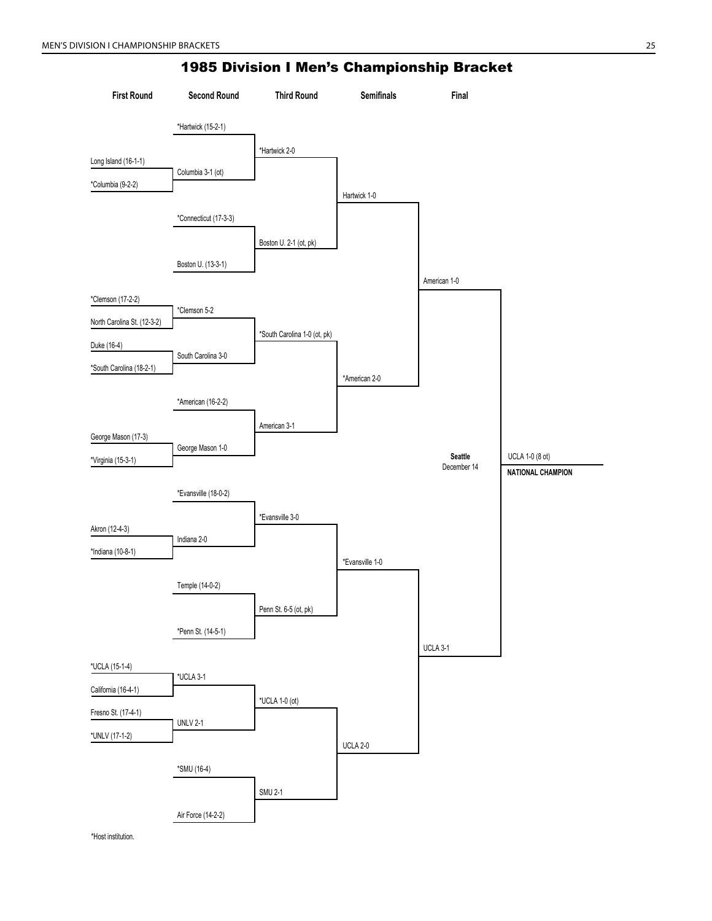# 1985 Division I Men's Championship Bracket

### First Round

- Long Island (16-1-1) vs. *Columbia (9-2-2) — Columbia 3-1 (ot)
- *Clemson (17-2-2) vs. North Carolina St. (12-3-2) — *Clemson 5-2
- Duke (16-4) vs. *South Carolina (18-2-1) — South Carolina 3-0
- George Mason (17-3) vs. *Virginia (15-3-1) — George Mason 1-0
- Akron (12-4-3) vs. *Indiana (10-8-1) — Indiana 2-0
- *UCLA (15-1-4) vs. California (16-4-1) — *UCLA 3-1
- Fresno St. (17-4-1) vs. *UNLV (17-1-2) — UNLV 2-1

### Second Round

- *Hartwick (15-2-1) vs. Columbia — *Hartwick 2-0
- *Connecticut (17-3-3) vs. Boston U. (13-3-1) — Boston U. 2-1 (ot, pk)
- *Clemson vs. South Carolina — *South Carolina 1-0 (ot, pk)
- *American (16-2-2) vs. George Mason — American 3-1
- *Evansville (18-0-2) vs. Indiana — *Evansville 3-0
- Temple (14-0-2) vs. *Penn St. (14-5-1) — Penn St. 6-5 (ot, pk)
- *UCLA vs. UNLV — *UCLA 1-0 (ot)
- *SMU (16-4) vs. Air Force (14-2-2) — SMU 2-1

### Third Round

- Hartwick vs. Boston U. — Hartwick 1-0
- South Carolina vs. American — *American 2-0
- Evansville vs. Penn St. — *Evansville 1-0
- UCLA vs. SMU — UCLA 2-0

### Semifinals

- Hartwick vs. American — American 1-0
- Evansville vs. UCLA — UCLA 3-1

### Final

**Seattle**
December 14

American vs. UCLA — UCLA 1-0 (8 ot)

**NATIONAL CHAMPION**: UCLA

*Host institution.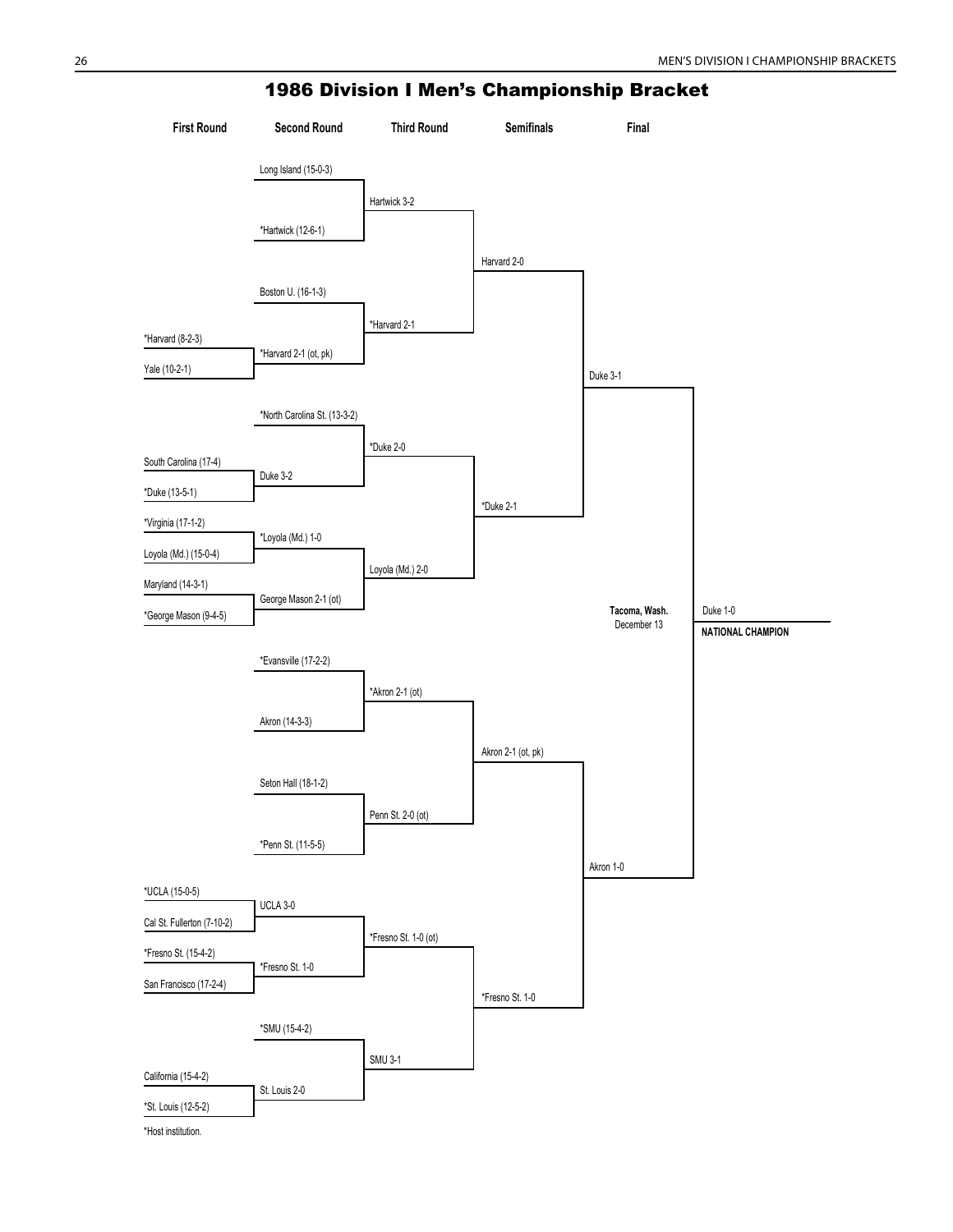# 1986 Division I Men's Championship Bracket

**First Round**

- *Harvard (8-2-3) vs. Yale (10-2-1) — *Harvard 2-1 (ot, pk)
- South Carolina (17-4) vs. *Duke (13-5-1) — Duke 3-2
- *Virginia (17-1-2) vs. Loyola (Md.) (15-0-4) — *Loyola (Md.) 1-0
- Maryland (14-3-1) vs. *George Mason (9-4-5) — George Mason 2-1 (ot)
- *UCLA (15-0-5) vs. Cal St. Fullerton (7-10-2) — UCLA 3-0
- *Fresno St. (15-4-2) vs. San Francisco (17-2-4) — *Fresno St. 1-0
- California (15-4-2) vs. *St. Louis (12-5-2) — St. Louis 2-0

**Second Round**

- Long Island (15-0-3) vs. *Hartwick (12-6-1) — Hartwick 3-2
- Boston U. (16-1-3) vs. *Harvard 2-1 (ot, pk) — *Harvard 2-1
- *North Carolina St. (13-3-2) vs. Duke 3-2 — *Duke 2-0
- *Loyola (Md.) 1-0 vs. George Mason 2-1 (ot) — Loyola (Md.) 2-0
- *Evansville (17-2-2) vs. Akron (14-3-3) — *Akron 2-1 (ot)
- Seton Hall (18-1-2) vs. *Penn St. (11-5-5) — Penn St. 2-0 (ot)
- UCLA 3-0 vs. *Fresno St. 1-0 — *Fresno St. 1-0 (ot)
- *SMU (15-4-2) vs. St. Louis 2-0 — SMU 3-1

**Third Round**

- Hartwick 3-2 vs. *Harvard 2-1 — Harvard 2-0
- *Duke 2-0 vs. Loyola (Md.) 2-0 — *Duke 2-1
- *Akron 2-1 (ot) vs. Penn St. 2-0 (ot) — Akron 2-1 (ot, pk)
- *Fresno St. 1-0 (ot) vs. SMU 3-1 — *Fresno St. 1-0

**Semifinals**

- Harvard 2-0 vs. *Duke 2-1 — Duke 3-1
- Akron 2-1 (ot, pk) vs. *Fresno St. 1-0 — Akron 1-0

**Final**

Tacoma, Wash.
December 13

- Duke 3-1 vs. Akron 1-0 — Duke 1-0

**NATIONAL CHAMPION**

*Host institution.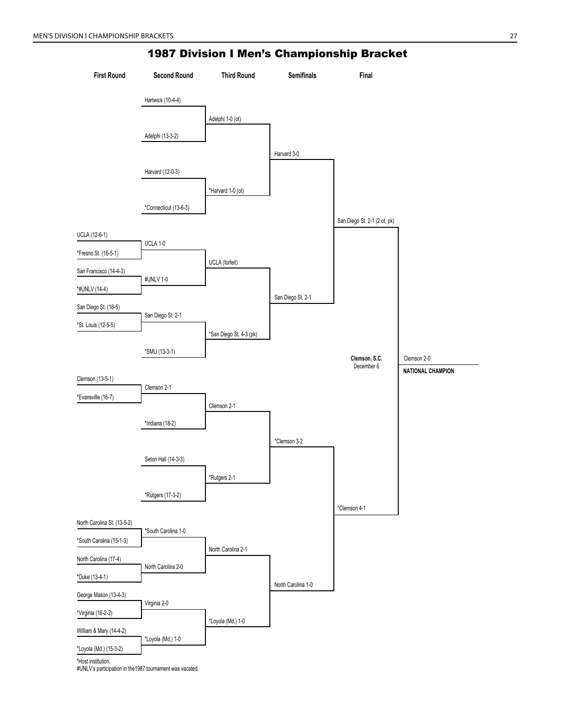# 1987 Division I Men's Championship Bracket

## First Round

- UCLA (12-6-1) vs. *Fresno St. (16-5-1) — UCLA 1-0
- San Francisco (14-4-3) vs. *#UNLV (14-4) — #UNLV 1-0
- San Diego St. (16-5) vs. *St. Louis (12-5-5) — San Diego St. 2-1
- Clemson (13-5-1) vs. *Evansville (16-7) — Clemson 2-1
- North Carolina St. (13-5-2) vs. *South Carolina (15-1-3) — *South Carolina 1-0
- North Carolina (17-4) vs. *Duke (13-4-1) — North Carolina 2-0
- George Mason (13-4-3) vs. *Virginia (16-2-2) — Virginia 2-0
- William & Mary (14-4-2) vs. *Loyola (Md.) (15-3-2) — *Loyola (Md.) 1-0

## Second Round

- Hartwick (10-4-4)
- Adelphi (13-3-2)
- Harvard (12-0-3)
- *Connecticut (13-6-3)
- UCLA 1-0
- #UNLV 1-0
- San Diego St. 2-1
- *SMU (13-3-1)
- Clemson 2-1
- *Indiana (18-2)
- Seton Hall (14-3-3)
- *Rutgers (17-3-2)
- *South Carolina 1-0
- North Carolina 2-0
- Virginia 2-0
- *Loyola (Md.) 1-0

## Third Round

- Adelphi 1-0 (ot)
- *Harvard 1-0 (ot)
- UCLA (forfeit)
- *San Diego St. 4-3 (pk)
- Clemson 2-1
- *Rutgers 2-1
- North Carolina 2-1
- *Loyola (Md.) 1-0

## Semifinals

- Harvard 3-0
- San Diego St. 2-1
- *Clemson 3-2
- North Carolina 1-0

## Final

- San Diego St. 2-1 (2 ot, pk)
- *Clemson 4-1

**Clemson, S.C.**
December 6

Clemson 2-0

**NATIONAL CHAMPION**

*Host institution.
#UNLV's participation in the1987 tournament was vacated.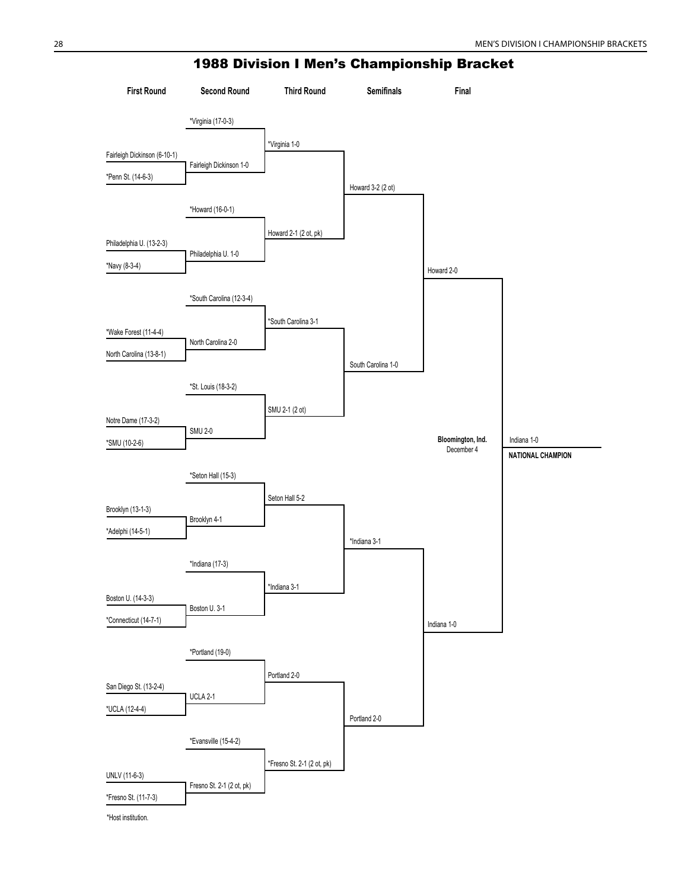# 1988 Division I Men's Championship Bracket

| First Round | Second Round | Third Round | Semifinals | Final |
|---|---|---|---|---|
| | *Virginia (17-0-3) | | | |
| Fairleigh Dickinson (6-10-1) | | *Virginia 1-0 | | |
| *Penn St. (14-6-3) | Fairleigh Dickinson 1-0 | | Howard 3-2 (2 ot) | |
| | *Howard (16-0-1) | | | |
| Philadelphia U. (13-2-3) | | Howard 2-1 (2 ot, pk) | | |
| *Navy (8-3-4) | Philadelphia U. 1-0 | | | Howard 2-0 |
| | *South Carolina (12-3-4) | | | |
| *Wake Forest (11-4-4) | | *South Carolina 3-1 | | |
| North Carolina (13-8-1) | North Carolina 2-0 | | South Carolina 1-0 | |
| | *St. Louis (18-3-2) | | | |
| Notre Dame (17-3-2) | | SMU 2-1 (2 ot) | | |
| *SMU (10-2-6) | SMU 2-0 | | | |
| | *Seton Hall (15-3) | | | |
| Brooklyn (13-1-3) | | Seton Hall 5-2 | | |
| *Adelphi (14-5-1) | Brooklyn 4-1 | | *Indiana 3-1 | |
| | *Indiana (17-3) | | | |
| Boston U. (14-3-3) | | *Indiana 3-1 | | |
| *Connecticut (14-7-1) | Boston U. 3-1 | | | Indiana 1-0 |
| | *Portland (19-0) | | | |
| San Diego St. (13-2-4) | | Portland 2-0 | | |
| *UCLA (12-4-4) | UCLA 2-1 | | Portland 2-0 | |
| | *Evansville (15-4-2) | | | |
| UNLV (11-6-3) | | *Fresno St. 2-1 (2 ot, pk) | | |
| *Fresno St. (11-7-3) | Fresno St. 2-1 (2 ot, pk) | | | |

**Bloomington, Ind.**
December 4

Indiana 1-0
**NATIONAL CHAMPION**

*Host institution.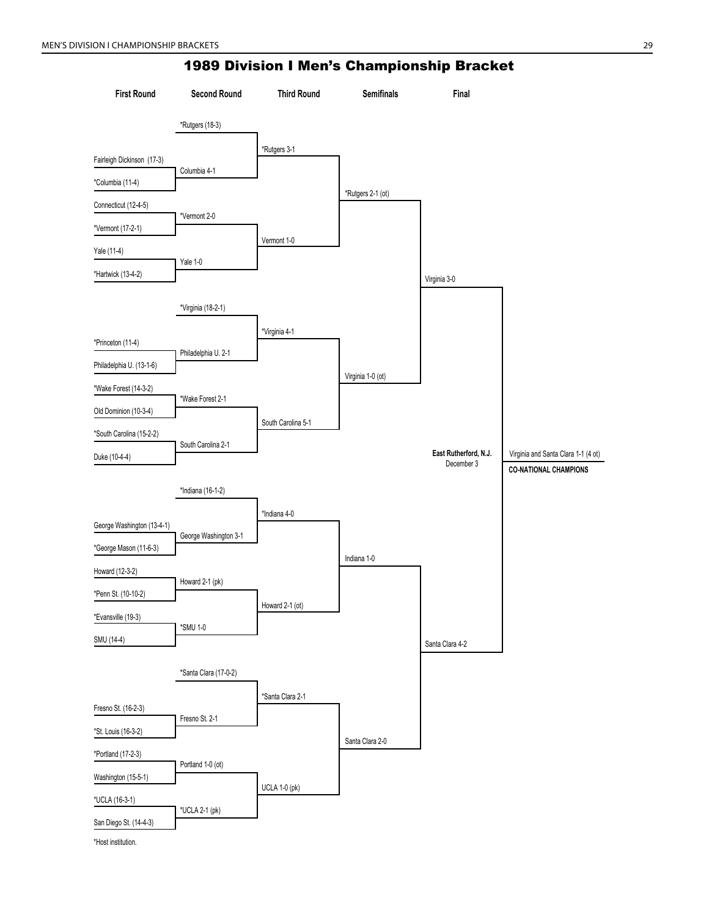# 1989 Division I Men's Championship Bracket

## First Round

- Fairleigh Dickinson (17-3)
- *Columbia (11-4)
- Connecticut (12-4-5)
- *Vermont (17-2-1)
- Yale (11-4)
- *Hartwick (13-4-2)
- *Princeton (11-4)
- Philadelphia U. (13-1-6)
- *Wake Forest (14-3-2)
- Old Dominion (10-3-4)
- *South Carolina (15-2-2)
- Duke (10-4-4)
- George Washington (13-4-1)
- *George Mason (11-6-3)
- Howard (12-3-2)
- *Penn St. (10-10-2)
- *Evansville (19-3)
- SMU (14-4)
- Fresno St. (16-2-3)
- *St. Louis (16-3-2)
- *Portland (17-2-3)
- Washington (15-5-1)
- *UCLA (16-3-1)
- San Diego St. (14-4-3)

## Second Round

- *Rutgers (18-3)
- Columbia 4-1
- *Vermont 2-0
- Yale 1-0
- *Virginia (18-2-1)
- Philadelphia U. 2-1
- *Wake Forest 2-1
- South Carolina 2-1
- *Indiana (16-1-2)
- George Washington 3-1
- Howard 2-1 (pk)
- *SMU 1-0
- *Santa Clara (17-0-2)
- Fresno St. 2-1
- Portland 1-0 (ot)
- *UCLA 2-1 (pk)

## Third Round

- *Rutgers 3-1
- Vermont 1-0
- *Virginia 4-1
- South Carolina 5-1
- *Indiana 4-0
- Howard 2-1 (ot)
- *Santa Clara 2-1
- UCLA 1-0 (pk)

## Semifinals

- *Rutgers 2-1 (ot)
- Virginia 1-0 (ot)
- Indiana 1-0
- Santa Clara 2-0

## Final

- Virginia 3-0
- Santa Clara 4-2

**East Rutherford, N.J.**
December 3

Virginia and Santa Clara 1-1 (4 ot)

**CO-NATIONAL CHAMPIONS**

*Host institution.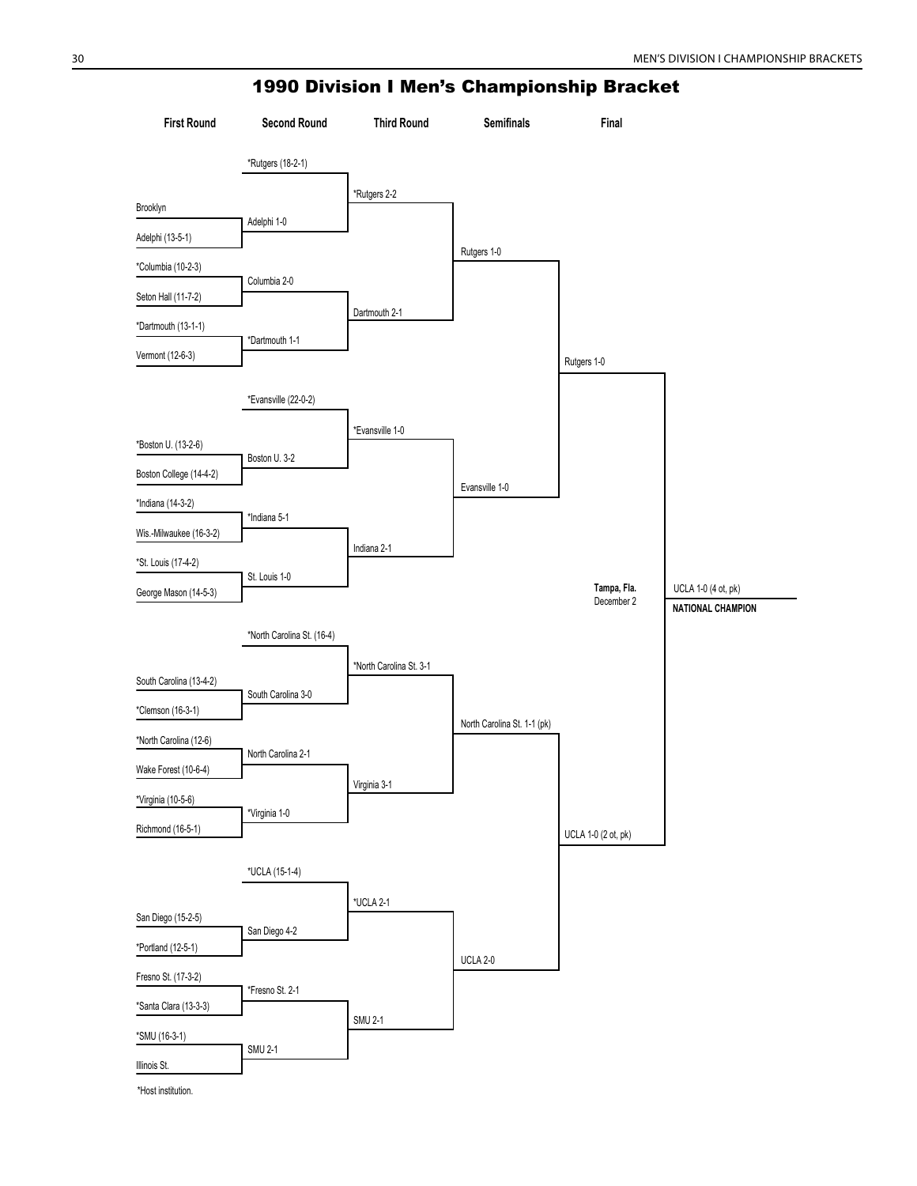# 1990 Division I Men's Championship Bracket

| First Round | Second Round | Third Round | Semifinals | Final | |
|---|---|---|---|---|---|
| | *Rutgers (18-2-1) | | | | |
| Brooklyn | Adelphi 1-0 | *Rutgers 2-2 | | | |
| Adelphi (13-5-1) | | | Rutgers 1-0 | | |
| *Columbia (10-2-3) | Columbia 2-0 | | | | |
| Seton Hall (11-7-2) | | Dartmouth 2-1 | | | |
| *Dartmouth (13-1-1) | *Dartmouth 1-1 | | | | |
| Vermont (12-6-3) | | | | Rutgers 1-0 | |
| | *Evansville (22-0-2) | | | | |
| *Boston U. (13-2-6) | Boston U. 3-2 | *Evansville 1-0 | | | |
| Boston College (14-4-2) | | | Evansville 1-0 | | |
| *Indiana (14-3-2) | *Indiana 5-1 | | | | |
| Wis.-Milwaukee (16-3-2) | | Indiana 2-1 | | | |
| *St. Louis (17-4-2) | St. Louis 1-0 | | | | |
| George Mason (14-5-3) | | | | Tampa, Fla. December 2 | UCLA 1-0 (4 ot, pk) NATIONAL CHAMPION |
| | *North Carolina St. (16-4) | | | | |
| South Carolina (13-4-2) | South Carolina 3-0 | *North Carolina St. 3-1 | | | |
| *Clemson (16-3-1) | | | North Carolina St. 1-1 (pk) | | |
| *North Carolina (12-6) | North Carolina 2-1 | | | | |
| Wake Forest (10-6-4) | | Virginia 3-1 | | | |
| *Virginia (10-5-6) | *Virginia 1-0 | | | | |
| Richmond (16-5-1) | | | | UCLA 1-0 (2 ot, pk) | |
| | *UCLA (15-1-4) | | | | |
| San Diego (15-2-5) | San Diego 4-2 | *UCLA 2-1 | | | |
| *Portland (12-5-1) | | | UCLA 2-0 | | |
| Fresno St. (17-3-2) | *Fresno St. 2-1 | | | | |
| *Santa Clara (13-3-3) | | SMU 2-1 | | | |
| *SMU (16-3-1) | SMU 2-1 | | | | |
| Illinois St. | | | | | |

*Host institution.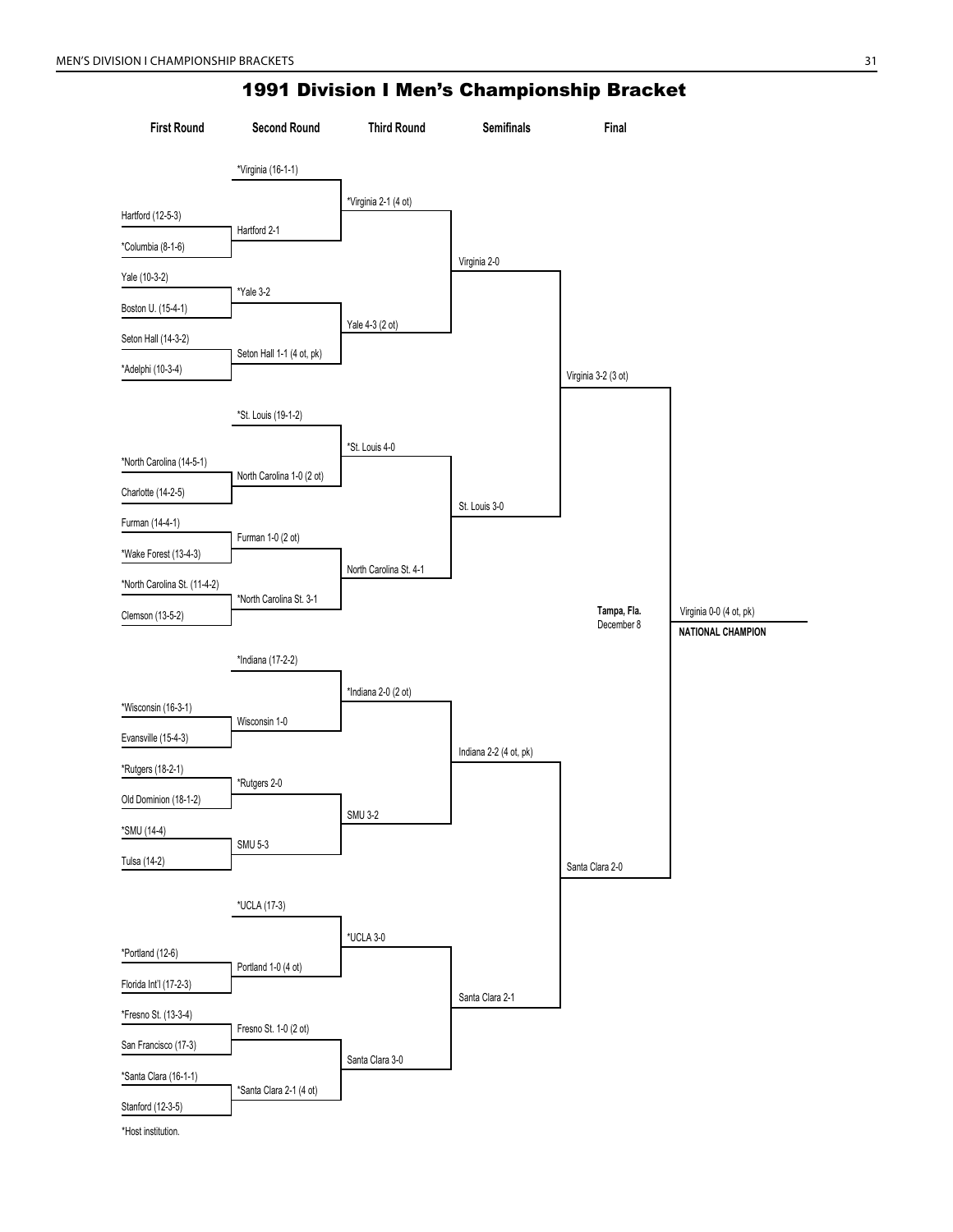# 1991 Division I Men's Championship Bracket

| First Round | Second Round | Third Round | Semifinals | Final | |
|---|---|---|---|---|---|
| | *Virginia (16-1-1) | | | | |
| | | *Virginia 2-1 (4 ot) | | | |
| Hartford (12-5-3) | | | | | |
| | Hartford 2-1 | | | | |
| *Columbia (8-1-6) | | | | | |
| | | | Virginia 2-0 | | |
| Yale (10-3-2) | | | | | |
| | *Yale 3-2 | | | | |
| Boston U. (15-4-1) | | | | | |
| | | Yale 4-3 (2 ot) | | | |
| Seton Hall (14-3-2) | | | | | |
| | Seton Hall 1-1 (4 ot, pk) | | | | |
| *Adelphi (10-3-4) | | | | | |
| | | | | Virginia 3-2 (3 ot) | |
| | *St. Louis (19-1-2) | | | | |
| | | *St. Louis 4-0 | | | |
| *North Carolina (14-5-1) | | | | | |
| | North Carolina 1-0 (2 ot) | | | | |
| Charlotte (14-2-5) | | | | | |
| | | | St. Louis 3-0 | | |
| Furman (14-4-1) | | | | | |
| | Furman 1-0 (2 ot) | | | | |
| *Wake Forest (13-4-3) | | | | | |
| | | North Carolina St. 4-1 | | | |
| *North Carolina St. (11-4-2) | | | | | |
| | *North Carolina St. 3-1 | | | | |
| Clemson (13-5-2) | | | | **Tampa, Fla.** December 8 | Virginia 0-0 (4 ot, pk) **NATIONAL CHAMPION** |
| | *Indiana (17-2-2) | | | | |
| | | *Indiana 2-0 (2 ot) | | | |
| *Wisconsin (16-3-1) | | | | | |
| | Wisconsin 1-0 | | | | |
| Evansville (15-4-3) | | | | | |
| | | | Indiana 2-2 (4 ot, pk) | | |
| *Rutgers (18-2-1) | | | | | |
| | *Rutgers 2-0 | | | | |
| Old Dominion (18-1-2) | | | | | |
| | | SMU 3-2 | | | |
| *SMU (14-4) | | | | | |
| | SMU 5-3 | | | | |
| Tulsa (14-2) | | | | | |
| | | | | Santa Clara 2-0 | |
| | *UCLA (17-3) | | | | |
| | | *UCLA 3-0 | | | |
| *Portland (12-6) | | | | | |
| | Portland 1-0 (4 ot) | | | | |
| Florida Int'l (17-2-3) | | | | | |
| | | | Santa Clara 2-1 | | |
| *Fresno St. (13-3-4) | | | | | |
| | Fresno St. 1-0 (2 ot) | | | | |
| San Francisco (17-3) | | | | | |
| | | Santa Clara 3-0 | | | |
| *Santa Clara (16-1-1) | | | | | |
| | *Santa Clara 2-1 (4 ot) | | | | |
| Stanford (12-3-5) | | | | | |

*Host institution.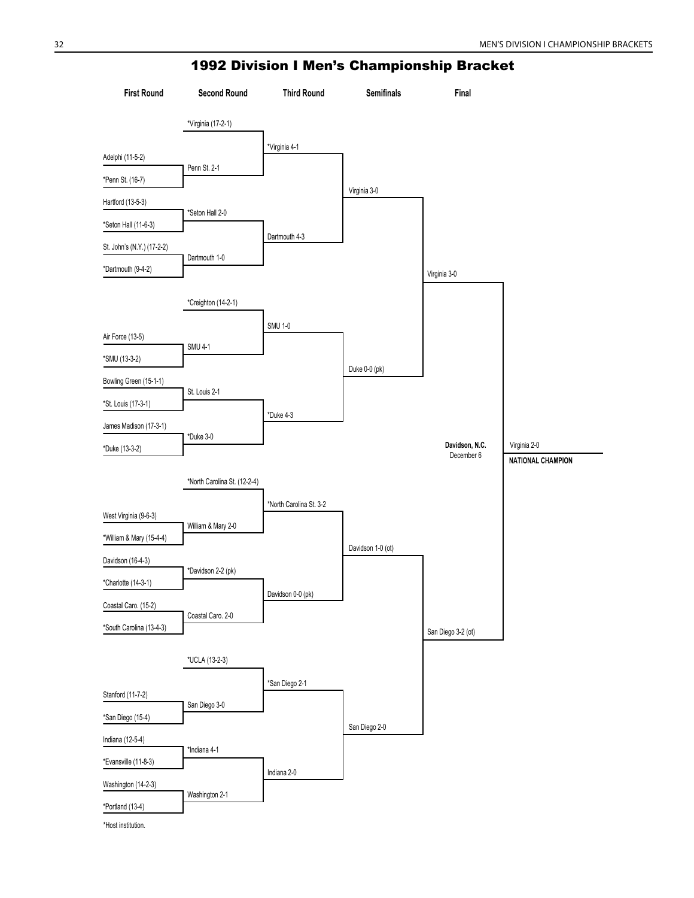# 1992 Division I Men's Championship Bracket

| First Round | Second Round | Third Round | Semifinals | Final | |
|---|---|---|---|---|---|
| | *Virginia (17-2-1) | | | | |
| Adelphi (11-5-2) | | *Virginia 4-1 | | | |
| *Penn St. (16-7) | Penn St. 2-1 | | | | |
| Hartford (13-5-3) | | | Virginia 3-0 | | |
| *Seton Hall (11-6-3) | *Seton Hall 2-0 | | | | |
| St. John's (N.Y.) (17-2-2) | | Dartmouth 4-3 | | | |
| *Dartmouth (9-4-2) | Dartmouth 1-0 | | | | |
| | | | | Virginia 3-0 | |
| | *Creighton (14-2-1) | | | | |
| Air Force (13-5) | | SMU 1-0 | | | |
| *SMU (13-3-2) | SMU 4-1 | | | | |
| Bowling Green (15-1-1) | | | Duke 0-0 (pk) | | |
| *St. Louis (17-3-1) | St. Louis 2-1 | | | | |
| James Madison (17-3-1) | | *Duke 4-3 | | | |
| *Duke (13-3-2) | *Duke 3-0 | | | | |
| | | | | **Davidson, N.C.** December 6 | Virginia 2-0 **NATIONAL CHAMPION** |
| | *North Carolina St. (12-2-4) | | | | |
| West Virginia (9-6-3) | | *North Carolina St. 3-2 | | | |
| *William & Mary (15-4-4) | William & Mary 2-0 | | | | |
| Davidson (16-4-3) | | | Davidson 1-0 (ot) | | |
| *Charlotte (14-3-1) | *Davidson 2-2 (pk) | | | | |
| Coastal Caro. (15-2) | | Davidson 0-0 (pk) | | | |
| *South Carolina (13-4-3) | Coastal Caro. 2-0 | | | | |
| | | | | San Diego 3-2 (ot) | |
| | *UCLA (13-2-3) | | | | |
| Stanford (11-7-2) | | *San Diego 2-1 | | | |
| *San Diego (15-4) | San Diego 3-0 | | | | |
| Indiana (12-5-4) | | | San Diego 2-0 | | |
| *Evansville (11-8-3) | *Indiana 4-1 | | | | |
| Washington (14-2-3) | | Indiana 2-0 | | | |
| *Portland (13-4) | Washington 2-1 | | | | |

*Host institution.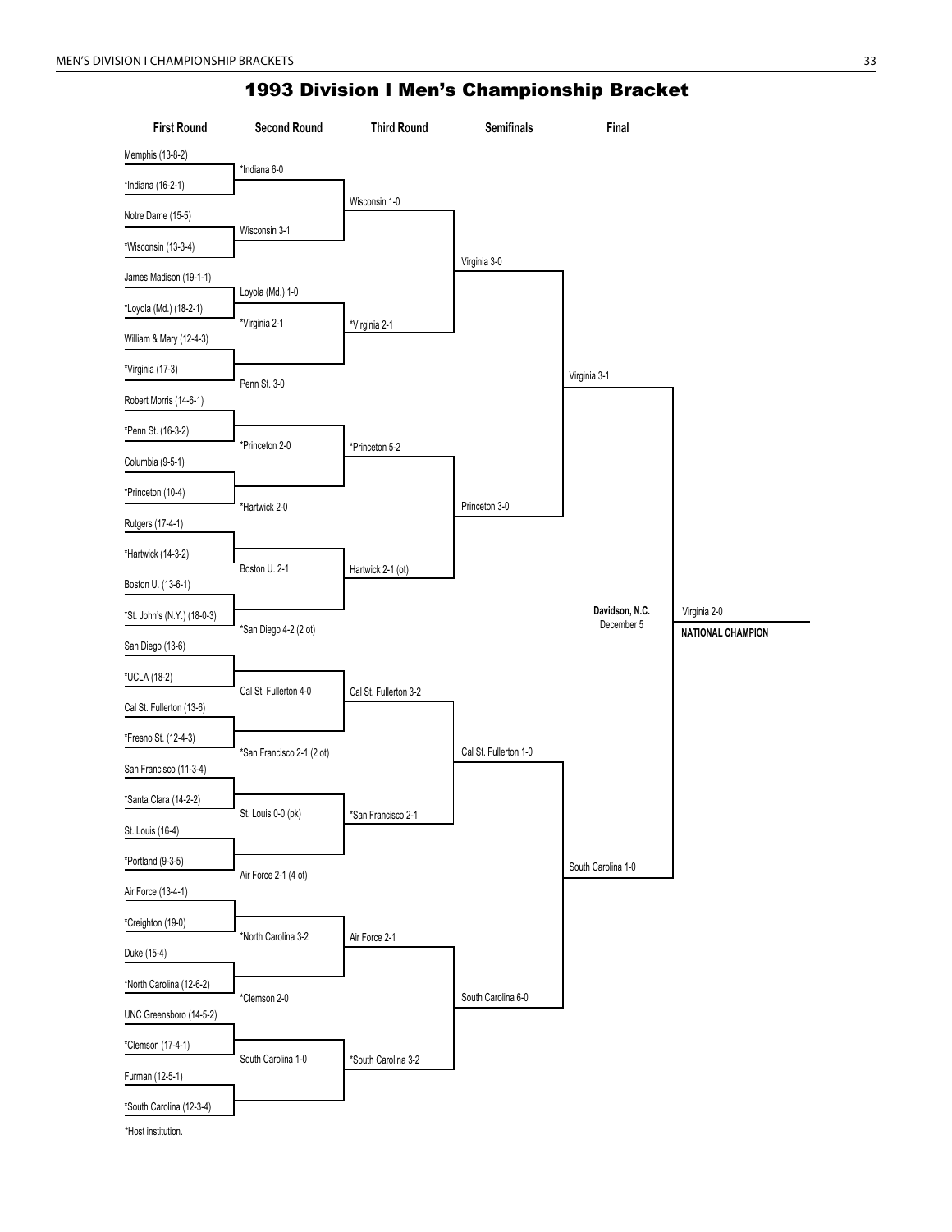# 1993 Division I Men's Championship Bracket

| First Round | Second Round | Third Round | Semifinals | Final |
| --- | --- | --- | --- | --- |
| Memphis (13-8-2) | | | | |
| *Indiana (16-2-1) | *Indiana 6-0 | | | |
| Notre Dame (15-5) | | Wisconsin 1-0 | | |
| *Wisconsin (13-3-4) | Wisconsin 3-1 | | | |
| James Madison (19-1-1) | | | Virginia 3-0 | |
| *Loyola (Md.) (18-2-1) | Loyola (Md.) 1-0 | | | |
| William & Mary (12-4-3) | *Virginia 2-1 | *Virginia 2-1 | | |
| *Virginia (17-3) | | | | Virginia 3-1 |
| Robert Morris (14-6-1) | Penn St. 3-0 | | | |
| *Penn St. (16-3-2) | | | | |
| Columbia (9-5-1) | *Princeton 2-0 | *Princeton 5-2 | | |
| *Princeton (10-4) | | | Princeton 3-0 | |
| Rutgers (17-4-1) | *Hartwick 2-0 | | | |
| *Hartwick (14-3-2) | | | | |
| Boston U. (13-6-1) | Boston U. 2-1 | Hartwick 2-1 (ot) | | |
| *St. John's (N.Y.) (18-0-3) | | | | |
| San Diego (13-6) | *San Diego 4-2 (2 ot) | | | |
| *UCLA (18-2) | | | | |
| Cal St. Fullerton (13-6) | Cal St. Fullerton 4-0 | Cal St. Fullerton 3-2 | | |
| *Fresno St. (12-4-3) | | | Cal St. Fullerton 1-0 | |
| San Francisco (11-3-4) | *San Francisco 2-1 (2 ot) | | | |
| *Santa Clara (14-2-2) | | | | |
| St. Louis (16-4) | St. Louis 0-0 (pk) | *San Francisco 2-1 | | |
| *Portland (9-3-5) | | | | South Carolina 1-0 |
| Air Force (13-4-1) | Air Force 2-1 (4 ot) | | | |
| *Creighton (19-0) | | | | |
| Duke (15-4) | *North Carolina 3-2 | Air Force 2-1 | | |
| *North Carolina (12-6-2) | | | South Carolina 6-0 | |
| UNC Greensboro (14-5-2) | *Clemson 2-0 | | | |
| *Clemson (17-4-1) | | | | |
| Furman (12-5-1) | South Carolina 1-0 | *South Carolina 3-2 | | |
| *South Carolina (12-3-4) | | | | |

**Final** — Davidson, N.C., December 5: Virginia 2-0

**NATIONAL CHAMPION:** Virginia

*Host institution.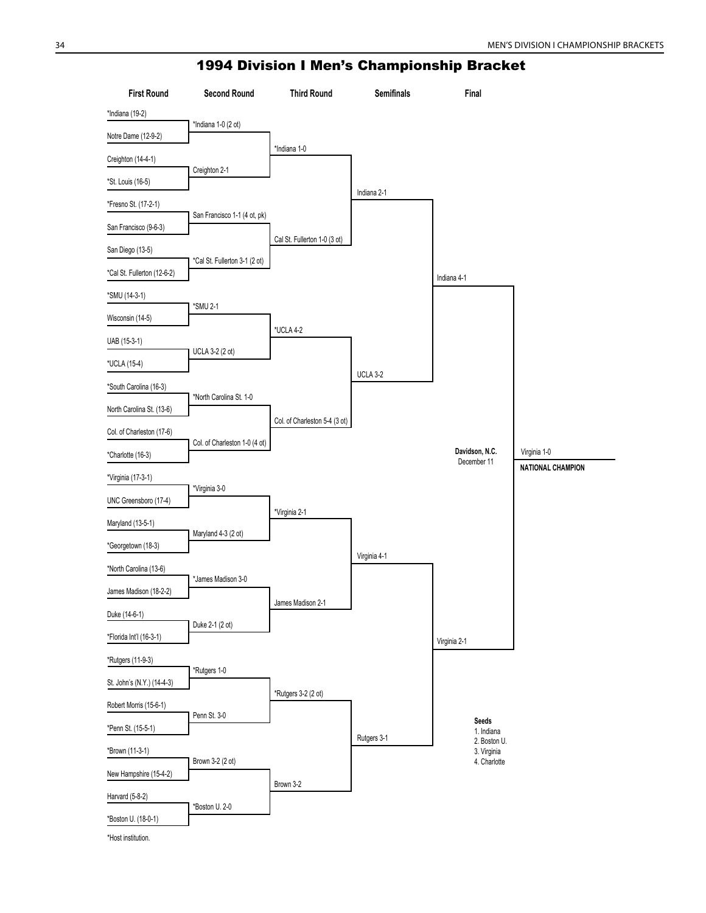# 1994 Division I Men's Championship Bracket

## First Round

- *Indiana (19-2)
- Notre Dame (12-9-2)
- Creighton (14-4-1)
- *St. Louis (16-5)
- *Fresno St. (17-2-1)
- San Francisco (9-6-3)
- San Diego (13-5)
- *Cal St. Fullerton (12-6-2)
- *SMU (14-3-1)
- Wisconsin (14-5)
- UAB (15-3-1)
- *UCLA (15-4)
- *South Carolina (16-3)
- North Carolina St. (13-6)
- Col. of Charleston (17-6)
- *Charlotte (16-3)
- *Virginia (17-3-1)
- UNC Greensboro (17-4)
- Maryland (13-5-1)
- *Georgetown (18-3)
- *North Carolina (13-6)
- James Madison (18-2-2)
- Duke (14-6-1)
- *Florida Int'l (16-3-1)
- *Rutgers (11-9-3)
- St. John's (N.Y.) (14-4-3)
- Robert Morris (15-6-1)
- *Penn St. (15-5-1)
- *Brown (11-3-1)
- New Hampshire (15-4-2)
- Harvard (5-8-2)
- *Boston U. (18-0-1)

## Second Round

- *Indiana 1-0 (2 ot)
- Creighton 2-1
- San Francisco 1-1 (4 ot, pk)
- *Cal St. Fullerton 3-1 (2 ot)
- *SMU 2-1
- UCLA 3-2 (2 ot)
- *North Carolina St. 1-0
- Col. of Charleston 1-0 (4 ot)
- *Virginia 3-0
- Maryland 4-3 (2 ot)
- *James Madison 3-0
- Duke 2-1 (2 ot)
- *Rutgers 1-0
- Penn St. 3-0
- Brown 3-2 (2 ot)
- *Boston U. 2-0

## Third Round

- *Indiana 1-0
- Cal St. Fullerton 1-0 (3 ot)
- *UCLA 4-2
- Col. of Charleston 5-4 (3 ot)
- *Virginia 2-1
- James Madison 2-1
- *Rutgers 3-2 (2 ot)
- Brown 3-2

## Semifinals

- Indiana 2-1
- UCLA 3-2
- Virginia 4-1
- Rutgers 3-1

## Final

- Indiana 4-1
- Virginia 2-1

**Davidson, N.C.**
December 11

Virginia 1-0
**NATIONAL CHAMPION**

**Seeds**
1. Indiana
2. Boston U.
3. Virginia
4. Charlotte

*Host institution.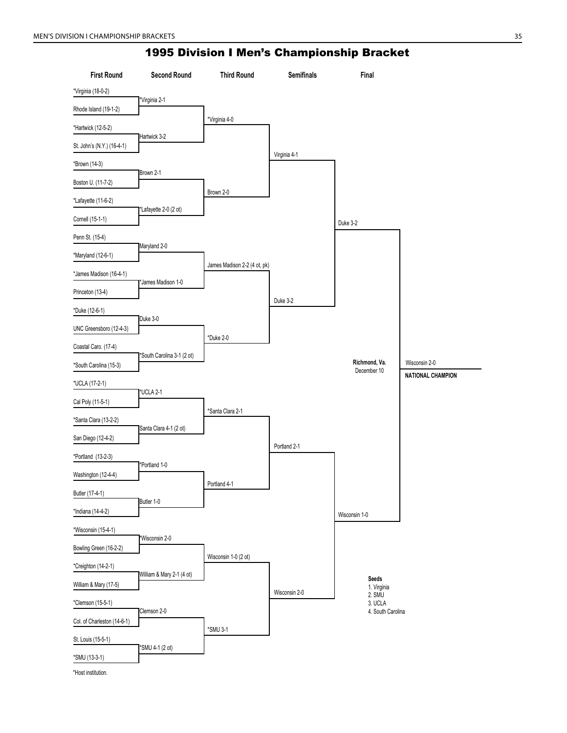# 1995 Division I Men's Championship Bracket

| First Round | Second Round | Third Round | Semifinals | Final |
|---|---|---|---|---|
| *Virginia (18-0-2) | | | | |
| Rhode Island (19-1-2) | *Virginia 2-1 | | | |
| *Hartwick (12-5-2) | | *Virginia 4-0 | | |
| St. John's (N.Y.) (16-4-1) | Hartwick 3-2 | | | |
| *Brown (14-3) | | | Virginia 4-1 | |
| Boston U. (11-7-2) | Brown 2-1 | | | |
| *Lafayette (11-6-2) | | Brown 2-0 | | |
| Cornell (15-1-1) | *Lafayette 2-0 (2 ot) | | | |
| Penn St. (15-4) | | | | Duke 3-2 |
| *Maryland (12-6-1) | Maryland 2-0 | | | |
| *James Madison (16-4-1) | | James Madison 2-2 (4 ot, pk) | | |
| Princeton (13-4) | *James Madison 1-0 | | | |
| *Duke (12-6-1) | | | Duke 3-2 | |
| UNC Greensboro (12-4-3) | Duke 3-0 | | | |
| Coastal Caro. (17-4) | | *Duke 2-0 | | |
| *South Carolina (15-3) | *South Carolina 3-1 (2 ot) | | | |
| *UCLA (17-2-1) | | | | |
| Cal Poly (11-5-1) | *UCLA 2-1 | | | |
| *Santa Clara (13-2-2) | | *Santa Clara 2-1 | | |
| San Diego (12-4-2) | Santa Clara 4-1 (2 ot) | | | |
| *Portland (13-2-3) | | | Portland 2-1 | |
| Washington (12-4-4) | *Portland 1-0 | | | |
| Butler (17-4-1) | | Portland 4-1 | | |
| *Indiana (14-4-2) | Butler 1-0 | | | |
| *Wisconsin (15-4-1) | | | | Wisconsin 1-0 |
| Bowling Green (16-2-2) | *Wisconsin 2-0 | | | |
| *Creighton (14-2-1) | | Wisconsin 1-0 (2 ot) | | |
| William & Mary (17-5) | William & Mary 2-1 (4 ot) | | | |
| *Clemson (15-5-1) | | | Wisconsin 2-0 | |
| Col. of Charleston (14-6-1) | Clemson 2-0 | | | |
| St. Louis (15-5-1) | | *SMU 3-1 | | |
| *SMU (13-3-1) | *SMU 4-1 (2 ot) | | | |

**Richmond, Va.**
December 10

Wisconsin 2-0
**NATIONAL CHAMPION**

**Seeds**
1. Virginia
2. SMU
3. UCLA
4. South Carolina

*Host institution.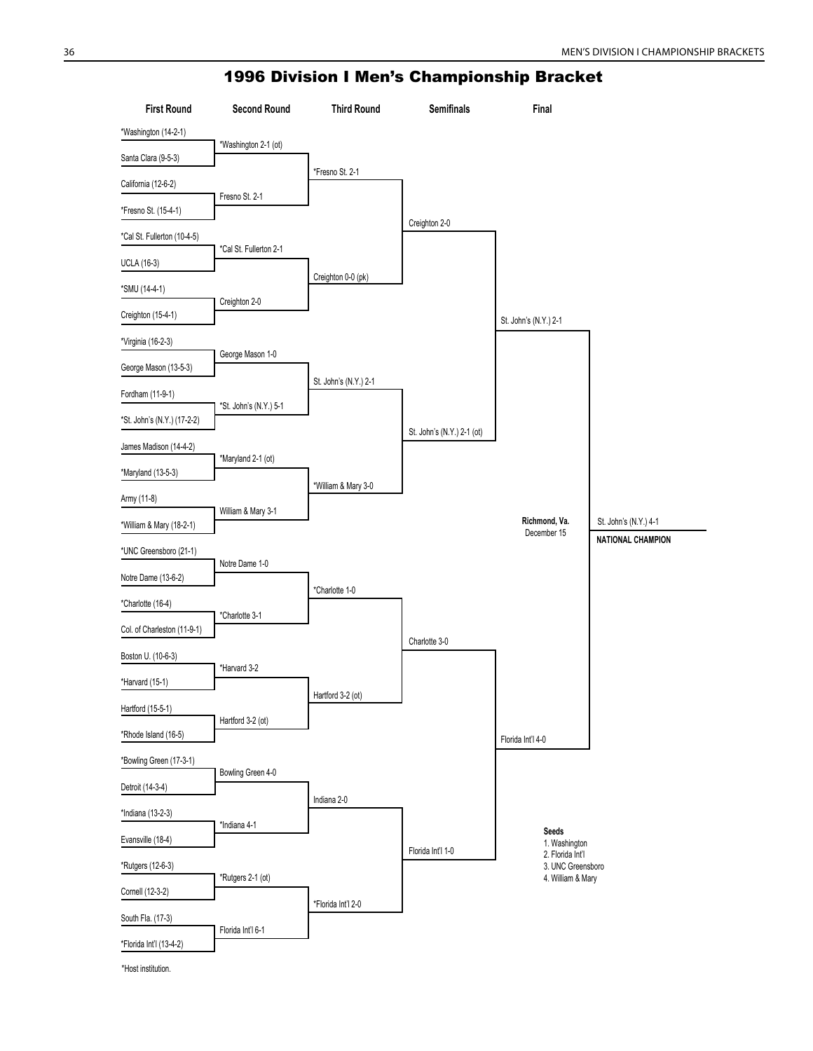# 1996 Division I Men's Championship Bracket

| First Round | Second Round | Third Round | Semifinals | Final |
|---|---|---|---|---|
| *Washington (14-2-1) | | | | |
| Santa Clara (9-5-3) | *Washington 2-1 (ot) | | | |
| California (12-6-2) | | *Fresno St. 2-1 | | |
| *Fresno St. (15-4-1) | Fresno St. 2-1 | | | |
| *Cal St. Fullerton (10-4-5) | | | Creighton 2-0 | |
| UCLA (16-3) | *Cal St. Fullerton 2-1 | | | |
| *SMU (14-4-1) | | Creighton 0-0 (pk) | | |
| Creighton (15-4-1) | Creighton 2-0 | | | |
| *Virginia (16-2-3) | | | | St. John's (N.Y.) 2-1 |
| George Mason (13-5-3) | George Mason 1-0 | | | |
| Fordham (11-9-1) | | St. John's (N.Y.) 2-1 | | |
| *St. John's (N.Y.) (17-2-2) | *St. John's (N.Y.) 5-1 | | | |
| James Madison (14-4-2) | | | St. John's (N.Y.) 2-1 (ot) | |
| *Maryland (13-5-3) | *Maryland 2-1 (ot) | | | |
| Army (11-8) | | *William & Mary 3-0 | | |
| *William & Mary (18-2-1) | William & Mary 3-1 | | | |
| *UNC Greensboro (21-1) | | | | |
| Notre Dame (13-6-2) | Notre Dame 1-0 | | | |
| *Charlotte (16-4) | | *Charlotte 1-0 | | |
| Col. of Charleston (11-9-1) | *Charlotte 3-1 | | | |
| Boston U. (10-6-3) | | | Charlotte 3-0 | |
| *Harvard (15-1) | *Harvard 3-2 | | | |
| Hartford (15-5-1) | | Hartford 3-2 (ot) | | |
| *Rhode Island (16-5) | Hartford 3-2 (ot) | | | |
| *Bowling Green (17-3-1) | | | | Florida Int'l 4-0 |
| Detroit (14-3-4) | Bowling Green 4-0 | | | |
| *Indiana (13-2-3) | | Indiana 2-0 | | |
| Evansville (18-4) | *Indiana 4-1 | | | |
| *Rutgers (12-6-3) | | | Florida Int'l 1-0 | |
| Cornell (12-3-2) | *Rutgers 2-1 (ot) | | | |
| South Fla. (17-3) | | *Florida Int'l 2-0 | | |
| *Florida Int'l (13-4-2) | Florida Int'l 6-1 | | | |

**Final** — **Richmond, Va.**, December 15: St. John's (N.Y.) 4-1

**NATIONAL CHAMPION**: St. John's (N.Y.)

**Seeds**
1. Washington
2. Florida Int'l
3. UNC Greensboro
4. William & Mary

*Host institution.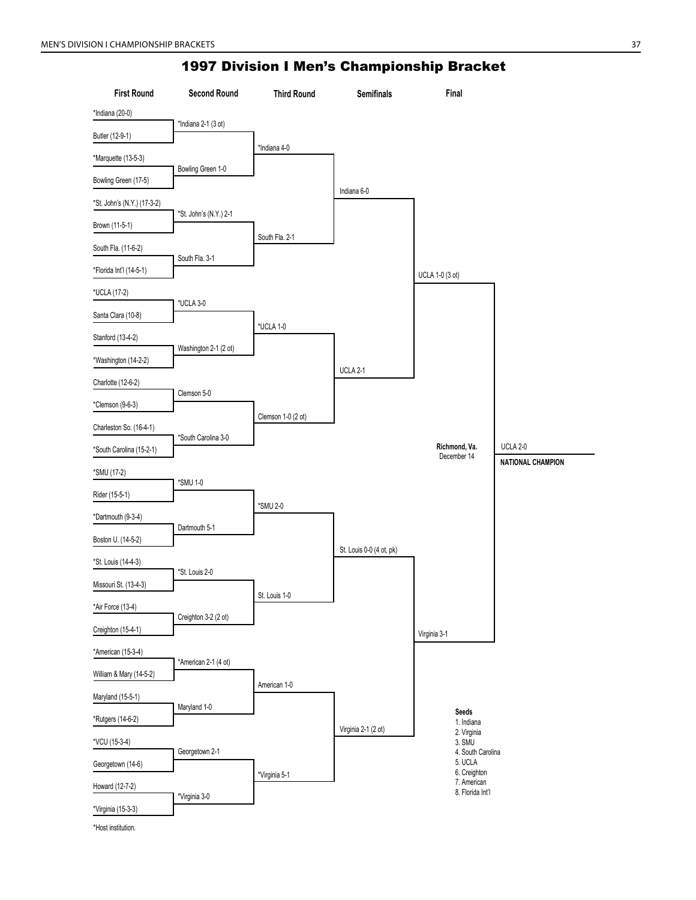# 1997 Division I Men's Championship Bracket

## First Round

- *Indiana (20-0)
- Butler (12-9-1)
- *Marquette (13-5-3)
- Bowling Green (17-5)
- *St. John's (N.Y.) (17-3-2)
- Brown (11-5-1)
- South Fla. (11-6-2)
- *Florida Int'l (14-5-1)
- *UCLA (17-2)
- Santa Clara (10-8)
- Stanford (13-4-2)
- *Washington (14-2-2)
- Charlotte (12-6-2)
- *Clemson (9-6-3)
- Charleston So. (16-4-1)
- *South Carolina (15-2-1)
- *SMU (17-2)
- Rider (15-5-1)
- *Dartmouth (9-3-4)
- Boston U. (14-5-2)
- *St. Louis (14-4-3)
- Missouri St. (13-4-3)
- *Air Force (13-4)
- Creighton (15-4-1)
- *American (15-3-4)
- William & Mary (14-5-2)
- Maryland (15-5-1)
- *Rutgers (14-6-2)
- *VCU (15-3-4)
- Georgetown (14-6)
- Howard (12-7-2)
- *Virginia (15-3-3)

## Second Round

- *Indiana 2-1 (3 ot)
- Bowling Green 1-0
- *St. John's (N.Y.) 2-1
- South Fla. 3-1
- *UCLA 3-0
- Washington 2-1 (2 ot)
- Clemson 5-0
- *South Carolina 3-0
- *SMU 1-0
- Dartmouth 5-1
- *St. Louis 2-0
- Creighton 3-2 (2 ot)
- *American 2-1 (4 ot)
- Maryland 1-0
- Georgetown 2-1
- *Virginia 3-0

## Third Round

- *Indiana 4-0
- South Fla. 2-1
- *UCLA 1-0
- Clemson 1-0 (2 ot)
- *SMU 2-0
- St. Louis 1-0
- American 1-0
- *Virginia 5-1

## Semifinals

- Indiana 6-0
- UCLA 2-1
- St. Louis 0-0 (4 ot, pk)
- Virginia 2-1 (2 ot)

## Final

- UCLA 1-0 (3 ot)
- Virginia 3-1

**Richmond, Va.**
December 14

UCLA 2-0
**NATIONAL CHAMPION**

**Seeds**
1. Indiana
2. Virginia
3. SMU
4. South Carolina
5. UCLA
6. Creighton
7. American
8. Florida Int'l

*Host institution.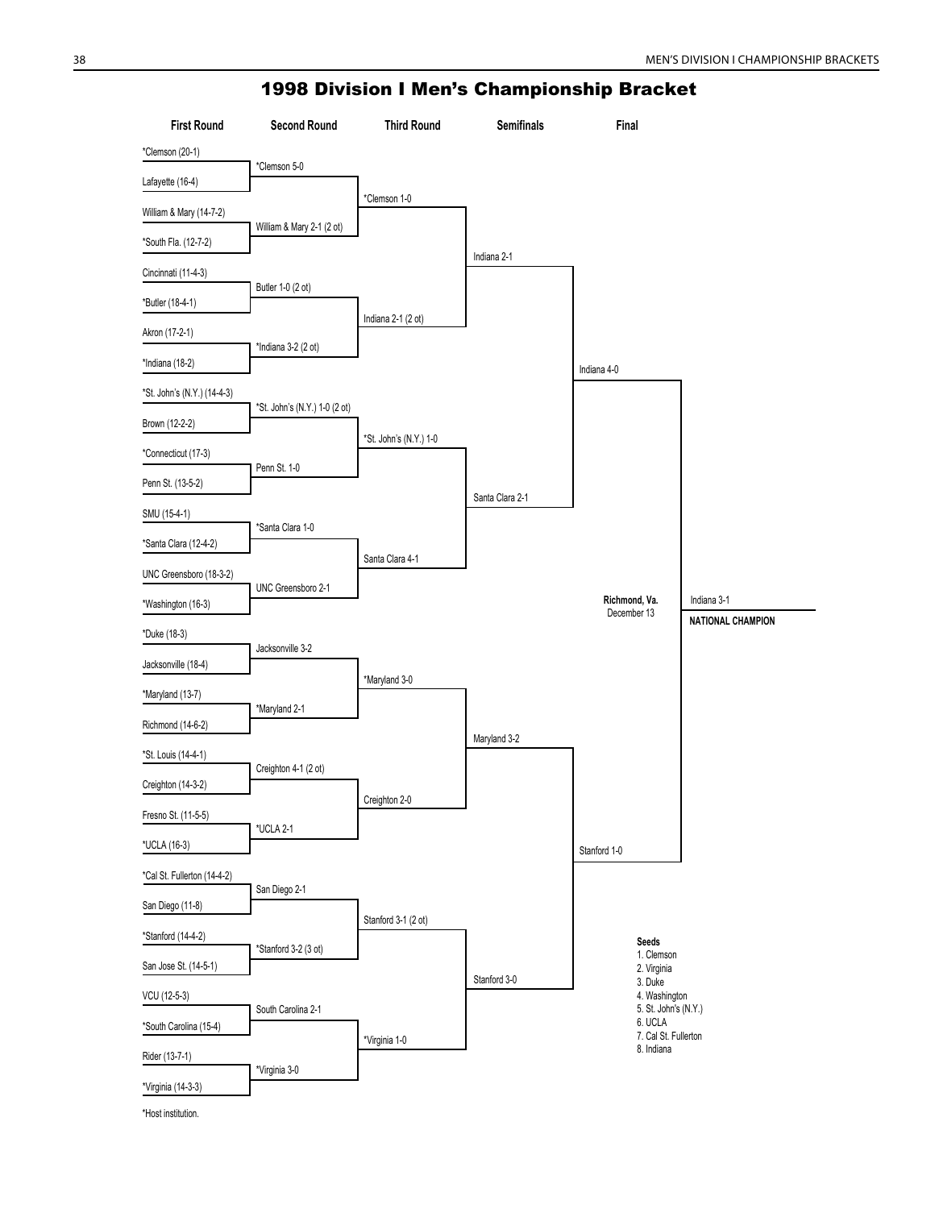# 1998 Division I Men's Championship Bracket

### First Round

- *Clemson (20-1) vs. Lafayette (16-4)
- William & Mary (14-7-2) vs. *South Fla. (12-7-2)
- Cincinnati (11-4-3) vs. *Butler (18-4-1)
- Akron (17-2-1) vs. *Indiana (18-2)
- *St. John's (N.Y.) (14-4-3) vs. Brown (12-2-2)
- *Connecticut (17-3) vs. Penn St. (13-5-2)
- SMU (15-4-1) vs. *Santa Clara (12-4-2)
- UNC Greensboro (18-3-2) vs. *Washington (16-3)
- *Duke (18-3) vs. Jacksonville (18-4)
- *Maryland (13-7) vs. Richmond (14-6-2)
- *St. Louis (14-4-1) vs. Creighton (14-3-2)
- Fresno St. (11-5-5) vs. *UCLA (16-3)
- *Cal St. Fullerton (14-4-2) vs. San Diego (11-8)
- *Stanford (14-4-2) vs. San Jose St. (14-5-1)
- VCU (12-5-3) vs. *South Carolina (15-4)
- Rider (13-7-1) vs. *Virginia (14-3-3)

### Second Round

- *Clemson 5-0
- William & Mary 2-1 (2 ot)
- Butler 1-0 (2 ot)
- *Indiana 3-2 (2 ot)
- *St. John's (N.Y.) 1-0 (2 ot)
- Penn St. 1-0
- *Santa Clara 1-0
- UNC Greensboro 2-1
- Jacksonville 3-2
- *Maryland 2-1
- Creighton 4-1 (2 ot)
- *UCLA 2-1
- San Diego 2-1
- *Stanford 3-2 (3 ot)
- South Carolina 2-1
- *Virginia 3-0

### Third Round

- *Clemson 1-0
- Indiana 2-1 (2 ot)
- *St. John's (N.Y.) 1-0
- Santa Clara 4-1
- *Maryland 3-0
- Creighton 2-0
- Stanford 3-1 (2 ot)
- *Virginia 1-0

### Semifinals

- Indiana 2-1
- Santa Clara 2-1
- Maryland 3-2
- Stanford 3-0

### Final

Richmond, Va.
December 13

- Indiana 4-0
- Stanford 1-0

Indiana 3-1

**NATIONAL CHAMPION**

**Seeds**
1. Clemson
2. Virginia
3. Duke
4. Washington
5. St. John's (N.Y.)
6. UCLA
7. Cal St. Fullerton
8. Indiana

*Host institution.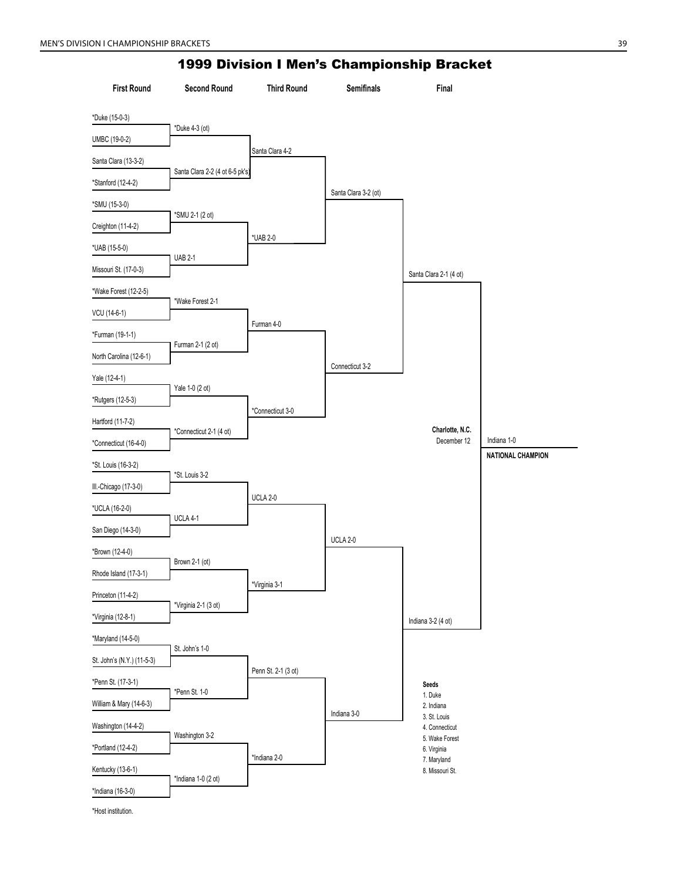# 1999 Division I Men's Championship Bracket

| First Round | Second Round | Third Round | Semifinals | Final |
|---|---|---|---|---|
| *Duke (15-0-3) | | | | |
| UMBC (19-0-2) | *Duke 4-3 (ot) | | | |
| Santa Clara (13-3-2) | | Santa Clara 4-2 | | |
| *Stanford (12-4-2) | Santa Clara 2-2 (4 ot 6-5 pk's) | | | |
| *SMU (15-3-0) | | | Santa Clara 3-2 (ot) | |
| Creighton (11-4-2) | *SMU 2-1 (2 ot) | | | |
| *UAB (15-5-0) | | *UAB 2-0 | | |
| Missouri St. (17-0-3) | UAB 2-1 | | | |
| *Wake Forest (12-2-5) | | | | Santa Clara 2-1 (4 ot) |
| VCU (14-6-1) | *Wake Forest 2-1 | | | |
| *Furman (19-1-1) | | Furman 4-0 | | |
| North Carolina (12-6-1) | Furman 2-1 (2 ot) | | | |
| Yale (12-4-1) | | | Connecticut 3-2 | |
| *Rutgers (12-5-3) | Yale 1-0 (2 ot) | | | |
| Hartford (11-7-2) | | *Connecticut 3-0 | | |
| *Connecticut (16-4-0) | *Connecticut 2-1 (4 ot) | | | |
| *St. Louis (16-3-2) | | | | |
| Ill.-Chicago (17-3-0) | *St. Louis 3-2 | | | |
| *UCLA (16-2-0) | | UCLA 2-0 | | |
| San Diego (14-3-0) | UCLA 4-1 | | | |
| *Brown (12-4-0) | | | UCLA 2-0 | |
| Rhode Island (17-3-1) | Brown 2-1 (ot) | | | |
| Princeton (11-4-2) | | *Virginia 3-1 | | |
| *Virginia (12-8-1) | *Virginia 2-1 (3 ot) | | | |
| *Maryland (14-5-0) | | | | Indiana 3-2 (4 ot) |
| St. John's (N.Y.) (11-5-3) | St. John's 1-0 | | | |
| *Penn St. (17-3-1) | | Penn St. 2-1 (3 ot) | | |
| William & Mary (14-6-3) | *Penn St. 1-0 | | | |
| Washington (14-4-2) | | | Indiana 3-0 | |
| *Portland (12-4-2) | Washington 3-2 | | | |
| Kentucky (13-6-1) | | *Indiana 2-0 | | |
| *Indiana (16-3-0) | *Indiana 1-0 (2 ot) | | | |

**Charlotte, N.C.**
December 12

Indiana 1-0
**NATIONAL CHAMPION**

**Seeds**
1. Duke
2. Indiana
3. St. Louis
4. Connecticut
5. Wake Forest
6. Virginia
7. Maryland
8. Missouri St.

*Host institution.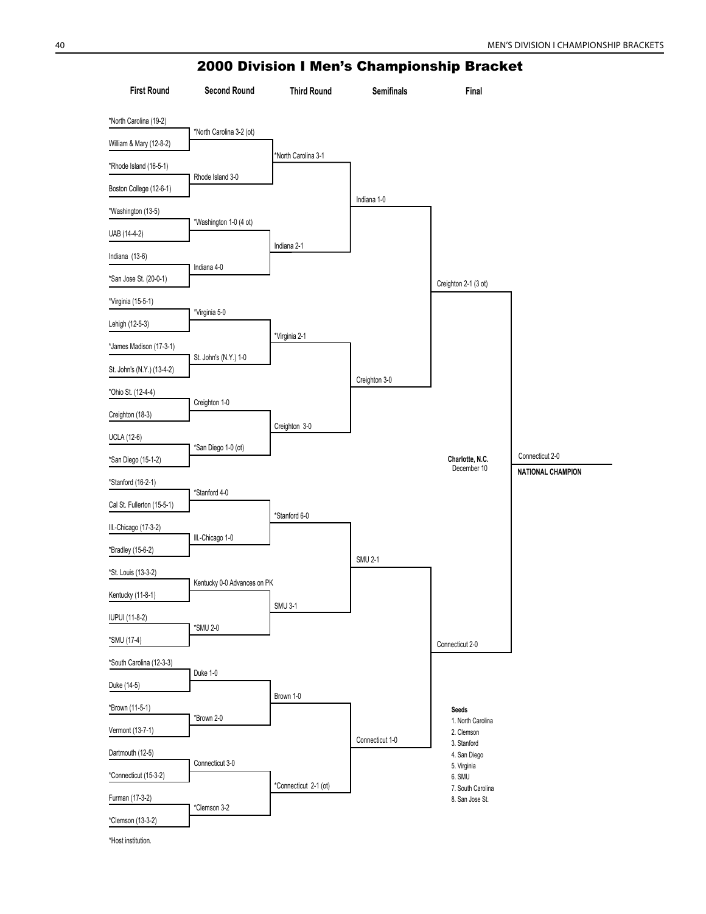# 2000 Division I Men's Championship Bracket

## First Round

- *North Carolina (19-2)
- William & Mary (12-8-2)
- *Rhode Island (16-5-1)
- Boston College (12-6-1)
- *Washington (13-5)
- UAB (14-4-2)
- Indiana (13-6)
- *San Jose St. (20-0-1)
- *Virginia (15-5-1)
- Lehigh (12-5-3)
- *James Madison (17-3-1)
- St. John's (N.Y.) (13-4-2)
- *Ohio St. (12-4-4)
- Creighton (18-3)
- UCLA (12-6)
- *San Diego (15-1-2)
- *Stanford (16-2-1)
- Cal St. Fullerton (15-5-1)
- Ill.-Chicago (17-3-2)
- *Bradley (15-6-2)
- *St. Louis (13-3-2)
- Kentucky (11-8-1)
- IUPUI (11-8-2)
- *SMU (17-4)
- *South Carolina (12-3-3)
- Duke (14-5)
- *Brown (11-5-1)
- Vermont (13-7-1)
- Dartmouth (12-5)
- *Connecticut (15-3-2)
- Furman (17-3-2)
- *Clemson (13-3-2)

## Second Round

- *North Carolina 3-2 (ot)
- Rhode Island 3-0
- *Washington 1-0 (4 ot)
- Indiana 4-0
- *Virginia 5-0
- St. John's (N.Y.) 1-0
- Creighton 1-0
- *San Diego 1-0 (ot)
- *Stanford 4-0
- Ill.-Chicago 1-0
- Kentucky 0-0 Advances on PK
- *SMU 2-0
- Duke 1-0
- *Brown 2-0
- Connecticut 3-0
- *Clemson 3-2

## Third Round

- *North Carolina 3-1
- Indiana 2-1
- *Virginia 2-1
- Creighton 3-0
- *Stanford 6-0
- SMU 3-1
- Brown 1-0
- *Connecticut 2-1 (ot)

## Semifinals

- Indiana 1-0
- Creighton 3-0
- SMU 2-1
- Connecticut 1-0

## Final

- Creighton 2-1 (3 ot)
- Connecticut 2-0

**Charlotte, N.C.**
December 10

Connecticut 2-0
**NATIONAL CHAMPION**

**Seeds**
1. North Carolina
2. Clemson
3. Stanford
4. San Diego
5. Virginia
6. SMU
7. South Carolina
8. San Jose St.

*Host institution.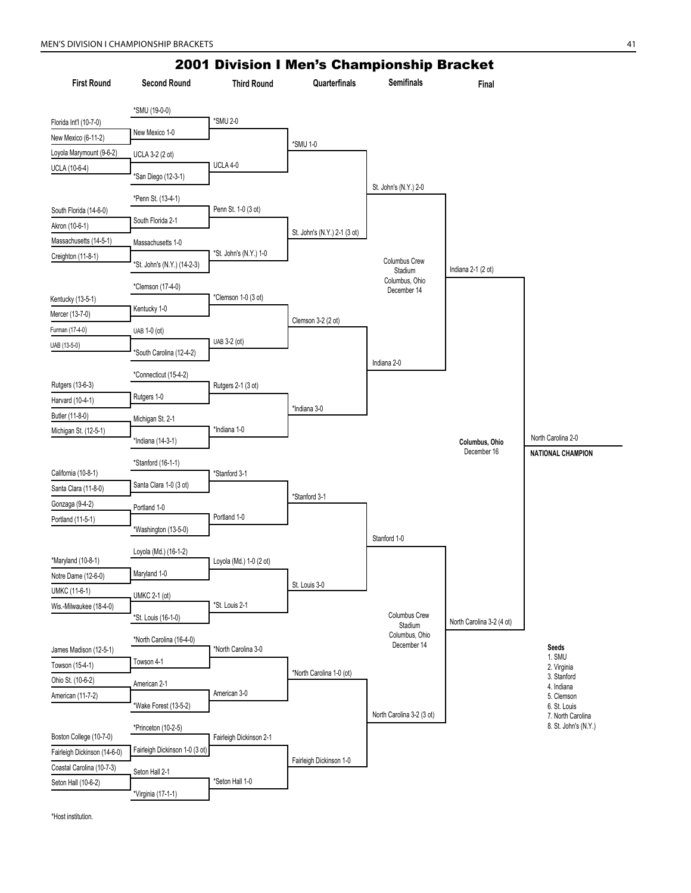# 2001 Division I Men's Championship Bracket

| First Round | Second Round | Third Round | Quarterfinals | Semifinals | Final |
|---|---|---|---|---|---|
| | *SMU (19-0-0) | | | | |
| Florida Int'l (10-7-0) | | *SMU 2-0 | | | |
| New Mexico (6-11-2) | New Mexico 1-0 | | *SMU 1-0 | | |
| Loyola Marymount (9-6-2) | UCLA 3-2 (2 ot) | | | | |
| UCLA (10-6-4) | | UCLA 4-0 | | | |
| | *San Diego (12-3-1) | | | St. John's (N.Y.) 2-0 | |
| | *Penn St. (13-4-1) | | | | |
| South Florida (14-6-0) | | Penn St. 1-0 (3 ot) | | | |
| Akron (10-6-1) | South Florida 2-1 | | St. John's (N.Y.) 2-1 (3 ot) | | |
| Massachusetts (14-5-1) | Massachusetts 1-0 | | | | |
| Creighton (11-8-1) | | *St. John's (N.Y.) 1-0 | | Columbus Crew Stadium, Columbus, Ohio, December 14 | Indiana 2-1 (2 ot) |
| | *St. John's (N.Y.) (14-2-3) | | | | |
| | *Clemson (17-4-0) | | | | |
| Kentucky (13-5-1) | | *Clemson 1-0 (3 ot) | | | |
| Mercer (13-7-0) | Kentucky 1-0 | | Clemson 3-2 (2 ot) | | |
| Furman (17-4-0) | UAB 1-0 (ot) | | | | |
| UAB (13-5-0) | | UAB 3-2 (ot) | | | |
| | *South Carolina (12-4-2) | | | Indiana 2-0 | |
| | *Connecticut (15-4-2) | | | | |
| Rutgers (13-6-3) | | Rutgers 2-1 (3 ot) | | | |
| Harvard (10-4-1) | Rutgers 1-0 | | *Indiana 3-0 | | |
| Butler (11-8-0) | Michigan St. 2-1 | | | | |
| Michigan St. (12-5-1) | | *Indiana 1-0 | | | |
| | *Indiana (14-3-1) | | | | **Columbus, Ohio** December 16 |
| | *Stanford (16-1-1) | | | | |
| California (10-8-1) | | *Stanford 3-1 | | | |
| Santa Clara (11-8-0) | Santa Clara 1-0 (3 ot) | | *Stanford 3-1 | | |
| Gonzaga (9-4-2) | Portland 1-0 | | | | |
| Portland (11-5-1) | | Portland 1-0 | | | |
| | *Washington (13-5-0) | | | Stanford 1-0 | |
| | Loyola (Md.) (16-1-2) | | | | |
| *Maryland (10-8-1) | | Loyola (Md.) 1-0 (2 ot) | | | |
| Notre Dame (12-6-0) | Maryland 1-0 | | St. Louis 3-0 | | |
| UMKC (11-6-1) | UMKC 2-1 (ot) | | | | |
| Wis.-Milwaukee (18-4-0) | | *St. Louis 2-1 | | Columbus Crew Stadium, Columbus, Ohio, December 14 | North Carolina 3-2 (4 ot) |
| | *St. Louis (16-1-0) | | | | |
| | *North Carolina (16-4-0) | | | | |
| James Madison (12-5-1) | | *North Carolina 3-0 | | | |
| Towson (15-4-1) | Towson 4-1 | | *North Carolina 1-0 (ot) | | |
| Ohio St. (10-6-2) | American 2-1 | | | | |
| American (11-7-2) | | American 3-0 | | | |
| | *Wake Forest (13-5-2) | | | North Carolina 3-2 (3 ot) | |
| | *Princeton (10-2-5) | | | | |
| Boston College (10-7-0) | | Fairleigh Dickinson 2-1 | | | |
| Fairleigh Dickinson (14-6-0) | Fairleigh Dickinson 1-0 (3 ot) | | Fairleigh Dickinson 1-0 | | |
| Coastal Carolina (10-7-3) | Seton Hall 2-1 | | | | |
| Seton Hall (10-6-2) | | *Seton Hall 1-0 | | | |
| | *Virginia (17-1-1) | | | | |

North Carolina 2-0

**NATIONAL CHAMPION**

**Seeds**
1. SMU
2. Virginia
3. Stanford
4. Indiana
5. Clemson
6. St. Louis
7. North Carolina
8. St. John's (N.Y.)

*Host institution.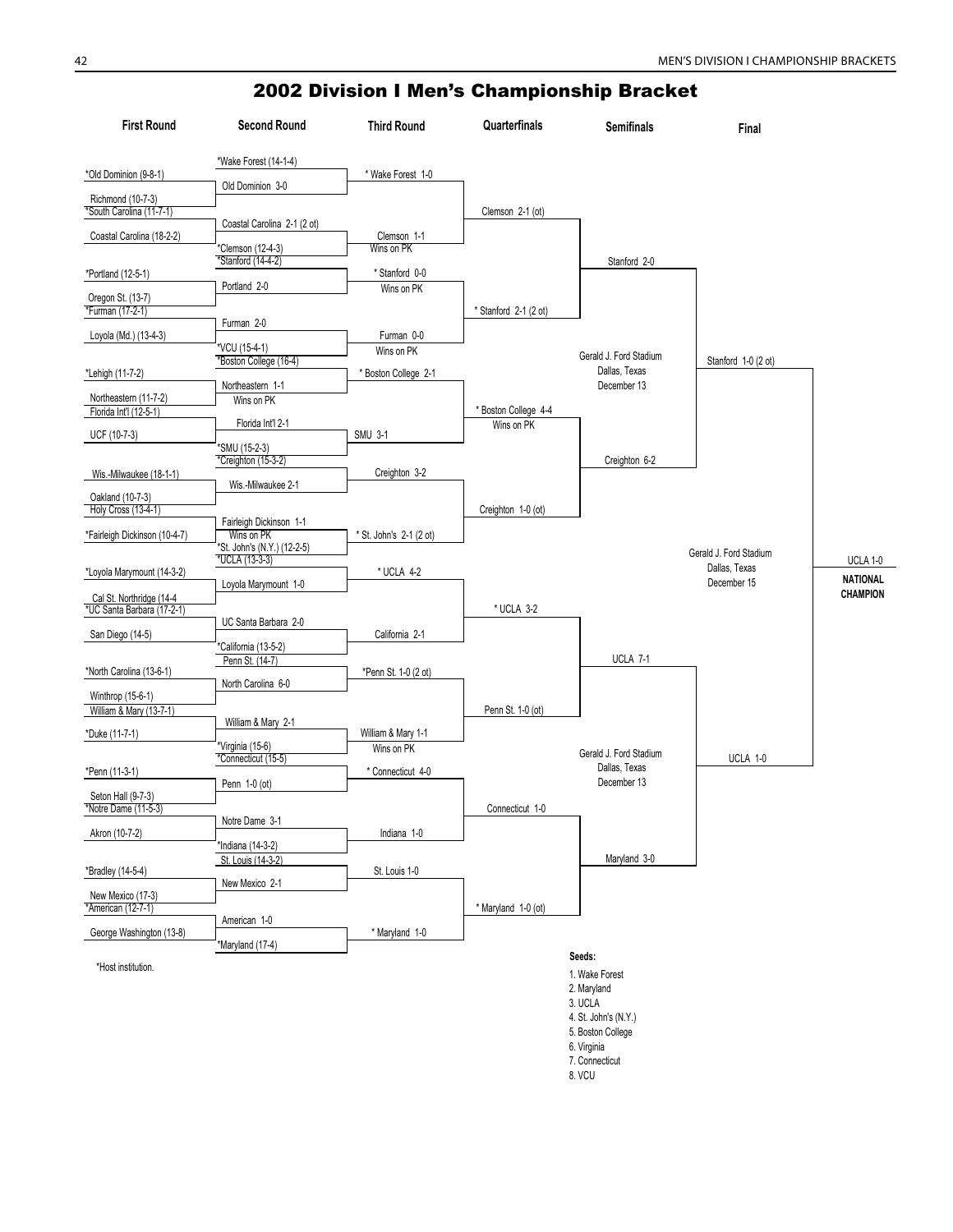# 2002 Division I Men's Championship Bracket

### First Round

- *Old Dominion (9-8-1) vs. Richmond (10-7-3) — Old Dominion 3-0
- *South Carolina (11-7-1) vs. Coastal Carolina (18-2-2) — Coastal Carolina 2-1 (2 ot)
- *Portland (12-5-1) vs. Oregon St. (13-7) — Portland 2-0
- *Furman (17-2-1) vs. Loyola (Md.) (13-4-3) — Furman 2-0
- *Lehigh (11-7-2) vs. Northeastern (11-7-2) — Northeastern 1-1, Wins on PK
- Florida Int'l (12-5-1) vs. UCF (10-7-3) — Florida Int'l 2-1
- Wis.-Milwaukee (18-1-1) vs. Oakland (10-7-3) — Wis.-Milwaukee 2-1
- Holy Cross (13-4-1) vs. *Fairleigh Dickinson (10-4-7) — Fairleigh Dickinson 1-1, Wins on PK
- *Loyola Marymount (14-3-2) vs. Cal St. Northridge (14-4 — Loyola Marymount 1-0
- *UC Santa Barbara (17-2-1) vs. San Diego (14-5) — UC Santa Barbara 2-0
- *North Carolina (13-6-1) vs. Winthrop (15-6-1) — North Carolina 6-0
- William & Mary (13-7-1) vs. *Duke (11-7-1) — William & Mary 2-1
- *Penn (11-3-1) vs. Seton Hall (9-7-3) — Penn 1-0 (ot)
- *Notre Dame (11-5-3) vs. Akron (10-7-2) — Notre Dame 3-1
- *Bradley (14-5-4) vs. New Mexico (17-3) — New Mexico 2-1
- *American (12-7-1) vs. George Washington (13-8) — American 1-0

### Second Round

- *Wake Forest (14-1-4) vs. Old Dominion 3-0 — * Wake Forest 1-0
- Coastal Carolina 2-1 (2 ot) vs. *Clemson (12-4-3) — Clemson 1-1, Wins on PK
- *Stanford (14-4-2) vs. Portland 2-0 — * Stanford 0-0, Wins on PK
- Furman 2-0 vs. *VCU (15-4-1) — Furman 0-0, Wins on PK
- *Boston College (16-4) vs. Northeastern 1-1, Wins on PK — * Boston College 2-1
- Florida Int'l 2-1 vs. *SMU (15-2-3) — SMU 3-1
- *Creighton (15-3-2) vs. Wis.-Milwaukee 2-1 — Creighton 3-2
- Fairleigh Dickinson 1-1, Wins on PK vs. *St. John's (N.Y.) (12-2-5) — * St. John's 2-1 (2 ot)
- *UCLA (13-3-3) vs. Loyola Marymount 1-0 — * UCLA 4-2
- UC Santa Barbara 2-0 vs. *California (13-5-2) — California 2-1
- Penn St. (14-7) vs. North Carolina 6-0 — *Penn St. 1-0 (2 ot)
- William & Mary 2-1 vs. *Virginia (15-6) — William & Mary 1-1, Wins on PK
- *Connecticut (15-5) vs. Penn 1-0 (ot) — * Connecticut 4-0
- Notre Dame 3-1 vs. *Indiana (14-3-2) — Indiana 1-0
- St. Louis (14-3-2) vs. New Mexico 2-1 — St. Louis 1-0
- American 1-0 vs. *Maryland (17-4) — * Maryland 1-0

### Third Round

- * Wake Forest 1-0 vs. Clemson 1-1, Wins on PK — Clemson 2-1 (ot)
- * Stanford 0-0, Wins on PK vs. Furman 0-0, Wins on PK — * Stanford 2-1 (2 ot)
- * Boston College 2-1 vs. SMU 3-1 — * Boston College 4-4, Wins on PK
- Creighton 3-2 vs. * St. John's 2-1 (2 ot) — Creighton 1-0 (ot)
- * UCLA 4-2 vs. California 2-1 — * UCLA 3-2
- *Penn St. 1-0 (2 ot) vs. William & Mary 1-1, Wins on PK — Penn St. 1-0 (ot)
- * Connecticut 4-0 vs. Indiana 1-0 — Connecticut 1-0
- St. Louis 1-0 vs. * Maryland 1-0 — * Maryland 1-0 (ot)

### Quarterfinals

- Clemson 2-1 (ot) vs. * Stanford 2-1 (2 ot) — Stanford 2-0
- * Boston College 4-4, Wins on PK vs. Creighton 1-0 (ot) — Creighton 6-2
- * UCLA 3-2 vs. Penn St. 1-0 (ot) — UCLA 7-1
- Connecticut 1-0 vs. * Maryland 1-0 (ot) — Maryland 3-0

### Semifinals

Gerald J. Ford Stadium, Dallas, Texas, December 13

- Stanford 2-0 vs. Creighton 6-2 — Stanford 1-0 (2 ot)

Gerald J. Ford Stadium, Dallas, Texas, December 13

- UCLA 7-1 vs. Maryland 3-0 — UCLA 1-0

### Final

Gerald J. Ford Stadium, Dallas, Texas, December 15

- Stanford 1-0 (2 ot) vs. UCLA 1-0 — UCLA 1-0

**NATIONAL CHAMPION**

*Host institution.

**Seeds:**

1. Wake Forest
2. Maryland
3. UCLA
4. St. John's (N.Y.)
5. Boston College
6. Virginia
7. Connecticut
8. VCU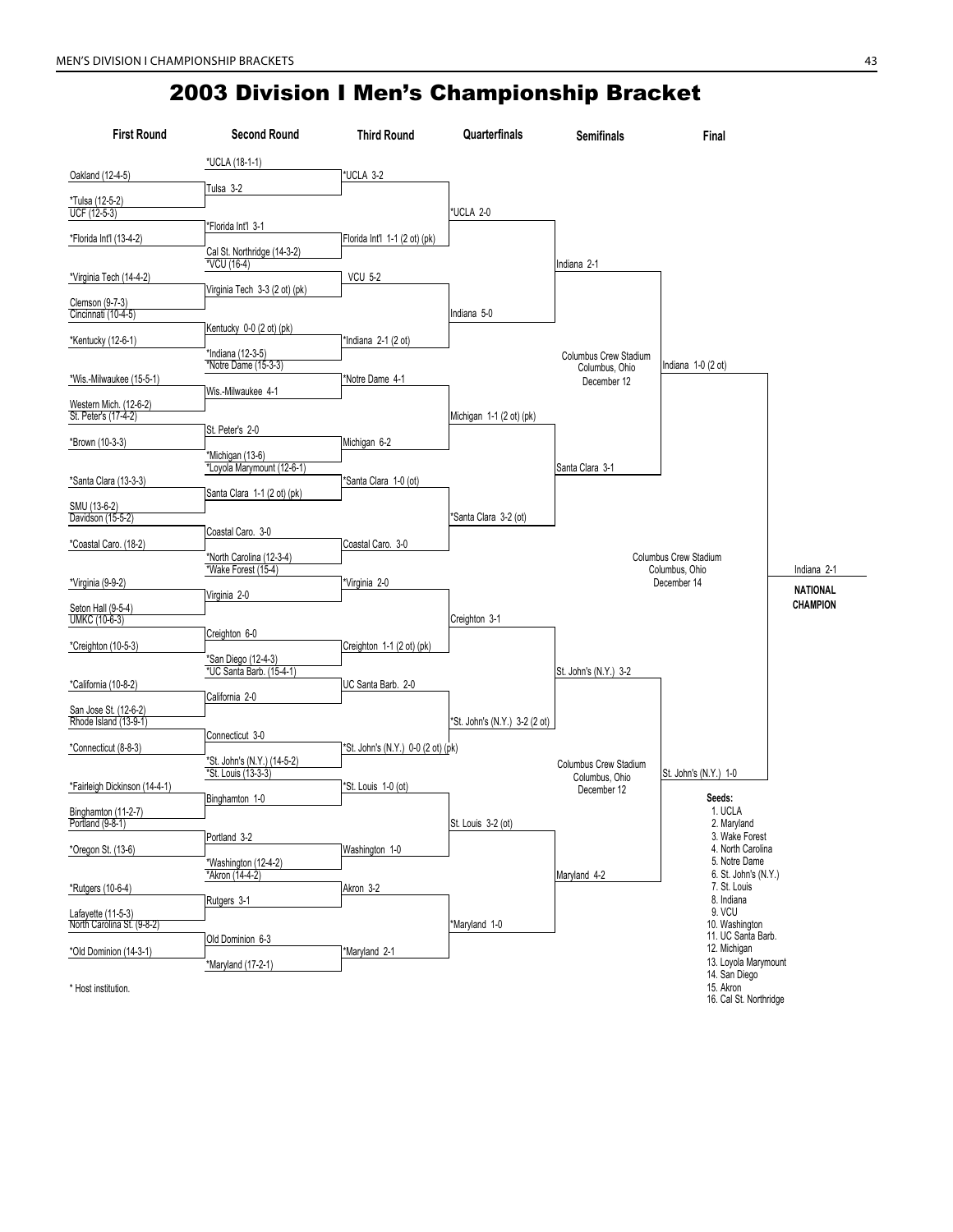# 2003 Division I Men's Championship Bracket

### First Round

- Oakland (12-4-5) vs. *Tulsa (12-5-2) — Tulsa 3-2
- UCF (12-5-3) vs. *Florida Int'l (13-4-2) — *Florida Int'l 3-1
- *Virginia Tech (14-4-2) vs. Clemson (9-7-3) — Virginia Tech 3-3 (2 ot) (pk)
- Cincinnati (10-4-5) vs. *Kentucky (12-6-1) — Kentucky 0-0 (2 ot) (pk)
- *Wis.-Milwaukee (15-5-1) vs. Western Mich. (12-6-2) — Wis.-Milwaukee 4-1
- St. Peter's (17-4-2) vs. *Brown (10-3-3) — St. Peter's 2-0
- *Santa Clara (13-3-3) vs. SMU (13-6-2) — Santa Clara 1-1 (2 ot) (pk)
- Davidson (15-5-2) vs. *Coastal Caro. (18-2) — Coastal Caro. 3-0
- *Virginia (9-9-2) vs. Seton Hall (9-5-4) — Virginia 2-0
- UMKC (10-6-3) vs. *Creighton (10-5-3) — Creighton 6-0
- *California (10-8-2) vs. San Jose St. (12-6-2) — California 2-0
- Rhode Island (13-9-1) vs. *Connecticut (8-8-3) — Connecticut 3-0
- *Fairleigh Dickinson (14-4-1) vs. Binghamton (11-2-7) — Binghamton 1-0
- Portland (9-8-1) vs. *Oregon St. (13-6) — Portland 3-2
- *Rutgers (10-6-4) vs. Lafayette (11-5-3) — Rutgers 3-1
- North Carolina St. (9-8-2) vs. *Old Dominion (14-3-1) — Old Dominion 6-3

### Second Round

- *UCLA (18-1-1) vs. Tulsa — *UCLA 3-2
- *Florida Int'l vs. Cal St. Northridge (14-3-2) — Florida Int'l 1-1 (2 ot) (pk)
- *VCU (16-4) vs. Virginia Tech — VCU 5-2
- Kentucky vs. *Indiana (12-3-5) — *Indiana 2-1 (2 ot)
- *Notre Dame (15-3-3) vs. Wis.-Milwaukee — *Notre Dame 4-1
- St. Peter's vs. *Michigan (13-6) — Michigan 6-2
- *Loyola Marymount (12-6-1) vs. Santa Clara — *Santa Clara 1-0 (ot)
- Coastal Caro. vs. *North Carolina (12-3-4) — Coastal Caro. 3-0
- *Wake Forest (15-4) vs. Virginia — *Virginia 2-0
- Creighton vs. *San Diego (12-4-3) — Creighton 1-1 (2 ot) (pk)
- *UC Santa Barb. (15-4-1) vs. California — UC Santa Barb. 2-0
- Connecticut vs. *St. John's (N.Y.) (14-5-2) — *St. John's (N.Y.) 0-0 (2 ot) (pk)
- *St. Louis (13-3-3) vs. Binghamton — *St. Louis 1-0 (ot)
- Portland vs. *Washington (12-4-2) — Washington 1-0
- *Akron (14-4-2) vs. Rutgers — Akron 3-2
- Old Dominion vs. *Maryland (17-2-1) — *Maryland 2-1

### Third Round

- *UCLA vs. Florida Int'l — *UCLA 2-0
- VCU vs. *Indiana — Indiana 5-0
- *Notre Dame vs. Michigan — Michigan 1-1 (2 ot) (pk)
- *Santa Clara vs. Coastal Caro. — *Santa Clara 3-2 (ot)
- *Virginia vs. Creighton — Creighton 3-1
- UC Santa Barb. vs. *St. John's (N.Y.) — *St. John's (N.Y.) 3-2 (2 ot)
- *St. Louis vs. Washington — St. Louis 3-2 (ot)
- Akron vs. *Maryland — *Maryland 1-0

### Quarterfinals

- *UCLA vs. Indiana — Indiana 2-1
- Michigan vs. *Santa Clara — Santa Clara 3-1
- Creighton vs. *St. John's (N.Y.) — St. John's (N.Y.) 3-2
- St. Louis vs. *Maryland — Maryland 4-2

### Semifinals

Columbus Crew Stadium, Columbus, Ohio, December 12

- Indiana vs. Santa Clara — Indiana 1-0 (2 ot)
- St. John's (N.Y.) vs. Maryland — St. John's (N.Y.) 1-0

### Final

Columbus Crew Stadium, Columbus, Ohio, December 14

- Indiana vs. St. John's (N.Y.) — Indiana 2-1

**NATIONAL CHAMPION:** Indiana

**Seeds:**

1. UCLA
2. Maryland
3. Wake Forest
4. North Carolina
5. Notre Dame
6. St. John's (N.Y.)
7. St. Louis
8. Indiana
9. VCU
10. Washington
11. UC Santa Barb.
12. Michigan
13. Loyola Marymount
14. San Diego
15. Akron
16. Cal St. Northridge

\* Host institution.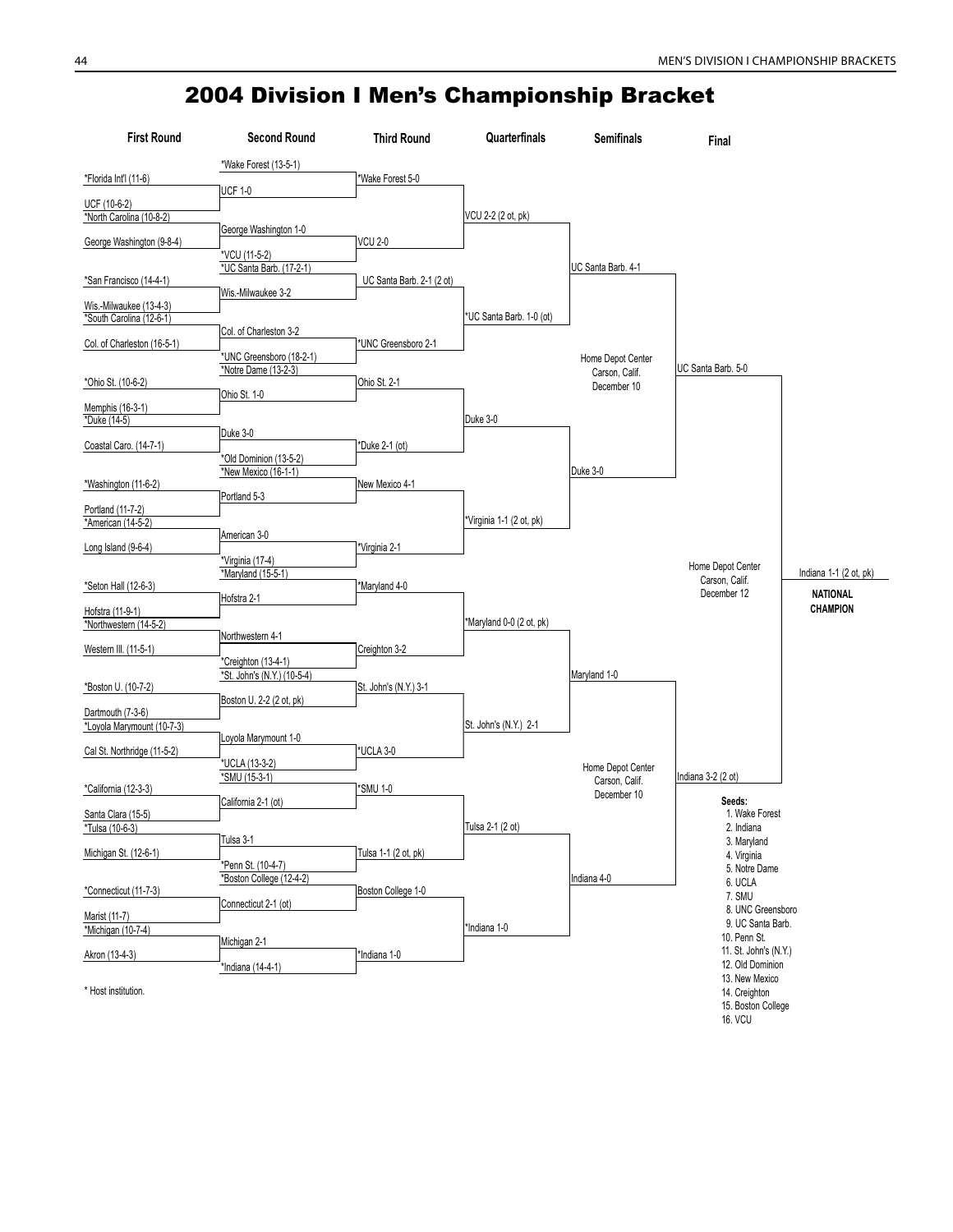# 2004 Division I Men's Championship Bracket

## First Round

- *Florida Int'l (11-6) vs. UCF (10-6-2) — UCF 1-0
- *North Carolina (10-8-2) vs. George Washington (9-8-4) — George Washington 1-0
- *San Francisco (14-4-1) vs. Wis.-Milwaukee (13-4-3) — Wis.-Milwaukee 3-2
- *South Carolina (12-6-1) vs. Col. of Charleston (16-5-1) — Col. of Charleston 3-2
- *Ohio St. (10-6-2) vs. Memphis (16-3-1) — Ohio St. 1-0
- *Duke (14-5) vs. Coastal Caro. (14-7-1) — Duke 3-0
- *Washington (11-6-2) vs. Portland (11-7-2) — Portland 5-3
- *American (14-5-2) vs. Long Island (9-6-4) — American 3-0
- *Seton Hall (12-6-3) vs. Hofstra (11-9-1) — Hofstra 2-1
- *Northwestern (14-5-2) vs. Western Ill. (11-5-1) — Northwestern 4-1
- *Boston U. (10-7-2) vs. Dartmouth (7-3-6) — Boston U. 2-2 (2 ot, pk)
- *Loyola Marymount (10-7-3) vs. Cal St. Northridge (11-5-2) — Loyola Marymount 1-0
- *California (12-3-3) vs. Santa Clara (15-5) — California 2-1 (ot)
- *Tulsa (10-6-3) vs. Michigan St. (12-6-1) — Tulsa 3-1
- *Connecticut (11-7-3) vs. Marist (11-7) — Connecticut 2-1 (ot)
- *Michigan (10-7-4) vs. Akron (13-4-3) — Michigan 2-1

## Second Round

- *Wake Forest (13-5-1) vs. UCF — *Wake Forest 5-0
- George Washington vs. *VCU (11-5-2) — VCU 2-0
- *UC Santa Barb. (17-2-1) vs. Wis.-Milwaukee — UC Santa Barb. 2-1 (2 ot)
- Col. of Charleston vs. *UNC Greensboro (18-2-1) — *UNC Greensboro 2-1
- *Notre Dame (13-2-3) vs. Ohio St. — Ohio St. 2-1
- Duke vs. *Old Dominion (13-5-2) — *Duke 2-1 (ot)
- *New Mexico (16-1-1) vs. Portland — New Mexico 4-1
- American vs. *Virginia (17-4) — *Virginia 2-1
- *Maryland (15-5-1) vs. Hofstra — *Maryland 4-0
- Northwestern vs. *Creighton (13-4-1) — Creighton 3-2
- *St. John's (N.Y.) (10-5-4) vs. Boston U. — St. John's (N.Y.) 3-1
- Loyola Marymount vs. *UCLA (13-3-2) — *UCLA 3-0
- *SMU (15-3-1) vs. California — *SMU 1-0
- Tulsa vs. *Penn St. (10-4-7) — Tulsa 1-1 (2 ot, pk)
- *Boston College (12-4-2) vs. Connecticut — Boston College 1-0
- Michigan vs. *Indiana (14-4-1) — *Indiana 1-0

## Third Round

- Wake Forest vs. VCU — VCU 2-2 (2 ot, pk)
- UC Santa Barb. vs. UNC Greensboro — *UC Santa Barb. 1-0 (ot)
- Ohio St. vs. Duke — Duke 3-0
- New Mexico vs. Virginia — *Virginia 1-1 (2 ot, pk)
- Maryland vs. Creighton — *Maryland 0-0 (2 ot, pk)
- St. John's (N.Y.) vs. UCLA — St. John's (N.Y.) 2-1
- SMU vs. Tulsa — Tulsa 2-1 (2 ot)
- Boston College vs. Indiana — *Indiana 1-0

## Quarterfinals

- VCU vs. UC Santa Barb. — UC Santa Barb. 4-1
- Duke vs. Virginia — Duke 3-0
- Maryland vs. St. John's (N.Y.) — Maryland 1-0
- Tulsa vs. Indiana — Indiana 4-0

## Semifinals

Home Depot Center, Carson, Calif., December 10

- UC Santa Barb. vs. Duke — UC Santa Barb. 5-0
- Maryland vs. Indiana — Indiana 3-2 (2 ot)

## Final

Home Depot Center, Carson, Calif., December 12

- UC Santa Barb. vs. Indiana — Indiana 1-1 (2 ot, pk)

**NATIONAL CHAMPION**

**Seeds:**
1. Wake Forest
2. Indiana
3. Maryland
4. Virginia
5. Notre Dame
6. UCLA
7. SMU
8. UNC Greensboro
9. UC Santa Barb.
10. Penn St.
11. St. John's (N.Y.)
12. Old Dominion
13. New Mexico
14. Creighton
15. Boston College
16. VCU

* Host institution.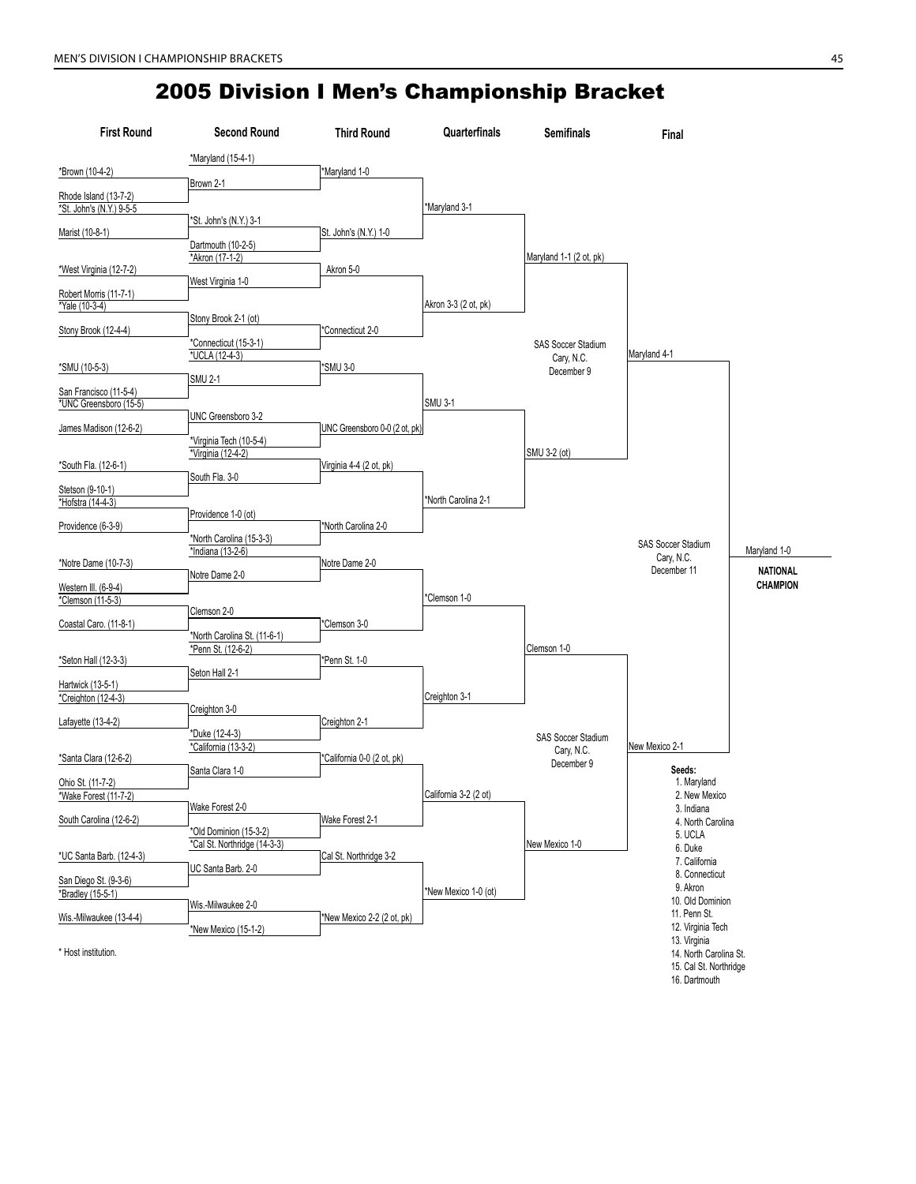# 2005 Division I Men's Championship Bracket

## First Round

- *Brown (10-4-2) vs. Rhode Island (13-7-2)
- *St. John's (N.Y.) 9-5-5 vs. Marist (10-8-1)
- *West Virginia (12-7-2) vs. Robert Morris (11-7-1)
- *Yale (10-3-4) vs. Stony Brook (12-4-4)
- *SMU (10-5-3) vs. San Francisco (11-5-4)
- *UNC Greensboro (15-5) vs. James Madison (12-6-2)
- *South Fla. (12-6-1) vs. Stetson (9-10-1)
- *Hofstra (14-4-3) vs. Providence (6-3-9)
- *Notre Dame (10-7-3) vs. Western Ill. (6-9-4)
- *Clemson (11-5-3) vs. Coastal Caro. (11-8-1)
- *Seton Hall (12-3-3) vs. Hartwick (13-5-1)
- *Creighton (12-4-3) vs. Lafayette (13-4-2)
- *Santa Clara (12-6-2) vs. Ohio St. (11-7-2)
- *Wake Forest (11-7-2) vs. South Carolina (12-6-2)
- *UC Santa Barb. (12-4-3) vs. San Diego St. (9-3-6)
- *Bradley (15-5-1) vs. Wis.-Milwaukee (13-4-4)

## Second Round

- *Maryland (15-4-1) vs. Brown 2-1
- *St. John's (N.Y.) 3-1 vs. Dartmouth (10-2-5)
- *Akron (17-1-2) vs. West Virginia 1-0
- Stony Brook 2-1 (ot) vs. *Connecticut (15-3-1)
- *UCLA (12-4-3) vs. SMU 2-1
- UNC Greensboro 3-2 vs. *Virginia Tech (10-5-4)
- *Virginia (12-4-2) vs. South Fla. 3-0
- Providence 1-0 (ot) vs. *North Carolina (15-3-3)
- *Indiana (13-2-6) vs. Notre Dame 2-0
- Clemson 2-0 vs. *North Carolina St. (11-6-1)
- *Penn St. (12-6-2) vs. Seton Hall 2-1
- Creighton 3-0 vs. *Duke (12-4-3)
- *California (13-3-2) vs. Santa Clara 1-0
- Wake Forest 2-0 vs. *Old Dominion (15-3-2)
- *Cal St. Northridge (14-3-3) vs. UC Santa Barb. 2-0
- Wis.-Milwaukee 2-0 vs. *New Mexico (15-1-2)

## Third Round

- *Maryland 1-0
- St. John's (N.Y.) 1-0
- Akron 5-0
- *Connecticut 2-0
- *SMU 3-0
- UNC Greensboro 0-0 (2 ot, pk)
- Virginia 4-4 (2 ot, pk)
- *North Carolina 2-0
- Notre Dame 2-0
- *Clemson 3-0
- *Penn St. 1-0
- Creighton 2-1
- *California 0-0 (2 ot, pk)
- Wake Forest 2-1
- Cal St. Northridge 3-2
- *New Mexico 2-2 (2 ot, pk)

## Quarterfinals

- *Maryland 3-1
- Akron 3-3 (2 ot, pk)
- SMU 3-1
- *North Carolina 2-1
- *Clemson 1-0
- Creighton 3-1
- California 3-2 (2 ot)
- *New Mexico 1-0 (ot)

## Semifinals

SAS Soccer Stadium, Cary, N.C., December 9

- Maryland 1-1 (2 ot, pk)
- SMU 3-2 (ot)

SAS Soccer Stadium, Cary, N.C., December 9

- Clemson 1-0
- New Mexico 1-0

## Final

SAS Soccer Stadium, Cary, N.C., December 11

- Maryland 4-1
- New Mexico 2-1

**Maryland 1-0 — NATIONAL CHAMPION**

**Seeds:**
1. Maryland
2. New Mexico
3. Indiana
4. North Carolina
5. UCLA
6. Duke
7. California
8. Connecticut
9. Akron
10. Old Dominion
11. Penn St.
12. Virginia Tech
13. Virginia
14. North Carolina St.
15. Cal St. Northridge
16. Dartmouth

\* Host institution.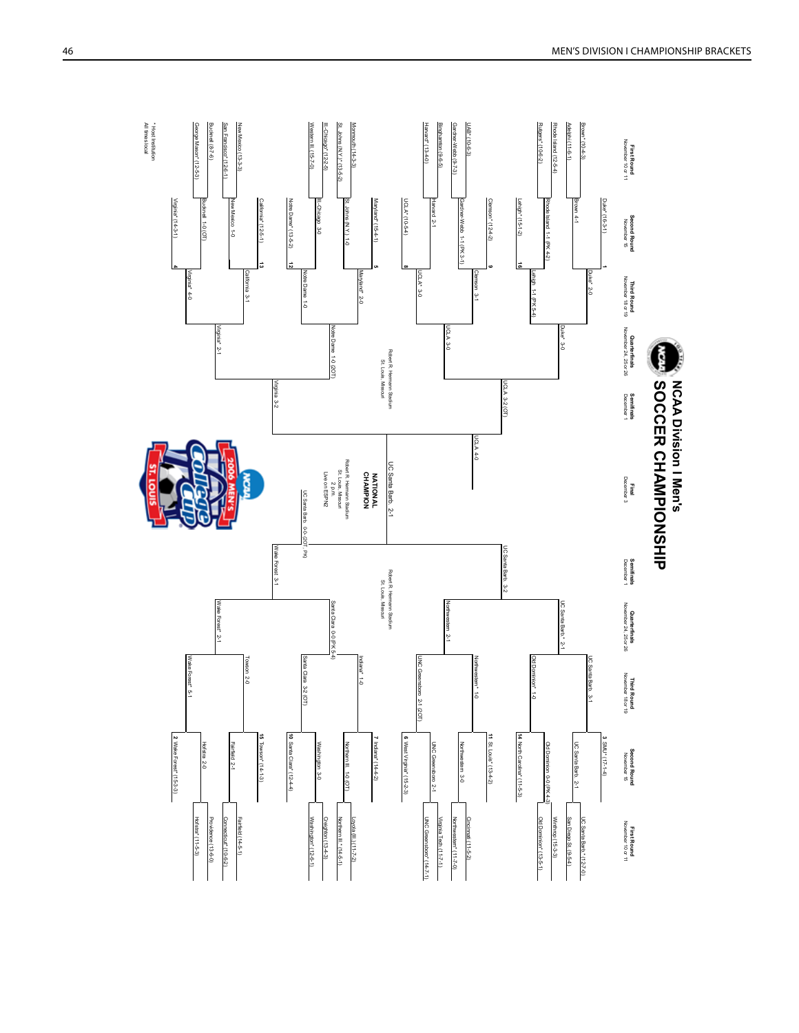# NCAA Division I Men's SOCCER CHAMPIONSHIP

## First Round — November 10 or 11

- Brown* (10-4-3)
- Adelphi (11-6-1)
- Rhode Island (12-5-4)
- Rutgers* (10-6-2)
- UAB* (10-6-3)
- Gardner-Webb (9-7-3)
- Binghamton (9-6-5)
- Harvard* (13-4-0)
- Monmouth (14-3-3)
- St. John's (N.Y.)* (13-5-2)
- Ill.-Chicago* (12-2-5)
- Western Ill. (15-7-0)
- New Mexico (13-3-3)
- San Francisco* (12-6-1)
- Bucknell (8-7-6)
- George Mason* (12-5-3)
- UC Santa Barb.* (12-7-0)
- San Diego St. (9-5-4)
- Winthrop (15-3-3)
- Old Dominion* (13-5-1)
- Cincinnati (11-5-2)
- Northwestern* (11-7-0)
- Virginia Tech (11-7-1)
- UNC Greensboro* (14-7-1)
- Loyola (Ill.) (11-7-2)
- Northern Ill.* (14-5-1)
- Creighton (13-4-3)
- Washington* (12-6-1)
- Fairfield (14-5-1)
- Connecticut* (10-6-2)
- Providence (13-6-0)
- Hofstra* (11-5-3)

## Second Round — November 15

- 1 Duke* (16-3-1)
- Brown 4-1
- Rhode Island 1-1 (PK 4-2)
- 16 Lehigh* (15-1-2)
- 9 Clemson* (12-4-2)
- Gardner-Webb 1-1 (PK 3-1)
- Harvard 2-1
- 8 UCLA* (10-5-4)
- 5 Maryland* (15-4-1)
- St. John's (N.Y.) 1-0
- Ill.-Chicago 3-0
- 12 Notre Dame* (13-5-2)
- 13 California* (12-5-1)
- New Mexico 1-0
- Bucknell 1-0 (OT)
- 4 Virginia* (14-3-1)
- 3 SMU* (17-1-4)
- UC Santa Barb. 2-1
- Old Dominion 0-0 (PK 4-3)
- 14 North Carolina* (11-5-3)
- 11 St. Louis* (13-4-2)
- Northwestern 3-0
- UNC Greensboro 2-1
- 6 West Virginia* (15-2-3)
- 7 Indiana* (14-4-2)
- Northern Ill. 1-0 (OT)
- Washington 3-0
- 10 Santa Clara* (12-4-4)
- 15 Towson* (14-1-3)
- Fairfield 2-1
- Hofstra 2-0
- 2 Wake Forest* (15-3-3)

## Third Round — November 18 or 19

- Duke* 2-0
- Lehigh 1-1 (PK 5-4)
- Clemson 3-1
- UCLA* 3-0
- Maryland* 2-0
- Notre Dame 1-0
- California 3-1
- Virginia* 4-0
- UC Santa Barb. 3-1
- Old Dominion* 1-0
- Northwestern* 1-0
- UNC Greensboro 2-1 (2OT)
- Indiana* 1-0
- Santa Clara 3-2 (OT)
- Towson 2-0
- Wake Forest* 5-1

## Quarterfinals — November 24, 25 or 26

- Duke* 3-0
- UCLA 3-0
- Notre Dame 1-0 (2OT)
- Virginia* 2-1
- UC Santa Barb.* 2-1
- Northwestern 2-1
- Santa Clara 0-0 (PK 5-4)
- Wake Forest* 2-1

## Semifinals — December 1

Robert R. Hermann Stadium, St. Louis, Missouri

- UCLA 3-2 (OT)
- Virginia 3-2
- UC Santa Barb. 3-2
- Wake Forest 3-1

## Final — December 3

- UCLA 4-0
- UC Santa Barb. 0-0 (2OT, PK)

**NATIONAL CHAMPION**

UC Santa Barb. 2-1

Robert R. Hermann Stadium
St. Louis, Missouri
2 p.m.
Live on ESPN2

2006 Men's College Cup — St. Louis

\* Host institution
All times local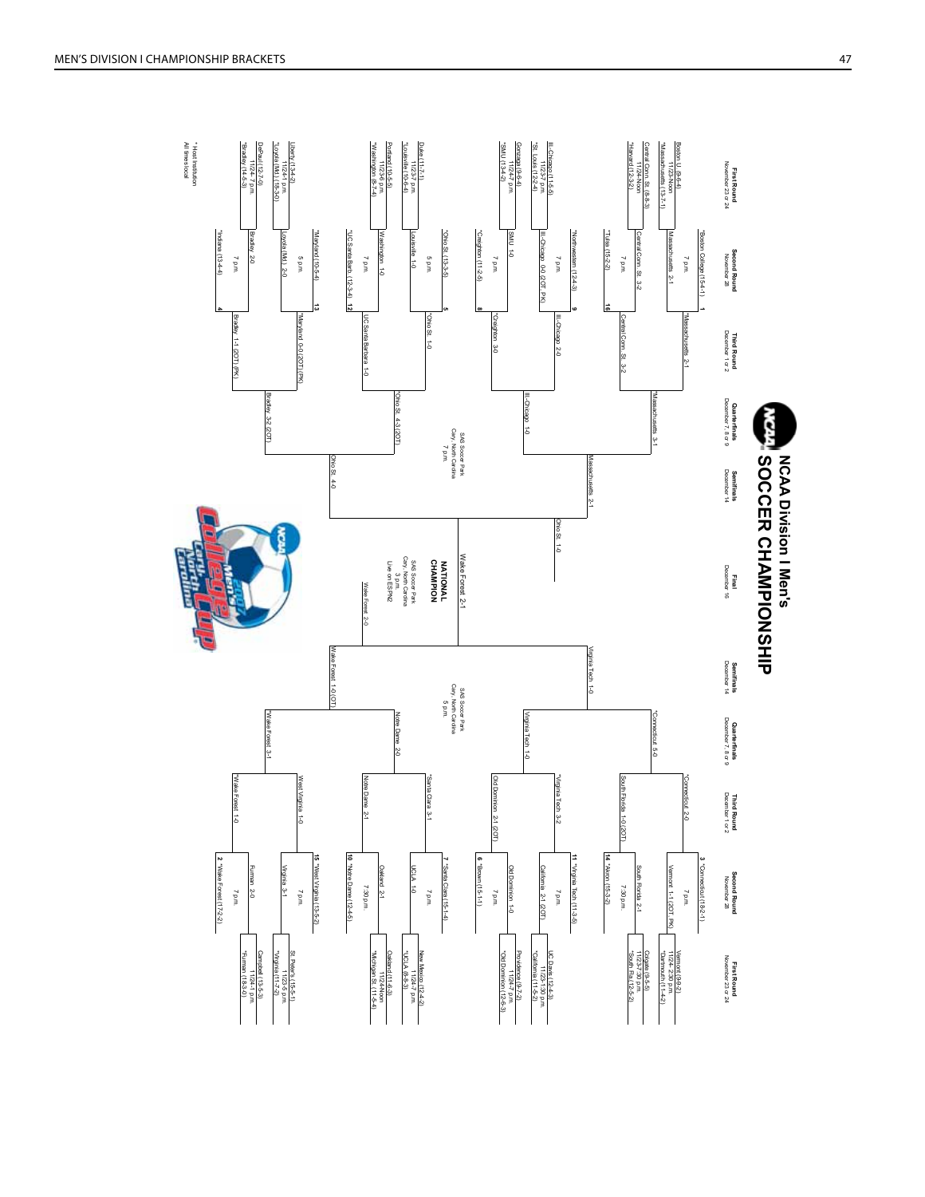# NCAA Division I Men's SOCCER CHAMPIONSHIP

### Round dates

- First Round: November 23 or 24
- Second Round: November 26
- Third Round: December 1 or 2
- Quarterfinals: December 7, 8 or 9
- Semifinals: December 14
- Final: December 16

## Top Half of Bracket

**First Round**

- Boston U. (9-8-4) vs. *Massachusetts (13-7-1), 11/23-Noon: Massachusetts 2-1
- Central Conn. St. (8-8-3) vs. *Harvard (12-3-2), 11/24-Noon: Central Conn. St. 3-2
- Ill.-Chicago (11-6-5) vs. *St. Louis (12-2-4), 11/23-7 p.m.: Ill.-Chicago 0-0 (2OT, PK)
- Gonzaga (9-6-4) vs. *SMU (13-4-2), 11/24-7 p.m.: SMU 1-0
- Duke (11-7-1) vs. *Louisville (10-6-4), 11/23-7 p.m.: Louisville 1-0
- Portland (10-5-5) vs. *Washington (8-7-4), 11/23-6 p.m.: Washington 1-0
- Liberty (13-4-2) vs. *Loyola (Md.) (18-3-0), 11/24-1 p.m.: Loyola (Md.) 2-0
- DePaul (12-7-0) vs. *Bradley (14-6-3), 11/24-7 p.m.: Bradley 2-0

**Second Round**

- 1 *Boston College (15-4-1) vs. Massachusetts, 7 p.m.: Massachusetts 2-1
- 16 *Tulsa (15-2-2) vs. Central Conn. St., 7 p.m.: Central Conn. St. 3-2
- 9 *Northwestern (12-4-3) vs. Ill.-Chicago, 7 p.m.: Ill.-Chicago 2-0
- 8 *Creighton (11-2-6) vs. SMU, 7 p.m.: *Creighton 3-0
- 5 *Ohio St. (13-3-5) vs. Louisville, 6 p.m.: *Ohio St. 1-0
- 12 *UC Santa Barb. (12-3-4) vs. Washington, 7 p.m.: UC Santa Barbara 1-0
- 13 *Maryland (10-5-4) vs. Loyola (Md.), 5 p.m.: *Maryland 0-0 (2OT) (PK)
- 4 *Indiana (13-4-4) vs. Bradley, 7 p.m.: Bradley 1-1 (2OT) (PK)

**Third Round**

- *Massachusetts 2-1
- Central Conn. St. 3-2
- Ill.-Chicago 2-0
- *Creighton 3-0
- *Ohio St. 1-0
- UC Santa Barbara 1-0
- *Maryland 0-0 (2OT) (PK)
- Bradley 1-1 (2OT) (PK)

**Quarterfinals**

- *Massachusetts 3-1
- Ill.-Chicago 1-0
- *Ohio St. 4-3 (2OT)
- Bradley 3-2 (2OT)

**Semifinals** (SAS Soccer Park, Cary, North Carolina, 7 p.m.)

- Massachusetts 2-1
- Ohio St. 4-0

**Final**

- Ohio St. 1-0

## NATIONAL CHAMPION

Wake Forest 2-1

SAS Soccer Park
Cary, North Carolina
3 p.m.
Live on ESPN2

## Bottom Half of Bracket

**First Round**

- Vermont (9-9-2) vs. *Dartmouth (11-4-2), 11/24-2:30 p.m.: Vermont 1-1 (2OT, PK)
- Colgate (9-5-5) vs. *South Fla. (12-5-2), 11/23-7:30 p.m.: South Florida 2-1
- UC Davis (12-4-3) vs. *California (11-5-2), 11/23-1:30 p.m.: California 2-1 (2OT)
- Providence (9-7-2) vs. *Old Dominion (12-5-3), 11/24-7 p.m.: Old Dominion 1-0
- New Mexico (12-4-2) vs. *UCLA (8-8-3), 11/24-7 p.m.: UCLA 1-0
- Oakland (11-6-3) vs. *Michigan St. (11-5-4), 11/24-Noon: Oakland 2-1
- St. Peter's (15-5-1) vs. *Virginia (11-7-2), 11/23-6 p.m.: Virginia 3-1
- Campbell (13-5-3) vs. *Furman (18-3-0), 11/24-1 p.m.: Furman 2-0

**Second Round**

- 3 *Connecticut (18-2-1) vs. Vermont, 7 p.m.: *Connecticut 2-0
- 14 *Akron (15-3-2) vs. South Florida, 7:30 p.m.: South Florida 1-0 (2OT)
- 11 *Virginia Tech (11-3-6) vs. California, 7 p.m.: *Virginia Tech 3-2
- 6 *Brown (15-1-1) vs. Old Dominion, 7 p.m.: Old Dominion 2-1 (2OT)
- 7 *Santa Clara (15-1-4) vs. UCLA, 7 p.m.: *Santa Clara 3-1
- 10 *Notre Dame (12-4-5) vs. Oakland, 7:30 p.m.: Notre Dame 2-1
- 15 *West Virginia (13-5-2) vs. Virginia, 7 p.m.: West Virginia 1-0
- 2 *Wake Forest (17-2-2) vs. Furman, 7 p.m.: *Wake Forest 1-0

**Third Round**

- *Connecticut 2-0
- South Florida 1-0 (2OT)
- *Virginia Tech 3-2
- Old Dominion 2-1 (2OT)
- *Santa Clara 3-1
- Notre Dame 2-1
- West Virginia 1-0
- *Wake Forest 1-0

**Quarterfinals**

- *Connecticut 5-0
- Virginia Tech 1-0
- Notre Dame 2-0
- *Wake Forest 3-1

**Semifinals** (SAS Soccer Park, Cary, North Carolina, 5 p.m.)

- Virginia Tech 1-0
- Wake Forest 1-0 (OT)

**Final**

- Wake Forest 2-0

\* Host institution
All times local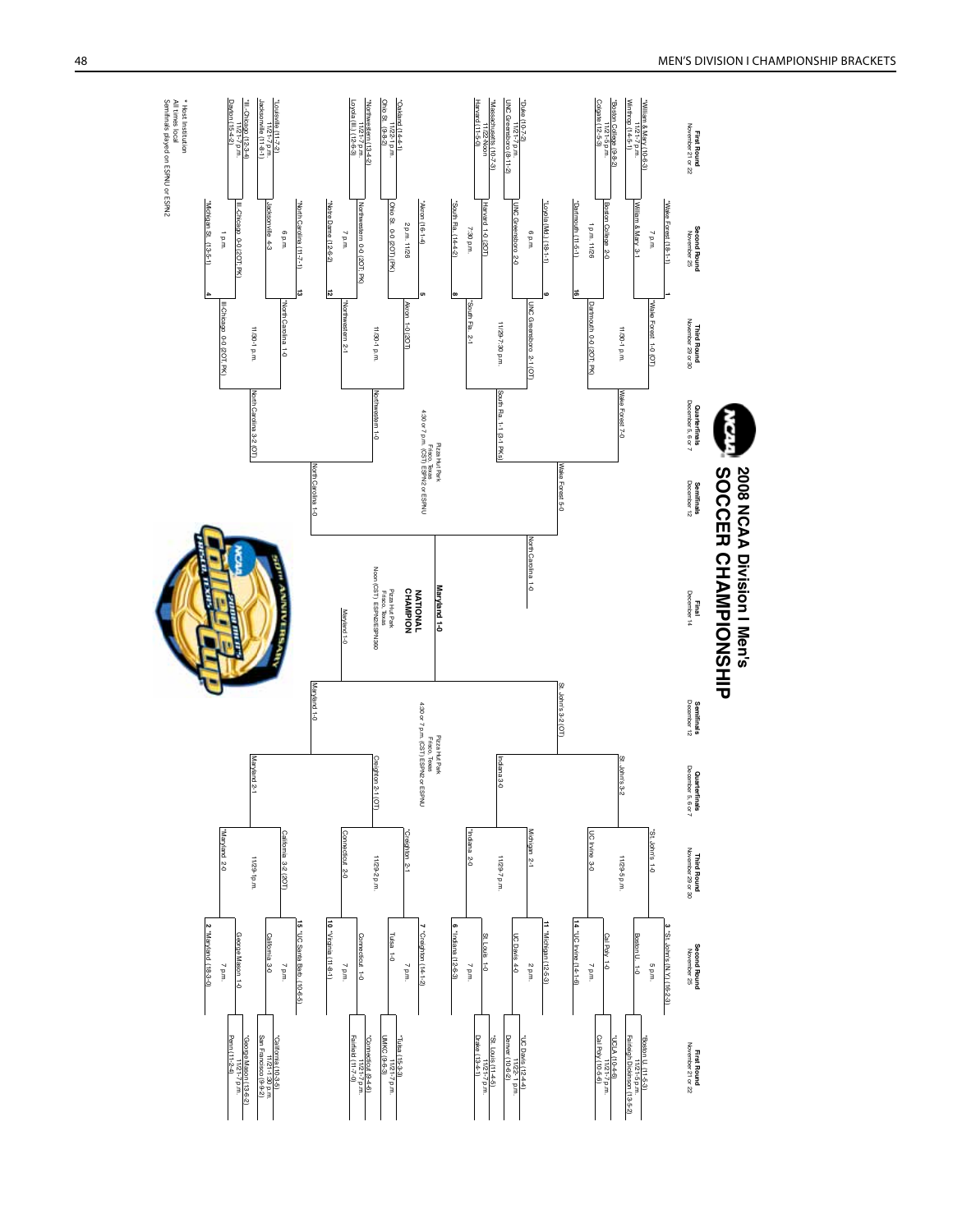# MEN'S DIVISION I CHAMPIONSHIP BRACKETS

## 2008 NCAA Division I Men's SOCCER CHAMPIONSHIP

### First Round (November 21 or 22)

- *William & Mary (10-6-3) vs. Winthrop (14-5-1) — 11/21-7 p.m.
- *Boston College (9-8-2) vs. Colgate (12-5-3) — 11/21-5 p.m.
- *Duke (10-7-2) vs. UNC Greensboro (8-11-2) — 11/21-7 p.m.
- *Massachusetts (10-7-3) vs. Harvard (11-5-0) — 11/22-Noon
- *Oakland (14-6-1) vs. Ohio St. (9-8-2) — 11/21-1 p.m.
- *Northwestern (13-4-2) vs. Loyola (Ill.) (12-6-3) — 11/21-7 p.m.
- *Louisville (11-7-2) vs. Jacksonville (11-8-1) — 11/21-7 p.m.
- *Ill.-Chicago (12-3-4) vs. Dayton (15-4-2) — 11/21-7 p.m.
- *Boston U. (11-5-3) vs. Fairleigh Dickinson (13-5-2) — 11/21-5 p.m.
- *UCLA (10-4-6) vs. Cal Poly (10-5-6) — 11/21-7 p.m.
- *UC Davis (12-4-4) vs. Denver (10-6-2) — 11/22-1 p.m.
- *St. Louis (11-4-5) vs. Drake (13-4-1) — 11/21-7 p.m.
- *Tulsa (10-5-3) vs. UMKC (9-6-3) — 11/21-7 p.m.
- *Connecticut (9-4-6) vs. Fairfield (11-7-0) — 11/21-7 p.m.
- *California (10-3-5) vs. San Francisco (9-9-2) — 11/21-1:30 p.m.
- *George Mason (13-6-2) vs. Penn (11-2-4) — 11/21-7 p.m.

### Second Round (November 25)

- 1 *Wake Forest (18-1-1) vs. William & Mary 3-1 — 7 p.m. — Wake Forest 1-0 (OT)
- 16 *Dartmouth (11-5-1) vs. Boston College 2-0 — 1 p.m. 11/26 — Dartmouth 0-0 (2OT, PK)
- 9 *Loyola (Md.) (18-1-1) vs. UNC Greensboro 2-0 — 6 p.m. — UNC Greensboro 2-1 (OT)
- 8 *South Fla. (14-4-2) vs. Harvard 1-0 (2OT) — 7:30 p.m. — South Fla. 2-1
- 5 *Akron (16-1-4) vs. Ohio St. 0-0 (2OT) (PK) — 2 p.m. 11/26 — Akron 1-0 (2OT)
- 12 *Notre Dame (12-6-2) vs. Northwestern 0-0 (2OT, PK) — 7 p.m. — Northwestern 2-1
- 13 *North Carolina (11-7-1) vs. Jacksonville 4-3 — 6 p.m. — North Carolina 1-0
- 4 *Michigan St. (13-5-1) vs. Ill.-Chicago 0-0 (2OT PK) — 1 p.m. — Ill.-Chicago 0-0 (2OT, PK)
- 3 *St. John's (N.Y.) (16-2-3) vs. Boston U. 1-0 — 5 p.m. — St. John's 1-0
- 14 *UC Irvine (14-1-6) vs. Cal Poly 1-0 — 7 p.m. — UC Irvine 3-0
- 11 *Michigan (12-5-3) vs. UC Davis 4-0 — 2 p.m. — Michigan 2-1
- 6 *Indiana (12-6-3) vs. St. Louis 1-0 — 7 p.m. — Indiana 2-0
- 7 *Creighton (14-1-2) vs. Tulsa 1-0 — 7 p.m. — Creighton 2-1
- 10 *Virginia (11-8-1) vs. Connecticut 1-0 — 7 p.m. — Connecticut 2-0
- 15 *UC Santa Barb. (10-6-5) vs. California 3-0 — 7 p.m. — California 3-2 (2OT)
- 2 *Maryland (18-3-0) vs. George Mason 1-0 — 7 p.m. — Maryland 2-0

### Third Round (November 29 or 30)

- Wake Forest 1-0 (OT) vs. Dartmouth 0-0 (2OT, PK) — 11/30-1 p.m. — Wake Forest 7-0
- UNC Greensboro 2-1 (OT) vs. South Fla. 2-1 — 11/29-7:30 p.m. — South Fla. 1-1 (3-1 PKs)
- Akron 1-0 (2OT) vs. Northwestern 2-1 — 11/30-1 p.m. — Northwestern 1-0
- North Carolina 1-0 vs. Ill.-Chicago 0-0 (2OT, PK) — 11/30-1 p.m. — North Carolina 3-2 (OT)
- St. John's 1-0 vs. UC Irvine 3-0 — 11/29-5 p.m. — St. John's 3-2
- Michigan 2-1 vs. Indiana 2-0 — 11/29-7 p.m. — Indiana 3-0
- Creighton 2-1 vs. Connecticut 2-0 — 11/29-2 p.m. — Creighton 2-1 (OT)
- California 3-2 (2OT) vs. Maryland 2-0 — 11/29-1p.m. — Maryland 2-1

### Quarterfinals (December 5, 6 or 7)

- Wake Forest 7-0 vs. South Fla. 1-1 (3-1 PKs) — Wake Forest 5-0
- Northwestern 1-0 vs. North Carolina 3-2 (OT) — North Carolina 1-0
- St. John's 3-2 vs. Indiana 3-0 — St. John's 3-2 (OT)
- Creighton 2-1 (OT) vs. Maryland 2-1 — Maryland 1-0

### Semifinals (December 12)

Pizza Hut Park, Frisco, Texas — 4:30 or 7 p.m. (CST) ESPN2 or ESPNU

- Wake Forest 5-0 vs. North Carolina 1-0 — North Carolina 1-0
- St. John's 3-2 (OT) vs. Maryland 1-0 — Maryland 1-0

### Final (December 14)

Pizza Hut Park, Frisco, Texas — Noon (CST) ESPN2/ESPN360

- North Carolina 1-0 vs. Maryland 1-0

**NATIONAL CHAMPION: Maryland 1-0**

\* Host Institution
All times local
Semifinals played on ESPNU or ESPN2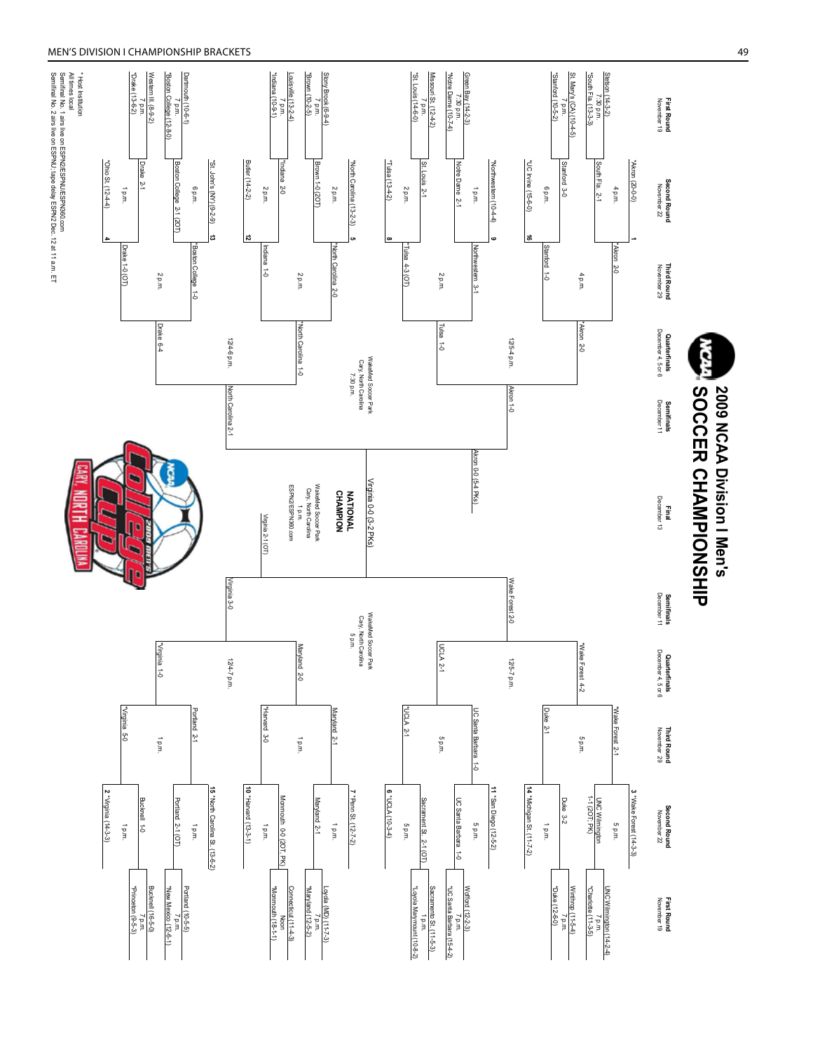# 2009 NCAA Division I Men's SOCCER CHAMPIONSHIP

## First Round (November 19)

- Stetson (14-3-2) vs. *South Fla. (13-3-3), 7:30 p.m. — South Fla. 2-1
- St. Mary's (CA) (10-4-5) vs. *Stanford (10-5-2), 7 p.m. — Stanford 3-0
- Green Bay (14-2-3) vs. *Notre Dame (10-7-4), 7:30 p.m. — Notre Dame 2-1
- Missouri St. (12-4-2) vs. *St. Louis (14-6-0), 7 p.m. — St. Louis 2-1
- Stony Brook (6-9-4) vs. *Brown (10-2-5), 7 p.m. — Brown 1-0 (2OT)
- Louisville (13-2-4) vs. *Indiana (10-9-1), 7 p.m. — Indiana 2-0
- Dartmouth (10-6-1) vs. *Boston College (12-8-0), 7 p.m. — Boston College 2-1 (2OT)
- Western Ill. (8-9-2) vs. *Drake (13-6-2), 7 p.m. — Drake 2-1
- UNC Wilmington (14-2-4) vs. *Charlotte (11-3-5), 7 p.m. — UNC Wilmington 1-1 (2OT, PK)
- Winthrop (11-5-4) vs. *Duke (12-6-0), 7 p.m. — Duke 3-2
- Wofford (12-2-3) vs. *UC Santa Barbara (15-4-2), 7 p.m. — UC Santa Barbara 1-0
- Sacramento St. (11-5-3) vs. *Loyola Marymount (10-8-2), 1 p.m. — Sacramento St. 2-1 (OT)
- Loyola (MD) (11-7-3) vs. *Maryland (12-5-2), 7 p.m. — Maryland 2-1
- Connecticut (11-4-3) vs. *Monmouth (18-1-1), Noon — Monmouth 0-0 (2OT, PK)
- Portland (10-5-5) vs. *New Mexico (12-6-1), 7 p.m. — Portland 2-1 (OT)
- Bucknell (16-5-0) vs. *Princeton (9-5-3), 7 p.m. — Bucknell 1-0

## Second Round (November 22)

- 1 *Akron (20-0-0) vs. South Fla. 2-1, 4 p.m. — *Akron 2-0
- 16 *UC Irvine (15-6-0) vs. Stanford 3-0, 6 p.m. — Stanford 1-0
- 9 *Northwestern (10-4-4) vs. Notre Dame 2-1, 1 p.m. — Northwestern 3-1
- 8 *Tulsa (13-4-2) vs. St. Louis 2-1, 2 p.m. — *Tulsa 4-3 (OT)
- 5 *North Carolina (13-2-3) vs. Brown 1-0 (2OT), 2 p.m. — *North Carolina 2-0
- 12 Butler (14-2-2) vs. *Indiana 2-0, 2 p.m. — Indiana 1-0
- 13 *St. John's (NY) (9-2-9) vs. Boston College 2-1 (2OT), 6 p.m. — *Boston College 1-0
- 4 *Ohio St. (12-4-4) vs. Drake 2-1, 1 p.m. — Drake 1-0 (OT)
- 3 *Wake Forest (14-3-3) vs. UNC Wilmington 1-1 (2OT, PK), 5 p.m. — *Wake Forest 2-1
- 14 *Michigan St. (11-7-2) vs. Duke 3-2, 1 p.m. — Duke 2-1
- 11 *San Diego (12-5-2) vs. UC Santa Barbara 1-0, 5 p.m. — UC Santa Barbara 1-0
- 6 *UCLA (10-3-4) vs. Sacramento St. 2-1 (OT), 5 p.m. — *UCLA 2-1
- 7 *Penn St. (12-7-2) vs. Maryland 2-1, 1 p.m. — Maryland 2-1
- 10 *Harvard (13-3-1) vs. Monmouth 0-0 (2OT, PK), 1 p.m. — *Harvard 3-0
- 15 *North Carolina St. (13-6-2) vs. Portland 2-1 (OT), 1 p.m. — Portland 2-1
- 2 *Virginia (14-3-3) vs. Bucknell 1-0, 1 p.m. — *Virginia 5-0

## Third Round (November 29)

- *Akron 2-0 vs. Stanford 1-0, 4 p.m. — *Akron 2-0
- Northwestern 3-1 vs. *Tulsa 4-3 (OT), 2 p.m. — Tulsa 1-0
- *North Carolina 2-0 vs. Indiana 1-0, 2 p.m. — *North Carolina 1-0
- *Boston College 1-0 vs. Drake 1-0 (OT), 2 p.m. — Drake 6-4
- *Wake Forest 2-1 vs. Duke 2-1, 5 p.m. — *Wake Forest 4-2
- UC Santa Barbara 1-0 vs. *UCLA 2-1, 5 p.m. — UCLA 2-1
- Maryland 2-1 vs. *Harvard 3-0, 1 p.m. — Maryland 2-0
- Portland 2-1 vs. *Virginia 5-0, 1 p.m. — *Virginia 1-0

## Quarterfinals (December 4, 5 or 6)

- *Akron 2-0 vs. Tulsa 1-0, 12/5-4 p.m. — Akron 1-0
- *North Carolina 1-0 vs. Drake 6-4, 12/4-6 p.m. — North Carolina 2-1
- *Wake Forest 4-2 vs. UCLA 2-1, 12/5-7 p.m. — Wake Forest 2-0
- Maryland 2-0 vs. *Virginia 1-0, 12/4-7 p.m. — Virginia 3-0

## Semifinals (December 11)

- Akron 1-0 vs. North Carolina 2-1 — WakeMed Soccer Park, Cary, North Carolina, 7:30 p.m. — Akron 0-0 (5-4 PKs)
- Wake Forest 2-0 vs. Virginia 3-0 — WakeMed Soccer Park, Cary, North Carolina, 5 p.m. — Virginia 2-1 (OT)

## Final (December 13)

Akron 0-0 (5-4 PKs) vs. Virginia 2-1 (OT)

WakeMed Soccer Park, Cary, North Carolina, 1 p.m., ESPN2/ESPN360.com

**NATIONAL CHAMPION:** Virginia 0-0 (3-2 PKs)

---

\* Host institution

All times local

Semifinal No. 1 airs live on ESPN2/ESPNU/ESPN360.com

Semifinal No. 2 airs live on ESPNU; tape delay ESPN2 Dec. 12 at 11 a.m. ET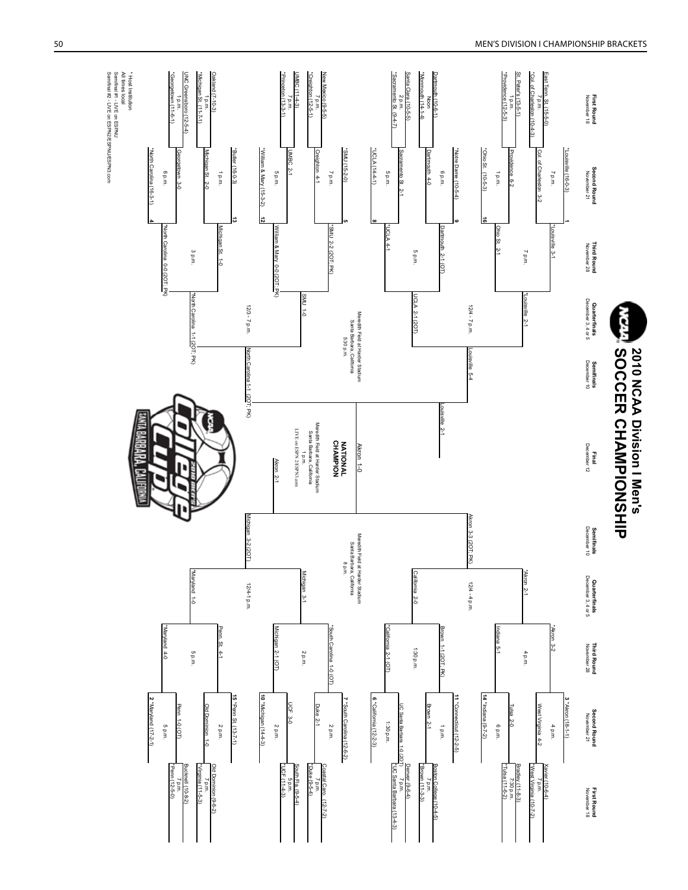# 2010 NCAA Division I Men's SOCCER CHAMPIONSHIP

## First Round — November 18

- East Tenn. St. (15-5-0) vs. *Col. of Charleston (10-4-3), 7 p.m.
- St. Peter's (13-5-1) vs. *Providence (12-5-3), 1 p.m.
- Dartmouth (10-6-1) vs. *Monmouth (14-1-4), Noon
- Santa Clara (10-5-5) vs. *Sacramento St. (9-4-7), 2 p.m.
- New Mexico (9-5-5) vs. *Creighton (12-5-1), 7 p.m.
- UMBC (11-4-3) vs. *Princeton (13-3-1), 7 p.m.
- Oakland (7-10-3) vs. *Michigan St. (11-7-1), 1 p.m.
- UNC Greensboro (12-5-4) vs. *Georgetown (11-6-1), 1 p.m.
- Xavier (10-6-4) vs. *West Virginia (10-7-2), 7 p.m.
- Bradley (11-8-3) vs. *Tulsa (11-6-2), 7:30 p.m.
- Boston College (10-4-5) vs. *Brown (11-3-3), 7 p.m.
- Denver (9-6-4) vs. *UC Santa Barbara (13-4-3), 7 p.m.
- Coastal Caro. (12-7-2) vs. *Duke (9-5-4), 7 p.m.
- South Fla. (9-5-4) vs. *UCF (11-4-3), 5 p.m.
- Old Dominion (9-6-2) vs. *Virginia (11-5-3), 7 p.m.
- Bucknell (10-8-2) vs. *Penn (12-5-0), 7 p.m.

## Second Round — November 21

- 1 *Louisville (16-0-3) vs. Col. of Charleston 3-2, 7 p.m.
- 16 *Ohio St. (10-5-3) vs. Providence 6-2, 1 p.m.
- 9 *Notre Dame (10-5-4) vs. Dartmouth 4-0, 6 p.m.
- 8 *UCLA (14-4-1) vs. Sacramento St. 2-1, 5 p.m.
- 5 *SMU (15-2-0) vs. Creighton 4-1, 7 p.m.
- 12 *William & Mary (15-3-2) vs. UMBC 2-1, 5 p.m.
- 13 *Butler (16-0-3) vs. Michigan St. 2-0, 1 p.m.
- 4 *North Carolina (16-3-1) vs. Georgetown 3-0, 6 p.m.
- 3 *Akron (18-1-1) vs. West Virginia 4-2, 4 p.m.
- 14 *Indiana (9-7-2) vs. Tulsa 2-0, 6 p.m.
- 11 *Connecticut (12-2-5) vs. Brown 2-1, 1 p.m.
- 6 *California (12-2-3) vs. UC Santa Barbara 1-0 (2OT), 1:30 p.m.
- 7 *South Carolina (12-6-2) vs. Duke 2-1, 2 p.m.
- 10 *Michigan (14-4-3) vs. UCF 3-0, 2 p.m.
- 15 *Penn St. (13-7-1) vs. Old Dominion 1-0, 2 p.m.
- 2 *Maryland (17-2-1) vs. Penn 1-0 (OT), 5 p.m.

## Third Round — November 28

- *Louisville 3-1 vs. Ohio St. 2-1, 7 p.m.
- Dartmouth 2-1 (OT) vs. *UCLA 4-1, 5 p.m.
- *SMU 2-2 (2OT, PK) vs. William & Mary 0-0 (2OT, PK)
- Michigan St. 1-0 vs. *North Carolina 0-0 (2OT, PK), 3 p.m.
- *Akron 3-2 vs. Indiana 5-1, 4 p.m.
- Brown 1-1 (2OT, PK) vs. *California 2-1 (OT), 1:30 p.m.
- *South Carolina 1-0 (OT) vs. Michigan 2-1 (OT), 2 p.m.
- Penn St. 4-1 vs. *Maryland 4-0, 5 p.m.

## Quarterfinals — December 3, 4 or 5

- *Louisville 2-1 vs. UCLA 2-1 (2OT), 12/4 - 7 p.m.
- SMU 1-0 vs. *North Carolina 1-1 (2OT, PK), 12/3 - 7 p.m.
- *Akron 2-1 vs. California 2-0, 12/4 - 4 p.m.
- Michigan 3-1 vs. *Maryland 1-0, 12/4 - 1 p.m.

## Semifinals — December 10

Meredith Field at Harder Stadium, Santa Barbara, California

- Louisville 5-4 vs. North Carolina 1-1 (2OT, PK), 5:30 p.m.
- Akron 3-3 (2OT, PK) vs. Michigan 3-2 (2OT), 8 p.m.

## Final — December 12

Meredith Field at Harder Stadium, Santa Barbara, California, 1 p.m., LIVE on ESPN 2/ESPN3.com

- Louisville 2-1 vs. Akron 2-1

**NATIONAL CHAMPION:** Akron 1-0

2010 Men's College Cup — Santa Barbara, California

\* Host Institution
All times local
Semifinal #1 - LIVE on ESPNU
Semifinal #2 - LIVE on ESPN2/ESPNU/ESPN3.com